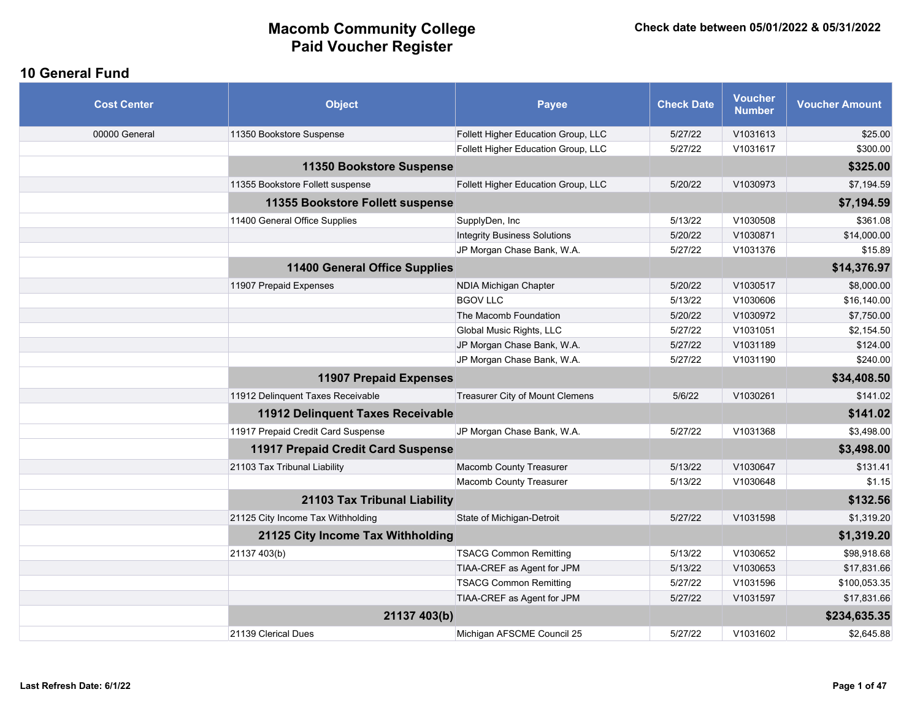# Macomb Community College
# Paid Voucher Register

Check date between 05/01/2022 & 05/31/2022

## 10 General Fund

| Cost Center | Object | Payee | Check Date | Voucher Number | Voucher Amount |
|---|---|---|---|---|---|
| 00000 General | 11350 Bookstore Suspense | Follett Higher Education Group, LLC | 5/27/22 | V1031613 | $25.00 |
| | | Follett Higher Education Group, LLC | 5/27/22 | V1031617 | $300.00 |
| | **11350 Bookstore Suspense** | | | | **$325.00** |
| | 11355 Bookstore Follett suspense | Follett Higher Education Group, LLC | 5/20/22 | V1030973 | $7,194.59 |
| | **11355 Bookstore Follett suspense** | | | | **$7,194.59** |
| | 11400 General Office Supplies | SupplyDen, Inc | 5/13/22 | V1030508 | $361.08 |
| | | Integrity Business Solutions | 5/20/22 | V1030871 | $14,000.00 |
| | | JP Morgan Chase Bank, W.A. | 5/27/22 | V1031376 | $15.89 |
| | **11400 General Office Supplies** | | | | **$14,376.97** |
| | 11907 Prepaid Expenses | NDIA Michigan Chapter | 5/20/22 | V1030517 | $8,000.00 |
| | | BGOV LLC | 5/13/22 | V1030606 | $16,140.00 |
| | | The Macomb Foundation | 5/20/22 | V1030972 | $7,750.00 |
| | | Global Music Rights, LLC | 5/27/22 | V1031051 | $2,154.50 |
| | | JP Morgan Chase Bank, W.A. | 5/27/22 | V1031189 | $124.00 |
| | | JP Morgan Chase Bank, W.A. | 5/27/22 | V1031190 | $240.00 |
| | **11907 Prepaid Expenses** | | | | **$34,408.50** |
| | 11912 Delinquent Taxes Receivable | Treasurer City of Mount Clemens | 5/6/22 | V1030261 | $141.02 |
| | **11912 Delinquent Taxes Receivable** | | | | **$141.02** |
| | 11917 Prepaid Credit Card Suspense | JP Morgan Chase Bank, W.A. | 5/27/22 | V1031368 | $3,498.00 |
| | **11917 Prepaid Credit Card Suspense** | | | | **$3,498.00** |
| | 21103 Tax Tribunal Liability | Macomb County Treasurer | 5/13/22 | V1030647 | $131.41 |
| | | Macomb County Treasurer | 5/13/22 | V1030648 | $1.15 |
| | **21103 Tax Tribunal Liability** | | | | **$132.56** |
| | 21125 City Income Tax Withholding | State of Michigan-Detroit | 5/27/22 | V1031598 | $1,319.20 |
| | **21125 City Income Tax Withholding** | | | | **$1,319.20** |
| | 21137 403(b) | TSACG Common Remitting | 5/13/22 | V1030652 | $98,918.68 |
| | | TIAA-CREF as Agent for JPM | 5/13/22 | V1030653 | $17,831.66 |
| | | TSACG Common Remitting | 5/27/22 | V1031596 | $100,053.35 |
| | | TIAA-CREF as Agent for JPM | 5/27/22 | V1031597 | $17,831.66 |
| | **21137 403(b)** | | | | **$234,635.35** |
| | 21139 Clerical Dues | Michigan AFSCME Council 25 | 5/27/22 | V1031602 | $2,645.88 |

Last Refresh Date: 6/1/22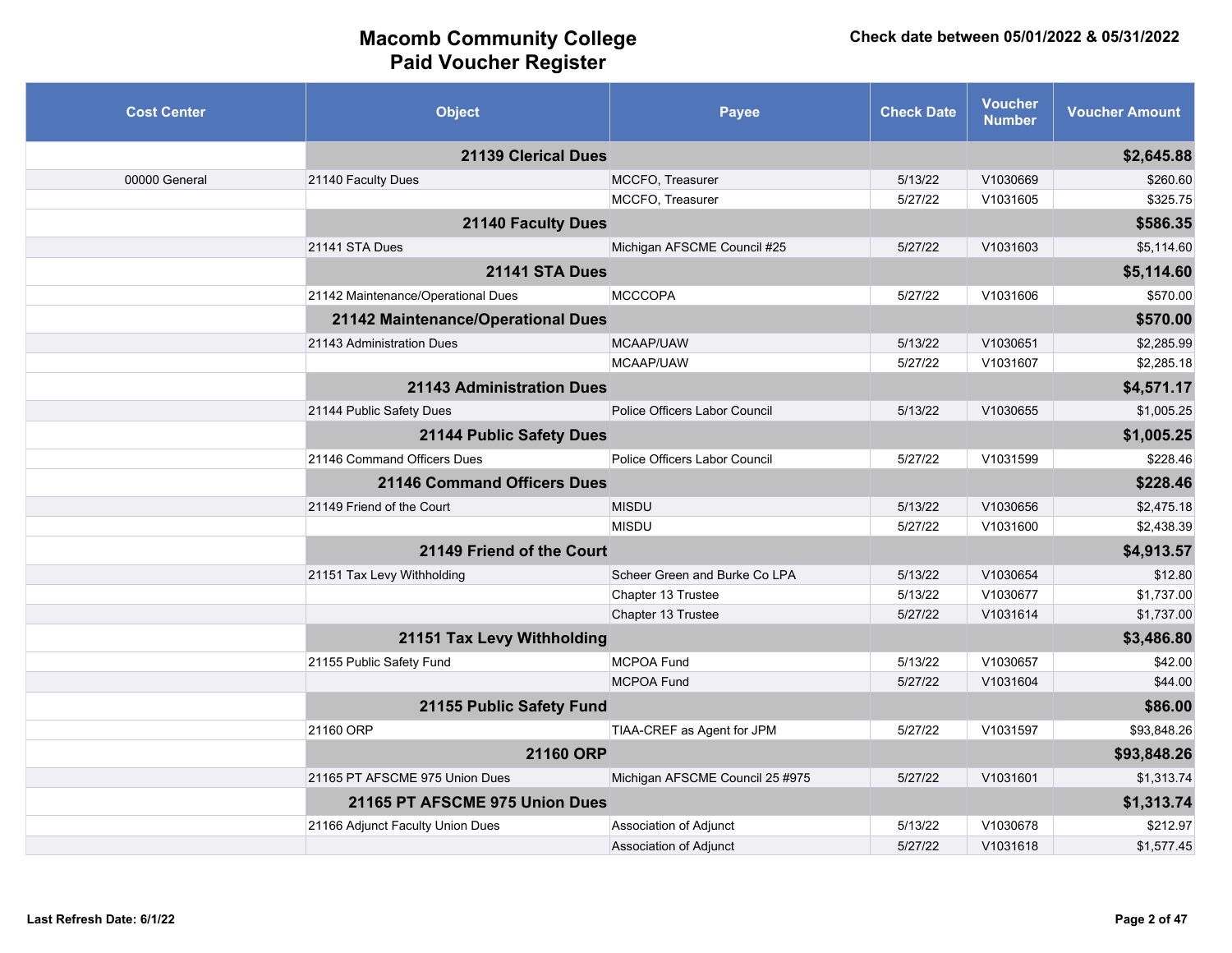# Macomb Community College
# Paid Voucher Register

**Check date between 05/01/2022 & 05/31/2022**

| Cost Center | Object | Payee | Check Date | Voucher Number | Voucher Amount |
|---|---|---|---|---|---|
| | **21139 Clerical Dues** | | | | **$2,645.88** |
| 00000 General | 21140 Faculty Dues | MCCFO, Treasurer | 5/13/22 | V1030669 | $260.60 |
| | | MCCFO, Treasurer | 5/27/22 | V1031605 | $325.75 |
| | **21140 Faculty Dues** | | | | **$586.35** |
| | 21141 STA Dues | Michigan AFSCME Council #25 | 5/27/22 | V1031603 | $5,114.60 |
| | **21141 STA Dues** | | | | **$5,114.60** |
| | 21142 Maintenance/Operational Dues | MCCCOPA | 5/27/22 | V1031606 | $570.00 |
| | **21142 Maintenance/Operational Dues** | | | | **$570.00** |
| | 21143 Administration Dues | MCAAP/UAW | 5/13/22 | V1030651 | $2,285.99 |
| | | MCAAP/UAW | 5/27/22 | V1031607 | $2,285.18 |
| | **21143 Administration Dues** | | | | **$4,571.17** |
| | 21144 Public Safety Dues | Police Officers Labor Council | 5/13/22 | V1030655 | $1,005.25 |
| | **21144 Public Safety Dues** | | | | **$1,005.25** |
| | 21146 Command Officers Dues | Police Officers Labor Council | 5/27/22 | V1031599 | $228.46 |
| | **21146 Command Officers Dues** | | | | **$228.46** |
| | 21149 Friend of the Court | MISDU | 5/13/22 | V1030656 | $2,475.18 |
| | | MISDU | 5/27/22 | V1031600 | $2,438.39 |
| | **21149 Friend of the Court** | | | | **$4,913.57** |
| | 21151 Tax Levy Withholding | Scheer Green and Burke Co LPA | 5/13/22 | V1030654 | $12.80 |
| | | Chapter 13 Trustee | 5/13/22 | V1030677 | $1,737.00 |
| | | Chapter 13 Trustee | 5/27/22 | V1031614 | $1,737.00 |
| | **21151 Tax Levy Withholding** | | | | **$3,486.80** |
| | 21155 Public Safety Fund | MCPOA Fund | 5/13/22 | V1030657 | $42.00 |
| | | MCPOA Fund | 5/27/22 | V1031604 | $44.00 |
| | **21155 Public Safety Fund** | | | | **$86.00** |
| | 21160 ORP | TIAA-CREF as Agent for JPM | 5/27/22 | V1031597 | $93,848.26 |
| | **21160 ORP** | | | | **$93,848.26** |
| | 21165 PT AFSCME 975 Union Dues | Michigan AFSCME Council 25 #975 | 5/27/22 | V1031601 | $1,313.74 |
| | **21165 PT AFSCME 975 Union Dues** | | | | **$1,313.74** |
| | 21166 Adjunct Faculty Union Dues | Association of Adjunct | 5/13/22 | V1030678 | $212.97 |
| | | Association of Adjunct | 5/27/22 | V1031618 | $1,577.45 |

Last Refresh Date: 6/1/22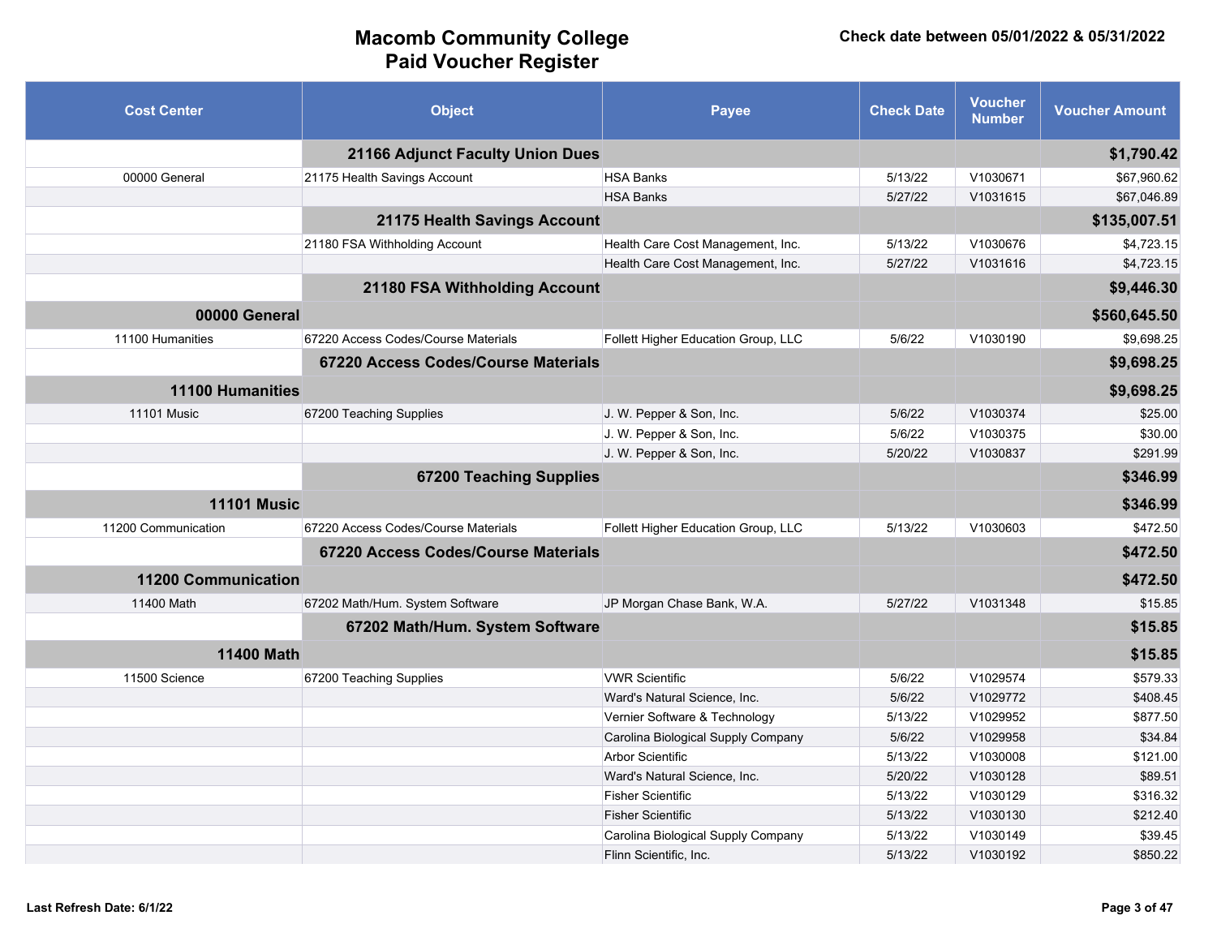# Macomb Community College
# Paid Voucher Register

**Check date between 05/01/2022 & 05/31/2022**

| Cost Center | Object | Payee | Check Date | Voucher Number | Voucher Amount |
|---|---|---|---|---|---|
| | **21166 Adjunct Faculty Union Dues** | | | | **$1,790.42** |
| 00000 General | 21175 Health Savings Account | HSA Banks | 5/13/22 | V1030671 | $67,960.62 |
| | | HSA Banks | 5/27/22 | V1031615 | $67,046.89 |
| | **21175 Health Savings Account** | | | | **$135,007.51** |
| | 21180 FSA Withholding Account | Health Care Cost Management, Inc. | 5/13/22 | V1030676 | $4,723.15 |
| | | Health Care Cost Management, Inc. | 5/27/22 | V1031616 | $4,723.15 |
| | **21180 FSA Withholding Account** | | | | **$9,446.30** |
| **00000 General** | | | | | **$560,645.50** |
| 11100 Humanities | 67220 Access Codes/Course Materials | Follett Higher Education Group, LLC | 5/6/22 | V1030190 | $9,698.25 |
| | **67220 Access Codes/Course Materials** | | | | **$9,698.25** |
| **11100 Humanities** | | | | | **$9,698.25** |
| 11101 Music | 67200 Teaching Supplies | J. W. Pepper & Son, Inc. | 5/6/22 | V1030374 | $25.00 |
| | | J. W. Pepper & Son, Inc. | 5/6/22 | V1030375 | $30.00 |
| | | J. W. Pepper & Son, Inc. | 5/20/22 | V1030837 | $291.99 |
| | **67200 Teaching Supplies** | | | | **$346.99** |
| **11101 Music** | | | | | **$346.99** |
| 11200 Communication | 67220 Access Codes/Course Materials | Follett Higher Education Group, LLC | 5/13/22 | V1030603 | $472.50 |
| | **67220 Access Codes/Course Materials** | | | | **$472.50** |
| **11200 Communication** | | | | | **$472.50** |
| 11400 Math | 67202 Math/Hum. System Software | JP Morgan Chase Bank, W.A. | 5/27/22 | V1031348 | $15.85 |
| | **67202 Math/Hum. System Software** | | | | **$15.85** |
| **11400 Math** | | | | | **$15.85** |
| 11500 Science | 67200 Teaching Supplies | VWR Scientific | 5/6/22 | V1029574 | $579.33 |
| | | Ward's Natural Science, Inc. | 5/6/22 | V1029772 | $408.45 |
| | | Vernier Software & Technology | 5/13/22 | V1029952 | $877.50 |
| | | Carolina Biological Supply Company | 5/6/22 | V1029958 | $34.84 |
| | | Arbor Scientific | 5/13/22 | V1030008 | $121.00 |
| | | Ward's Natural Science, Inc. | 5/20/22 | V1030128 | $89.51 |
| | | Fisher Scientific | 5/13/22 | V1030129 | $316.32 |
| | | Fisher Scientific | 5/13/22 | V1030130 | $212.40 |
| | | Carolina Biological Supply Company | 5/13/22 | V1030149 | $39.45 |
| | | Flinn Scientific, Inc. | 5/13/22 | V1030192 | $850.22 |

Last Refresh Date: 6/1/22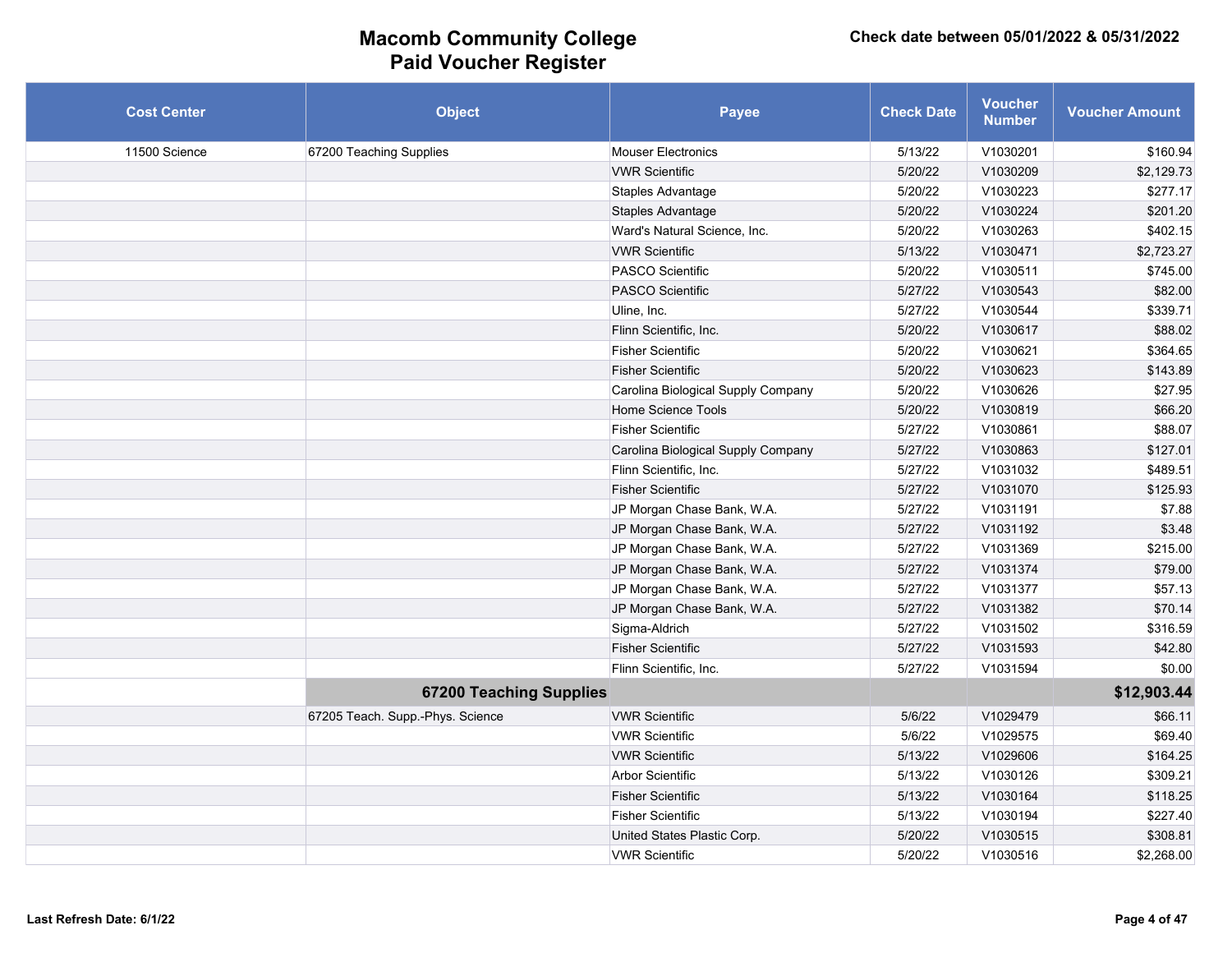# Macomb Community College
## Paid Voucher Register

**Check date between 05/01/2022 & 05/31/2022**

| Cost Center | Object | Payee | Check Date | Voucher Number | Voucher Amount |
|---|---|---|---|---|---|
| 11500 Science | 67200 Teaching Supplies | Mouser Electronics | 5/13/22 | V1030201 | $160.94 |
| | | VWR Scientific | 5/20/22 | V1030209 | $2,129.73 |
| | | Staples Advantage | 5/20/22 | V1030223 | $277.17 |
| | | Staples Advantage | 5/20/22 | V1030224 | $201.20 |
| | | Ward's Natural Science, Inc. | 5/20/22 | V1030263 | $402.15 |
| | | VWR Scientific | 5/13/22 | V1030471 | $2,723.27 |
| | | PASCO Scientific | 5/20/22 | V1030511 | $745.00 |
| | | PASCO Scientific | 5/27/22 | V1030543 | $82.00 |
| | | Uline, Inc. | 5/27/22 | V1030544 | $339.71 |
| | | Flinn Scientific, Inc. | 5/20/22 | V1030617 | $88.02 |
| | | Fisher Scientific | 5/20/22 | V1030621 | $364.65 |
| | | Fisher Scientific | 5/20/22 | V1030623 | $143.89 |
| | | Carolina Biological Supply Company | 5/20/22 | V1030626 | $27.95 |
| | | Home Science Tools | 5/20/22 | V1030819 | $66.20 |
| | | Fisher Scientific | 5/27/22 | V1030861 | $88.07 |
| | | Carolina Biological Supply Company | 5/27/22 | V1030863 | $127.01 |
| | | Flinn Scientific, Inc. | 5/27/22 | V1031032 | $489.51 |
| | | Fisher Scientific | 5/27/22 | V1031070 | $125.93 |
| | | JP Morgan Chase Bank, W.A. | 5/27/22 | V1031191 | $7.88 |
| | | JP Morgan Chase Bank, W.A. | 5/27/22 | V1031192 | $3.48 |
| | | JP Morgan Chase Bank, W.A. | 5/27/22 | V1031369 | $215.00 |
| | | JP Morgan Chase Bank, W.A. | 5/27/22 | V1031374 | $79.00 |
| | | JP Morgan Chase Bank, W.A. | 5/27/22 | V1031377 | $57.13 |
| | | JP Morgan Chase Bank, W.A. | 5/27/22 | V1031382 | $70.14 |
| | | Sigma-Aldrich | 5/27/22 | V1031502 | $316.59 |
| | | Fisher Scientific | 5/27/22 | V1031593 | $42.80 |
| | | Flinn Scientific, Inc. | 5/27/22 | V1031594 | $0.00 |
| | **67200 Teaching Supplies** | | | | **$12,903.44** |
| | 67205 Teach. Supp.-Phys. Science | VWR Scientific | 5/6/22 | V1029479 | $66.11 |
| | | VWR Scientific | 5/6/22 | V1029575 | $69.40 |
| | | VWR Scientific | 5/13/22 | V1029606 | $164.25 |
| | | Arbor Scientific | 5/13/22 | V1030126 | $309.21 |
| | | Fisher Scientific | 5/13/22 | V1030164 | $118.25 |
| | | Fisher Scientific | 5/13/22 | V1030194 | $227.40 |
| | | United States Plastic Corp. | 5/20/22 | V1030515 | $308.81 |
| | | VWR Scientific | 5/20/22 | V1030516 | $2,268.00 |

Last Refresh Date: 6/1/22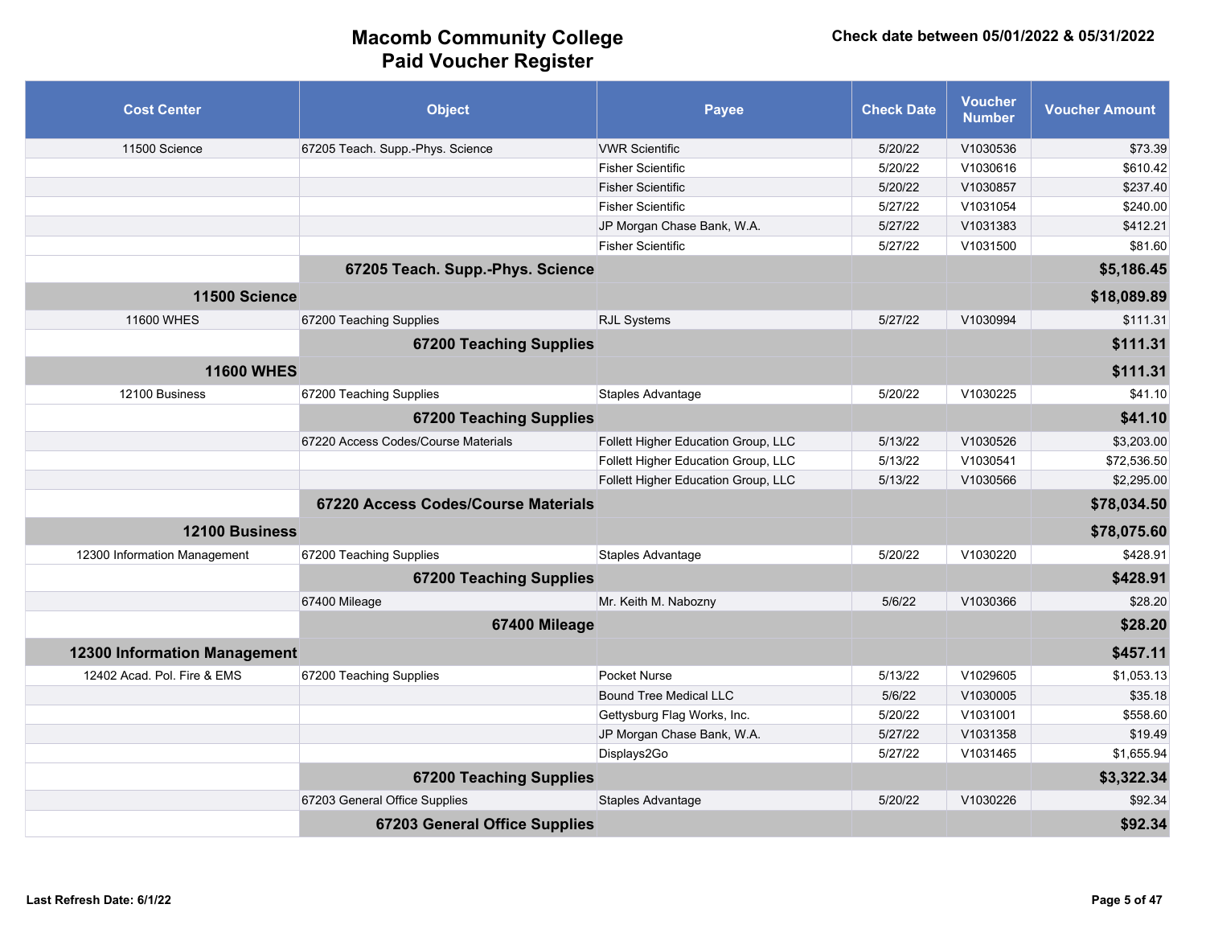# Macomb Community College
# Paid Voucher Register

**Check date between 05/01/2022 & 05/31/2022**

| Cost Center | Object | Payee | Check Date | Voucher Number | Voucher Amount |
|---|---|---|---|---|---|
| 11500 Science | 67205 Teach. Supp.-Phys. Science | VWR Scientific | 5/20/22 | V1030536 | $73.39 |
| | | Fisher Scientific | 5/20/22 | V1030616 | $610.42 |
| | | Fisher Scientific | 5/20/22 | V1030857 | $237.40 |
| | | Fisher Scientific | 5/27/22 | V1031054 | $240.00 |
| | | JP Morgan Chase Bank, W.A. | 5/27/22 | V1031383 | $412.21 |
| | | Fisher Scientific | 5/27/22 | V1031500 | $81.60 |
| | **67205 Teach. Supp.-Phys. Science** | | | | **$5,186.45** |
| **11500 Science** | | | | | **$18,089.89** |
| 11600 WHES | 67200 Teaching Supplies | RJL Systems | 5/27/22 | V1030994 | $111.31 |
| | **67200 Teaching Supplies** | | | | **$111.31** |
| **11600 WHES** | | | | | **$111.31** |
| 12100 Business | 67200 Teaching Supplies | Staples Advantage | 5/20/22 | V1030225 | $41.10 |
| | **67200 Teaching Supplies** | | | | **$41.10** |
| | 67220 Access Codes/Course Materials | Follett Higher Education Group, LLC | 5/13/22 | V1030526 | $3,203.00 |
| | | Follett Higher Education Group, LLC | 5/13/22 | V1030541 | $72,536.50 |
| | | Follett Higher Education Group, LLC | 5/13/22 | V1030566 | $2,295.00 |
| | **67220 Access Codes/Course Materials** | | | | **$78,034.50** |
| **12100 Business** | | | | | **$78,075.60** |
| 12300 Information Management | 67200 Teaching Supplies | Staples Advantage | 5/20/22 | V1030220 | $428.91 |
| | **67200 Teaching Supplies** | | | | **$428.91** |
| | 67400 Mileage | Mr. Keith M. Nabozny | 5/6/22 | V1030366 | $28.20 |
| | **67400 Mileage** | | | | **$28.20** |
| **12300 Information Management** | | | | | **$457.11** |
| 12402 Acad. Pol. Fire & EMS | 67200 Teaching Supplies | Pocket Nurse | 5/13/22 | V1029605 | $1,053.13 |
| | | Bound Tree Medical LLC | 5/6/22 | V1030005 | $35.18 |
| | | Gettysburg Flag Works, Inc. | 5/20/22 | V1031001 | $558.60 |
| | | JP Morgan Chase Bank, W.A. | 5/27/22 | V1031358 | $19.49 |
| | | Displays2Go | 5/27/22 | V1031465 | $1,655.94 |
| | **67200 Teaching Supplies** | | | | **$3,322.34** |
| | 67203 General Office Supplies | Staples Advantage | 5/20/22 | V1030226 | $92.34 |
| | **67203 General Office Supplies** | | | | **$92.34** |

Last Refresh Date: 6/1/22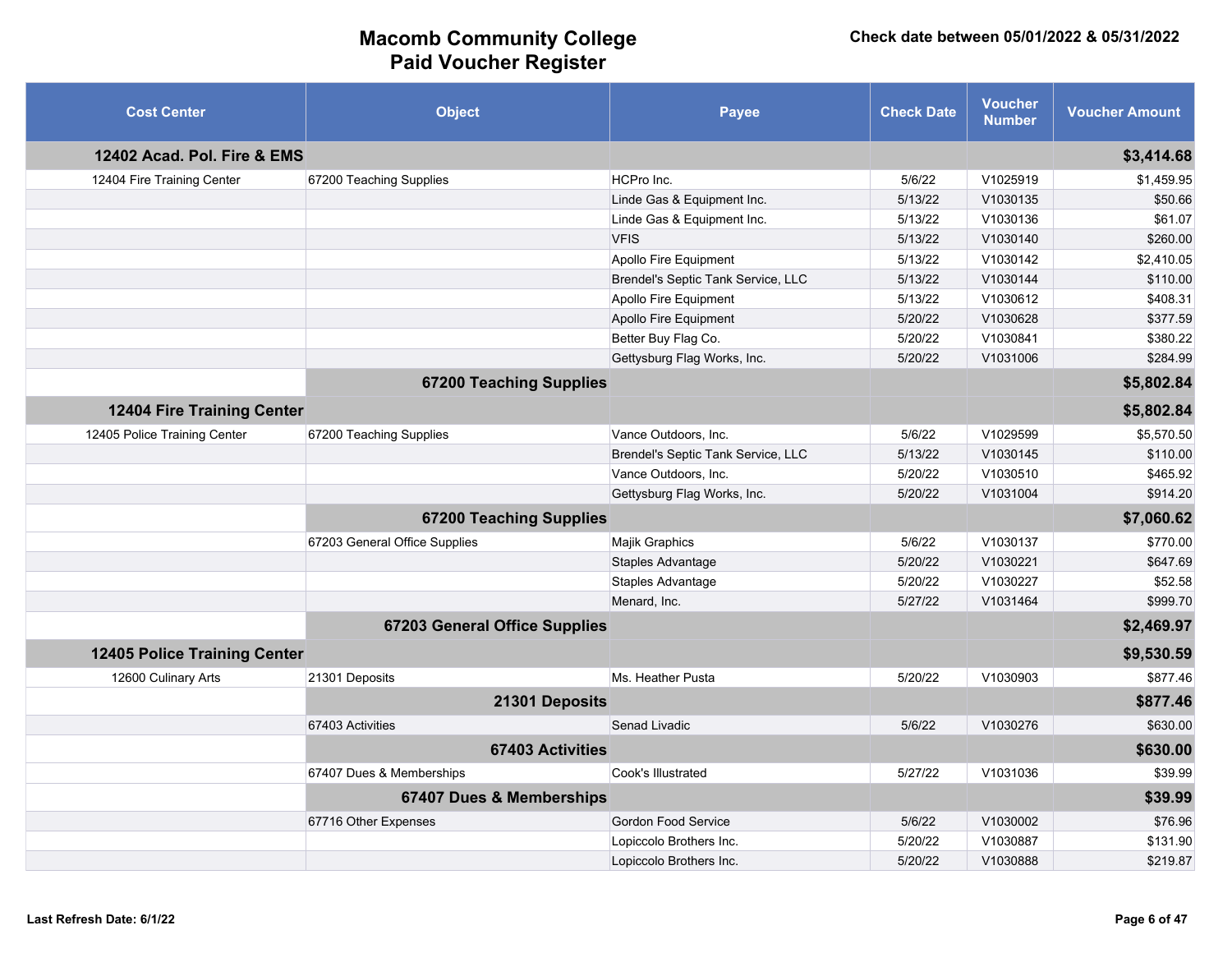# Macomb Community College
# Paid Voucher Register

**Check date between 05/01/2022 & 05/31/2022**

| Cost Center | Object | Payee | Check Date | Voucher Number | Voucher Amount |
|---|---|---|---|---|---|
| **12402 Acad. Pol. Fire & EMS** | | | | | **$3,414.68** |
| 12404 Fire Training Center | 67200 Teaching Supplies | HCPro Inc. | 5/6/22 | V1025919 | $1,459.95 |
| | | Linde Gas & Equipment Inc. | 5/13/22 | V1030135 | $50.66 |
| | | Linde Gas & Equipment Inc. | 5/13/22 | V1030136 | $61.07 |
| | | VFIS | 5/13/22 | V1030140 | $260.00 |
| | | Apollo Fire Equipment | 5/13/22 | V1030142 | $2,410.05 |
| | | Brendel's Septic Tank Service, LLC | 5/13/22 | V1030144 | $110.00 |
| | | Apollo Fire Equipment | 5/13/22 | V1030612 | $408.31 |
| | | Apollo Fire Equipment | 5/20/22 | V1030628 | $377.59 |
| | | Better Buy Flag Co. | 5/20/22 | V1030841 | $380.22 |
| | | Gettysburg Flag Works, Inc. | 5/20/22 | V1031006 | $284.99 |
| | **67200 Teaching Supplies** | | | | **$5,802.84** |
| **12404 Fire Training Center** | | | | | **$5,802.84** |
| 12405 Police Training Center | 67200 Teaching Supplies | Vance Outdoors, Inc. | 5/6/22 | V1029599 | $5,570.50 |
| | | Brendel's Septic Tank Service, LLC | 5/13/22 | V1030145 | $110.00 |
| | | Vance Outdoors, Inc. | 5/20/22 | V1030510 | $465.92 |
| | | Gettysburg Flag Works, Inc. | 5/20/22 | V1031004 | $914.20 |
| | **67200 Teaching Supplies** | | | | **$7,060.62** |
| | 67203 General Office Supplies | Majik Graphics | 5/6/22 | V1030137 | $770.00 |
| | | Staples Advantage | 5/20/22 | V1030221 | $647.69 |
| | | Staples Advantage | 5/20/22 | V1030227 | $52.58 |
| | | Menard, Inc. | 5/27/22 | V1031464 | $999.70 |
| | **67203 General Office Supplies** | | | | **$2,469.97** |
| **12405 Police Training Center** | | | | | **$9,530.59** |
| 12600 Culinary Arts | 21301 Deposits | Ms. Heather Pusta | 5/20/22 | V1030903 | $877.46 |
| | **21301 Deposits** | | | | **$877.46** |
| | 67403 Activities | Senad Livadic | 5/6/22 | V1030276 | $630.00 |
| | **67403 Activities** | | | | **$630.00** |
| | 67407 Dues & Memberships | Cook's Illustrated | 5/27/22 | V1031036 | $39.99 |
| | **67407 Dues & Memberships** | | | | **$39.99** |
| | 67716 Other Expenses | Gordon Food Service | 5/6/22 | V1030002 | $76.96 |
| | | Lopiccolo Brothers Inc. | 5/20/22 | V1030887 | $131.90 |
| | | Lopiccolo Brothers Inc. | 5/20/22 | V1030888 | $219.87 |

Last Refresh Date: 6/1/22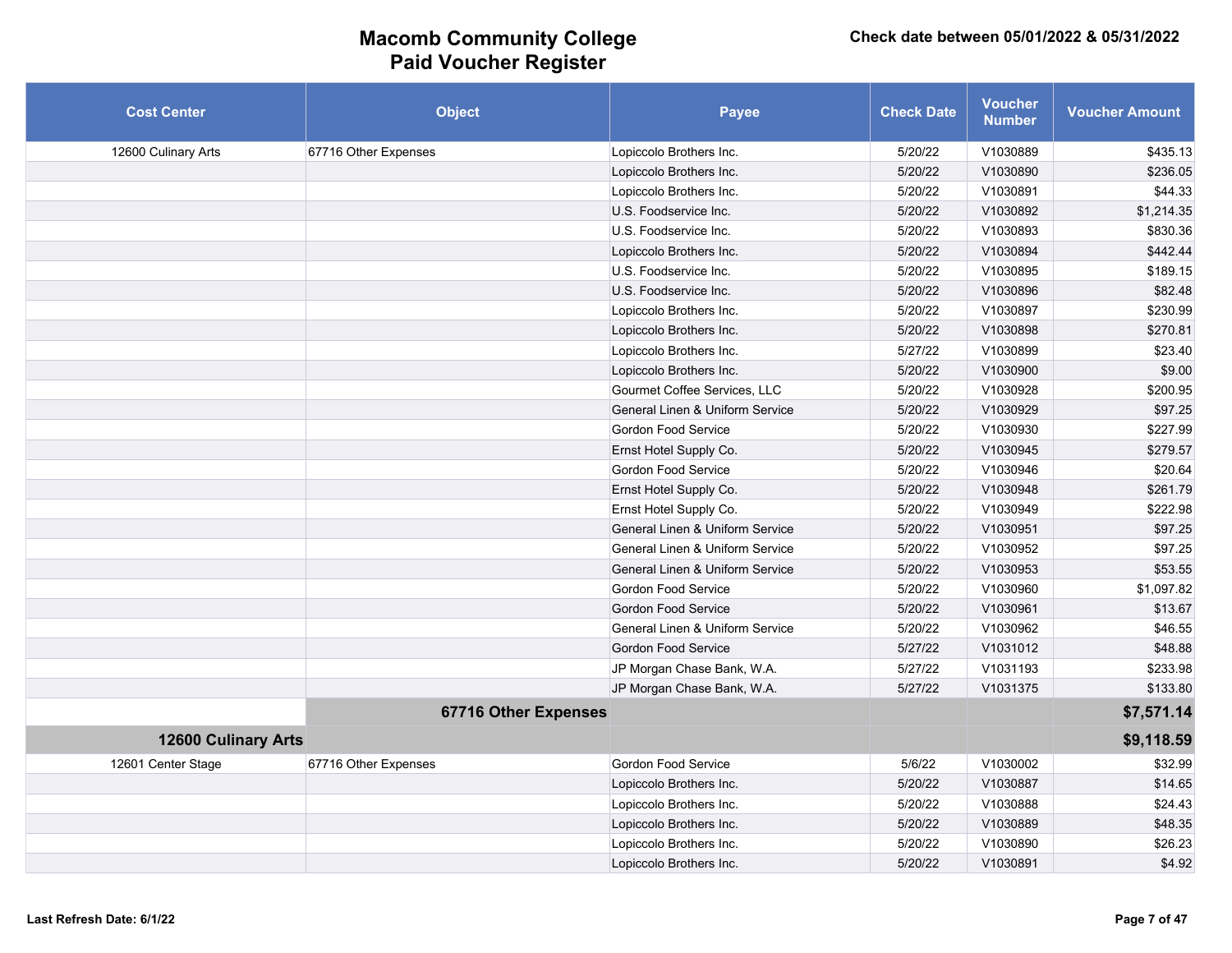# Macomb Community College
# Paid Voucher Register

**Check date between 05/01/2022 & 05/31/2022**

| Cost Center | Object | Payee | Check Date | Voucher Number | Voucher Amount |
|---|---|---|---|---|---|
| 12600 Culinary Arts | 67716 Other Expenses | Lopiccolo Brothers Inc. | 5/20/22 | V1030889 | $435.13 |
| | | Lopiccolo Brothers Inc. | 5/20/22 | V1030890 | $236.05 |
| | | Lopiccolo Brothers Inc. | 5/20/22 | V1030891 | $44.33 |
| | | U.S. Foodservice Inc. | 5/20/22 | V1030892 | $1,214.35 |
| | | U.S. Foodservice Inc. | 5/20/22 | V1030893 | $830.36 |
| | | Lopiccolo Brothers Inc. | 5/20/22 | V1030894 | $442.44 |
| | | U.S. Foodservice Inc. | 5/20/22 | V1030895 | $189.15 |
| | | U.S. Foodservice Inc. | 5/20/22 | V1030896 | $82.48 |
| | | Lopiccolo Brothers Inc. | 5/20/22 | V1030897 | $230.99 |
| | | Lopiccolo Brothers Inc. | 5/20/22 | V1030898 | $270.81 |
| | | Lopiccolo Brothers Inc. | 5/27/22 | V1030899 | $23.40 |
| | | Lopiccolo Brothers Inc. | 5/20/22 | V1030900 | $9.00 |
| | | Gourmet Coffee Services, LLC | 5/20/22 | V1030928 | $200.95 |
| | | General Linen & Uniform Service | 5/20/22 | V1030929 | $97.25 |
| | | Gordon Food Service | 5/20/22 | V1030930 | $227.99 |
| | | Ernst Hotel Supply Co. | 5/20/22 | V1030945 | $279.57 |
| | | Gordon Food Service | 5/20/22 | V1030946 | $20.64 |
| | | Ernst Hotel Supply Co. | 5/20/22 | V1030948 | $261.79 |
| | | Ernst Hotel Supply Co. | 5/20/22 | V1030949 | $222.98 |
| | | General Linen & Uniform Service | 5/20/22 | V1030951 | $97.25 |
| | | General Linen & Uniform Service | 5/20/22 | V1030952 | $97.25 |
| | | General Linen & Uniform Service | 5/20/22 | V1030953 | $53.55 |
| | | Gordon Food Service | 5/20/22 | V1030960 | $1,097.82 |
| | | Gordon Food Service | 5/20/22 | V1030961 | $13.67 |
| | | General Linen & Uniform Service | 5/20/22 | V1030962 | $46.55 |
| | | Gordon Food Service | 5/27/22 | V1031012 | $48.88 |
| | | JP Morgan Chase Bank, W.A. | 5/27/22 | V1031193 | $233.98 |
| | | JP Morgan Chase Bank, W.A. | 5/27/22 | V1031375 | $133.80 |
| | **67716 Other Expenses** | | | | **$7,571.14** |
| **12600 Culinary Arts** | | | | | **$9,118.59** |
| 12601 Center Stage | 67716 Other Expenses | Gordon Food Service | 5/6/22 | V1030002 | $32.99 |
| | | Lopiccolo Brothers Inc. | 5/20/22 | V1030887 | $14.65 |
| | | Lopiccolo Brothers Inc. | 5/20/22 | V1030888 | $24.43 |
| | | Lopiccolo Brothers Inc. | 5/20/22 | V1030889 | $48.35 |
| | | Lopiccolo Brothers Inc. | 5/20/22 | V1030890 | $26.23 |
| | | Lopiccolo Brothers Inc. | 5/20/22 | V1030891 | $4.92 |

Last Refresh Date: 6/1/22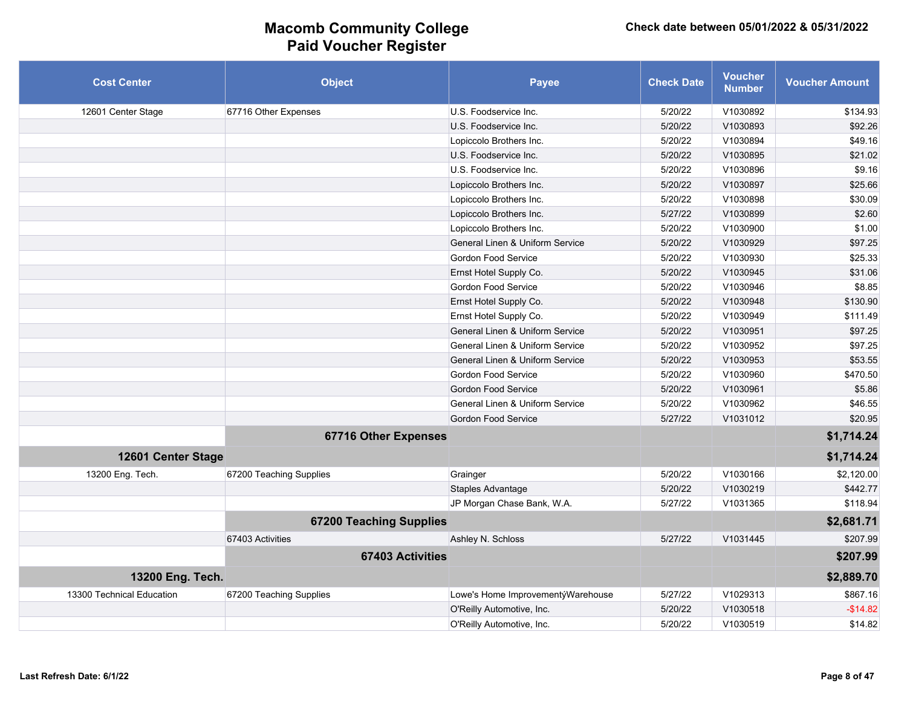# Macomb Community College
# Paid Voucher Register

**Check date between 05/01/2022 & 05/31/2022**

| Cost Center | Object | Payee | Check Date | Voucher Number | Voucher Amount |
|---|---|---|---|---|---|
| 12601 Center Stage | 67716 Other Expenses | U.S. Foodservice Inc. | 5/20/22 | V1030892 | $134.93 |
| | | U.S. Foodservice Inc. | 5/20/22 | V1030893 | $92.26 |
| | | Lopiccolo Brothers Inc. | 5/20/22 | V1030894 | $49.16 |
| | | U.S. Foodservice Inc. | 5/20/22 | V1030895 | $21.02 |
| | | U.S. Foodservice Inc. | 5/20/22 | V1030896 | $9.16 |
| | | Lopiccolo Brothers Inc. | 5/20/22 | V1030897 | $25.66 |
| | | Lopiccolo Brothers Inc. | 5/20/22 | V1030898 | $30.09 |
| | | Lopiccolo Brothers Inc. | 5/27/22 | V1030899 | $2.60 |
| | | Lopiccolo Brothers Inc. | 5/20/22 | V1030900 | $1.00 |
| | | General Linen & Uniform Service | 5/20/22 | V1030929 | $97.25 |
| | | Gordon Food Service | 5/20/22 | V1030930 | $25.33 |
| | | Ernst Hotel Supply Co. | 5/20/22 | V1030945 | $31.06 |
| | | Gordon Food Service | 5/20/22 | V1030946 | $8.85 |
| | | Ernst Hotel Supply Co. | 5/20/22 | V1030948 | $130.90 |
| | | Ernst Hotel Supply Co. | 5/20/22 | V1030949 | $111.49 |
| | | General Linen & Uniform Service | 5/20/22 | V1030951 | $97.25 |
| | | General Linen & Uniform Service | 5/20/22 | V1030952 | $97.25 |
| | | General Linen & Uniform Service | 5/20/22 | V1030953 | $53.55 |
| | | Gordon Food Service | 5/20/22 | V1030960 | $470.50 |
| | | Gordon Food Service | 5/20/22 | V1030961 | $5.86 |
| | | General Linen & Uniform Service | 5/20/22 | V1030962 | $46.55 |
| | | Gordon Food Service | 5/27/22 | V1031012 | $20.95 |
| | **67716 Other Expenses** | | | | **$1,714.24** |
| **12601 Center Stage** | | | | | **$1,714.24** |
| 13200 Eng. Tech. | 67200 Teaching Supplies | Grainger | 5/20/22 | V1030166 | $2,120.00 |
| | | Staples Advantage | 5/20/22 | V1030219 | $442.77 |
| | | JP Morgan Chase Bank, W.A. | 5/27/22 | V1031365 | $118.94 |
| | **67200 Teaching Supplies** | | | | **$2,681.71** |
| | 67403 Activities | Ashley N. Schloss | 5/27/22 | V1031445 | $207.99 |
| | **67403 Activities** | | | | **$207.99** |
| **13200 Eng. Tech.** | | | | | **$2,889.70** |
| 13300 Technical Education | 67200 Teaching Supplies | Lowe's Home ImprovementýWarehouse | 5/27/22 | V1029313 | $867.16 |
| | | O'Reilly Automotive, Inc. | 5/20/22 | V1030518 | -$14.82 |
| | | O'Reilly Automotive, Inc. | 5/20/22 | V1030519 | $14.82 |

Last Refresh Date: 6/1/22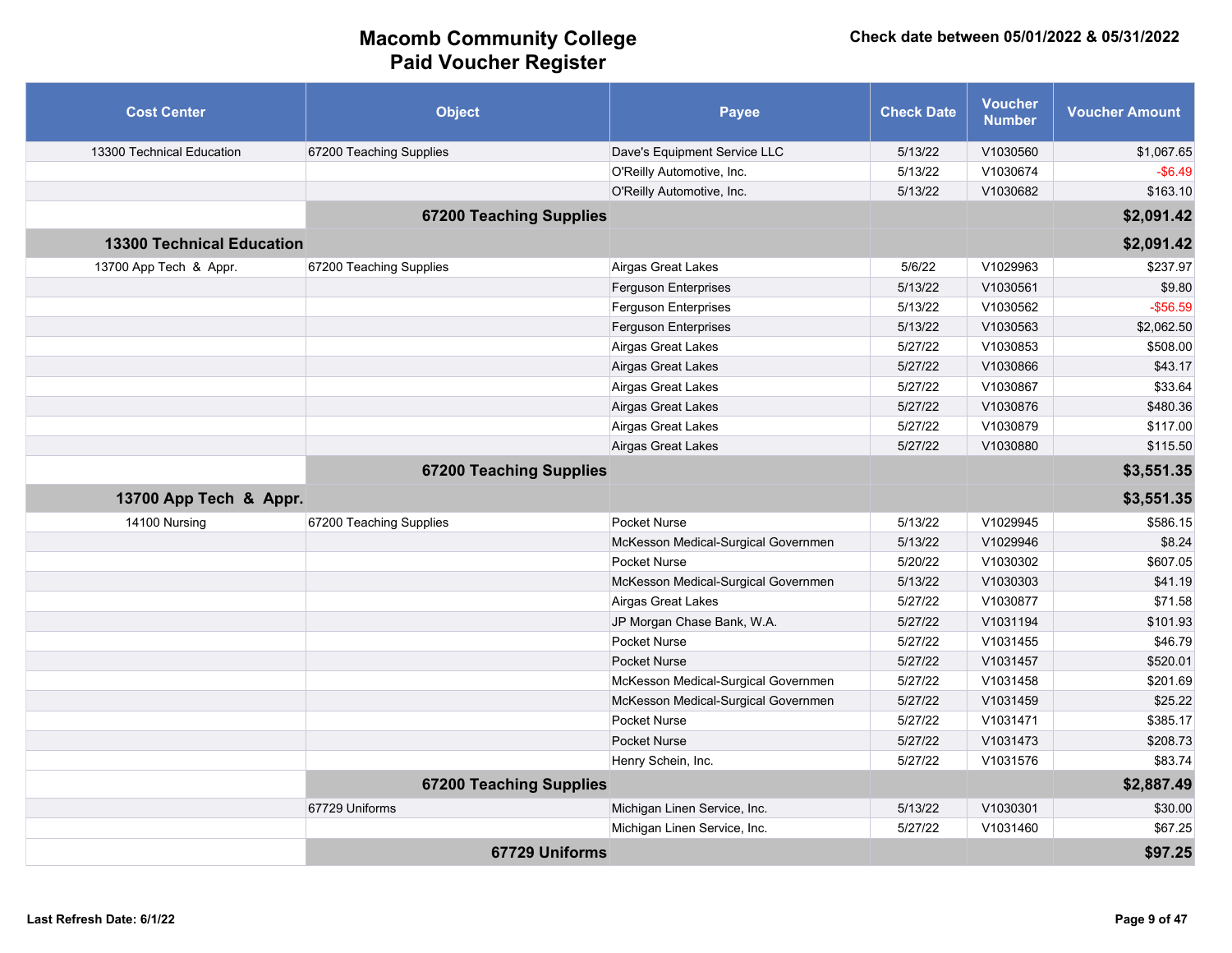# Macomb Community College
# Paid Voucher Register

**Check date between 05/01/2022 & 05/31/2022**

| Cost Center | Object | Payee | Check Date | Voucher Number | Voucher Amount |
|---|---|---|---|---|---|
| 13300 Technical Education | 67200 Teaching Supplies | Dave's Equipment Service LLC | 5/13/22 | V1030560 | $1,067.65 |
| | | O'Reilly Automotive, Inc. | 5/13/22 | V1030674 | -$6.49 |
| | | O'Reilly Automotive, Inc. | 5/13/22 | V1030682 | $163.10 |
| | **67200 Teaching Supplies** | | | | **$2,091.42** |
| **13300 Technical Education** | | | | | **$2,091.42** |
| 13700 App Tech & Appr. | 67200 Teaching Supplies | Airgas Great Lakes | 5/6/22 | V1029963 | $237.97 |
| | | Ferguson Enterprises | 5/13/22 | V1030561 | $9.80 |
| | | Ferguson Enterprises | 5/13/22 | V1030562 | -$56.59 |
| | | Ferguson Enterprises | 5/13/22 | V1030563 | $2,062.50 |
| | | Airgas Great Lakes | 5/27/22 | V1030853 | $508.00 |
| | | Airgas Great Lakes | 5/27/22 | V1030866 | $43.17 |
| | | Airgas Great Lakes | 5/27/22 | V1030867 | $33.64 |
| | | Airgas Great Lakes | 5/27/22 | V1030876 | $480.36 |
| | | Airgas Great Lakes | 5/27/22 | V1030879 | $117.00 |
| | | Airgas Great Lakes | 5/27/22 | V1030880 | $115.50 |
| | **67200 Teaching Supplies** | | | | **$3,551.35** |
| **13700 App Tech & Appr.** | | | | | **$3,551.35** |
| 14100 Nursing | 67200 Teaching Supplies | Pocket Nurse | 5/13/22 | V1029945 | $586.15 |
| | | McKesson Medical-Surgical Governmen | 5/13/22 | V1029946 | $8.24 |
| | | Pocket Nurse | 5/20/22 | V1030302 | $607.05 |
| | | McKesson Medical-Surgical Governmen | 5/13/22 | V1030303 | $41.19 |
| | | Airgas Great Lakes | 5/27/22 | V1030877 | $71.58 |
| | | JP Morgan Chase Bank, W.A. | 5/27/22 | V1031194 | $101.93 |
| | | Pocket Nurse | 5/27/22 | V1031455 | $46.79 |
| | | Pocket Nurse | 5/27/22 | V1031457 | $520.01 |
| | | McKesson Medical-Surgical Governmen | 5/27/22 | V1031458 | $201.69 |
| | | McKesson Medical-Surgical Governmen | 5/27/22 | V1031459 | $25.22 |
| | | Pocket Nurse | 5/27/22 | V1031471 | $385.17 |
| | | Pocket Nurse | 5/27/22 | V1031473 | $208.73 |
| | | Henry Schein, Inc. | 5/27/22 | V1031576 | $83.74 |
| | **67200 Teaching Supplies** | | | | **$2,887.49** |
| | 67729 Uniforms | Michigan Linen Service, Inc. | 5/13/22 | V1030301 | $30.00 |
| | | Michigan Linen Service, Inc. | 5/27/22 | V1031460 | $67.25 |
| | **67729 Uniforms** | | | | **$97.25** |

Last Refresh Date: 6/1/22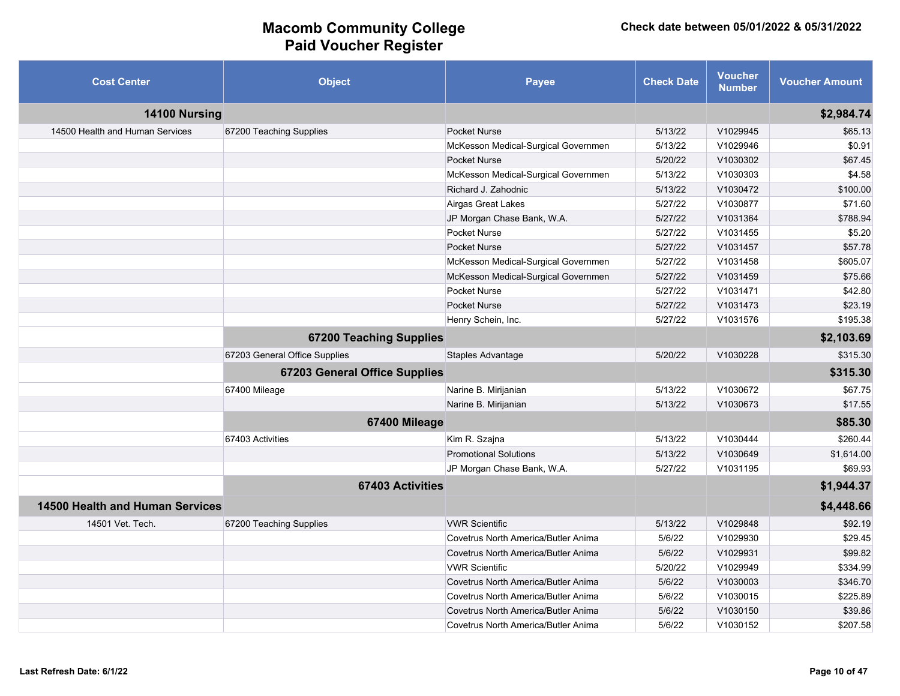# Macomb Community College
# Paid Voucher Register

**Check date between 05/01/2022 & 05/31/2022**

| Cost Center | Object | Payee | Check Date | Voucher Number | Voucher Amount |
|---|---|---|---|---|---|
| **14100 Nursing** | | | | | **$2,984.74** |
| 14500 Health and Human Services | 67200 Teaching Supplies | Pocket Nurse | 5/13/22 | V1029945 | $65.13 |
| | | McKesson Medical-Surgical Governmen | 5/13/22 | V1029946 | $0.91 |
| | | Pocket Nurse | 5/20/22 | V1030302 | $67.45 |
| | | McKesson Medical-Surgical Governmen | 5/13/22 | V1030303 | $4.58 |
| | | Richard J. Zahodnic | 5/13/22 | V1030472 | $100.00 |
| | | Airgas Great Lakes | 5/27/22 | V1030877 | $71.60 |
| | | JP Morgan Chase Bank, W.A. | 5/27/22 | V1031364 | $788.94 |
| | | Pocket Nurse | 5/27/22 | V1031455 | $5.20 |
| | | Pocket Nurse | 5/27/22 | V1031457 | $57.78 |
| | | McKesson Medical-Surgical Governmen | 5/27/22 | V1031458 | $605.07 |
| | | McKesson Medical-Surgical Governmen | 5/27/22 | V1031459 | $75.66 |
| | | Pocket Nurse | 5/27/22 | V1031471 | $42.80 |
| | | Pocket Nurse | 5/27/22 | V1031473 | $23.19 |
| | | Henry Schein, Inc. | 5/27/22 | V1031576 | $195.38 |
| | **67200 Teaching Supplies** | | | | **$2,103.69** |
| | 67203 General Office Supplies | Staples Advantage | 5/20/22 | V1030228 | $315.30 |
| | **67203 General Office Supplies** | | | | **$315.30** |
| | 67400 Mileage | Narine B. Mirijanian | 5/13/22 | V1030672 | $67.75 |
| | | Narine B. Mirijanian | 5/13/22 | V1030673 | $17.55 |
| | **67400 Mileage** | | | | **$85.30** |
| | 67403 Activities | Kim R. Szajna | 5/13/22 | V1030444 | $260.44 |
| | | Promotional Solutions | 5/13/22 | V1030649 | $1,614.00 |
| | | JP Morgan Chase Bank, W.A. | 5/27/22 | V1031195 | $69.93 |
| | **67403 Activities** | | | | **$1,944.37** |
| **14500 Health and Human Services** | | | | | **$4,448.66** |
| 14501 Vet. Tech. | 67200 Teaching Supplies | VWR Scientific | 5/13/22 | V1029848 | $92.19 |
| | | Covetrus North America/Butler Anima | 5/6/22 | V1029930 | $29.45 |
| | | Covetrus North America/Butler Anima | 5/6/22 | V1029931 | $99.82 |
| | | VWR Scientific | 5/20/22 | V1029949 | $334.99 |
| | | Covetrus North America/Butler Anima | 5/6/22 | V1030003 | $346.70 |
| | | Covetrus North America/Butler Anima | 5/6/22 | V1030015 | $225.89 |
| | | Covetrus North America/Butler Anima | 5/6/22 | V1030150 | $39.86 |
| | | Covetrus North America/Butler Anima | 5/6/22 | V1030152 | $207.58 |

**Last Refresh Date: 6/1/22**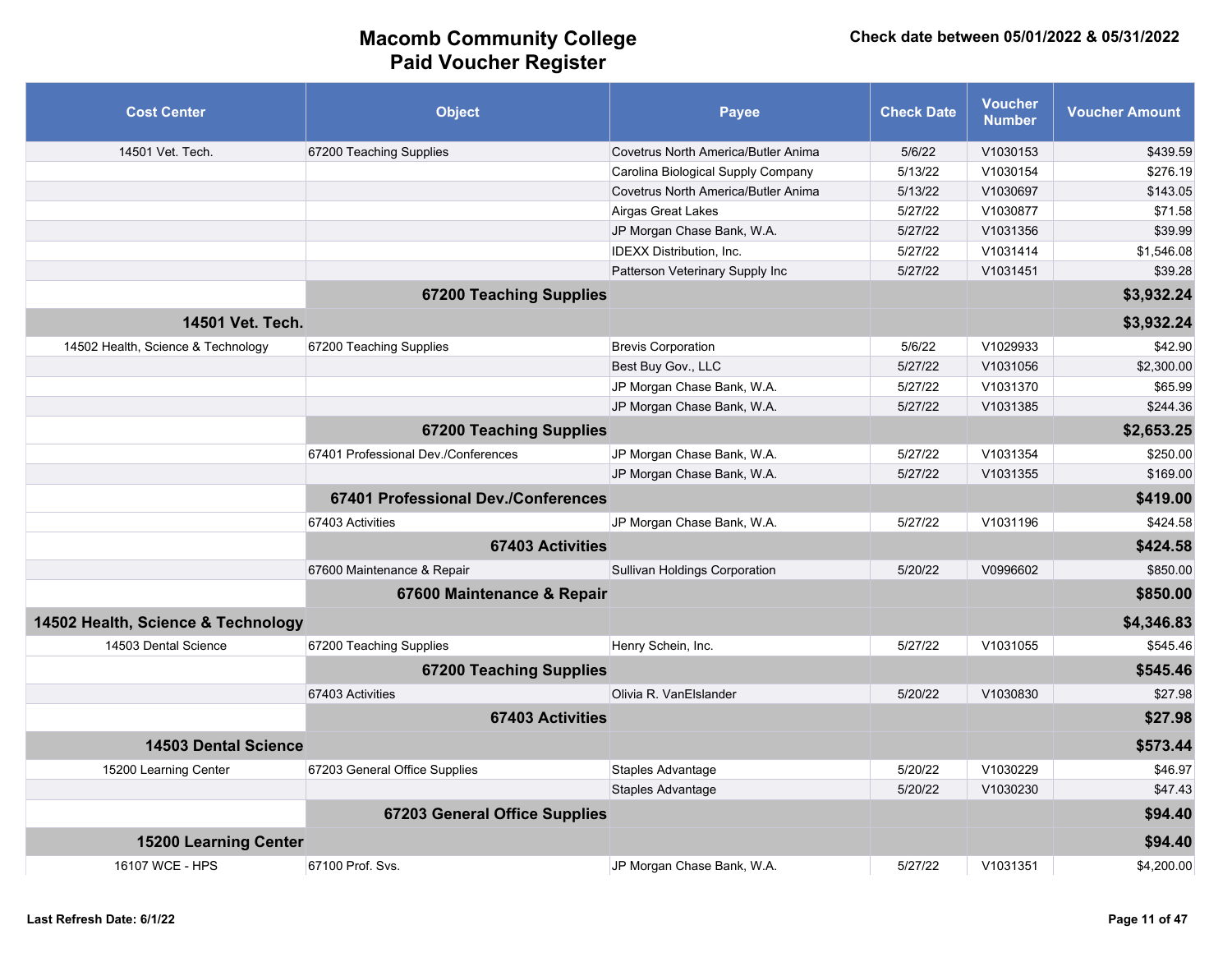# Macomb Community College
# Paid Voucher Register

**Check date between 05/01/2022 & 05/31/2022**

| Cost Center | Object | Payee | Check Date | Voucher Number | Voucher Amount |
|---|---|---|---|---|---|
| 14501 Vet. Tech. | 67200 Teaching Supplies | Covetrus North America/Butler Anima | 5/6/22 | V1030153 | $439.59 |
| | | Carolina Biological Supply Company | 5/13/22 | V1030154 | $276.19 |
| | | Covetrus North America/Butler Anima | 5/13/22 | V1030697 | $143.05 |
| | | Airgas Great Lakes | 5/27/22 | V1030877 | $71.58 |
| | | JP Morgan Chase Bank, W.A. | 5/27/22 | V1031356 | $39.99 |
| | | IDEXX Distribution, Inc. | 5/27/22 | V1031414 | $1,546.08 |
| | | Patterson Veterinary Supply Inc | 5/27/22 | V1031451 | $39.28 |
| | **67200 Teaching Supplies** | | | | **$3,932.24** |
| **14501 Vet. Tech.** | | | | | **$3,932.24** |
| 14502 Health, Science & Technology | 67200 Teaching Supplies | Brevis Corporation | 5/6/22 | V1029933 | $42.90 |
| | | Best Buy Gov., LLC | 5/27/22 | V1031056 | $2,300.00 |
| | | JP Morgan Chase Bank, W.A. | 5/27/22 | V1031370 | $65.99 |
| | | JP Morgan Chase Bank, W.A. | 5/27/22 | V1031385 | $244.36 |
| | **67200 Teaching Supplies** | | | | **$2,653.25** |
| | 67401 Professional Dev./Conferences | JP Morgan Chase Bank, W.A. | 5/27/22 | V1031354 | $250.00 |
| | | JP Morgan Chase Bank, W.A. | 5/27/22 | V1031355 | $169.00 |
| | **67401 Professional Dev./Conferences** | | | | **$419.00** |
| | 67403 Activities | JP Morgan Chase Bank, W.A. | 5/27/22 | V1031196 | $424.58 |
| | **67403 Activities** | | | | **$424.58** |
| | 67600 Maintenance & Repair | Sullivan Holdings Corporation | 5/20/22 | V0996602 | $850.00 |
| | **67600 Maintenance & Repair** | | | | **$850.00** |
| **14502 Health, Science & Technology** | | | | | **$4,346.83** |
| 14503 Dental Science | 67200 Teaching Supplies | Henry Schein, Inc. | 5/27/22 | V1031055 | $545.46 |
| | **67200 Teaching Supplies** | | | | **$545.46** |
| | 67403 Activities | Olivia R. VanElslander | 5/20/22 | V1030830 | $27.98 |
| | **67403 Activities** | | | | **$27.98** |
| **14503 Dental Science** | | | | | **$573.44** |
| 15200 Learning Center | 67203 General Office Supplies | Staples Advantage | 5/20/22 | V1030229 | $46.97 |
| | | Staples Advantage | 5/20/22 | V1030230 | $47.43 |
| | **67203 General Office Supplies** | | | | **$94.40** |
| **15200 Learning Center** | | | | | **$94.40** |
| 16107 WCE - HPS | 67100 Prof. Svs. | JP Morgan Chase Bank, W.A. | 5/27/22 | V1031351 | $4,200.00 |

Last Refresh Date: 6/1/22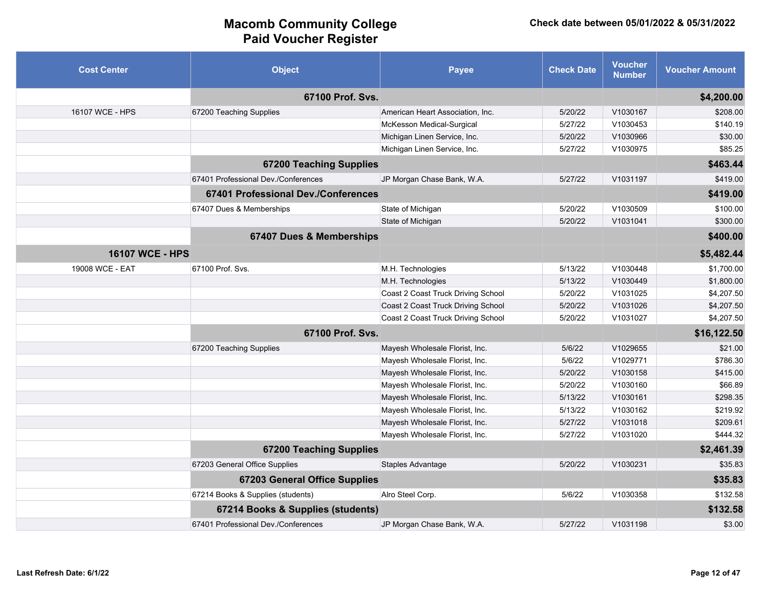# Macomb Community College
# Paid Voucher Register

**Check date between 05/01/2022 & 05/31/2022**

| Cost Center | Object | Payee | Check Date | Voucher Number | Voucher Amount |
|---|---|---|---|---|---|
| | **67100 Prof. Svs.** | | | | **$4,200.00** |
| 16107 WCE - HPS | 67200 Teaching Supplies | American Heart Association, Inc. | 5/20/22 | V1030167 | $208.00 |
| | | McKesson Medical-Surgical | 5/27/22 | V1030453 | $140.19 |
| | | Michigan Linen Service, Inc. | 5/20/22 | V1030966 | $30.00 |
| | | Michigan Linen Service, Inc. | 5/27/22 | V1030975 | $85.25 |
| | **67200 Teaching Supplies** | | | | **$463.44** |
| | 67401 Professional Dev./Conferences | JP Morgan Chase Bank, W.A. | 5/27/22 | V1031197 | $419.00 |
| | **67401 Professional Dev./Conferences** | | | | **$419.00** |
| | 67407 Dues & Memberships | State of Michigan | 5/20/22 | V1030509 | $100.00 |
| | | State of Michigan | 5/20/22 | V1031041 | $300.00 |
| | **67407 Dues & Memberships** | | | | **$400.00** |
| **16107 WCE - HPS** | | | | | **$5,482.44** |
| 19008 WCE - EAT | 67100 Prof. Svs. | M.H. Technologies | 5/13/22 | V1030448 | $1,700.00 |
| | | M.H. Technologies | 5/13/22 | V1030449 | $1,800.00 |
| | | Coast 2 Coast Truck Driving School | 5/20/22 | V1031025 | $4,207.50 |
| | | Coast 2 Coast Truck Driving School | 5/20/22 | V1031026 | $4,207.50 |
| | | Coast 2 Coast Truck Driving School | 5/20/22 | V1031027 | $4,207.50 |
| | **67100 Prof. Svs.** | | | | **$16,122.50** |
| | 67200 Teaching Supplies | Mayesh Wholesale Florist, Inc. | 5/6/22 | V1029655 | $21.00 |
| | | Mayesh Wholesale Florist, Inc. | 5/6/22 | V1029771 | $786.30 |
| | | Mayesh Wholesale Florist, Inc. | 5/20/22 | V1030158 | $415.00 |
| | | Mayesh Wholesale Florist, Inc. | 5/20/22 | V1030160 | $66.89 |
| | | Mayesh Wholesale Florist, Inc. | 5/13/22 | V1030161 | $298.35 |
| | | Mayesh Wholesale Florist, Inc. | 5/13/22 | V1030162 | $219.92 |
| | | Mayesh Wholesale Florist, Inc. | 5/27/22 | V1031018 | $209.61 |
| | | Mayesh Wholesale Florist, Inc. | 5/27/22 | V1031020 | $444.32 |
| | **67200 Teaching Supplies** | | | | **$2,461.39** |
| | 67203 General Office Supplies | Staples Advantage | 5/20/22 | V1030231 | $35.83 |
| | **67203 General Office Supplies** | | | | **$35.83** |
| | 67214 Books & Supplies (students) | Alro Steel Corp. | 5/6/22 | V1030358 | $132.58 |
| | **67214 Books & Supplies (students)** | | | | **$132.58** |
| | 67401 Professional Dev./Conferences | JP Morgan Chase Bank, W.A. | 5/27/22 | V1031198 | $3.00 |

Last Refresh Date: 6/1/22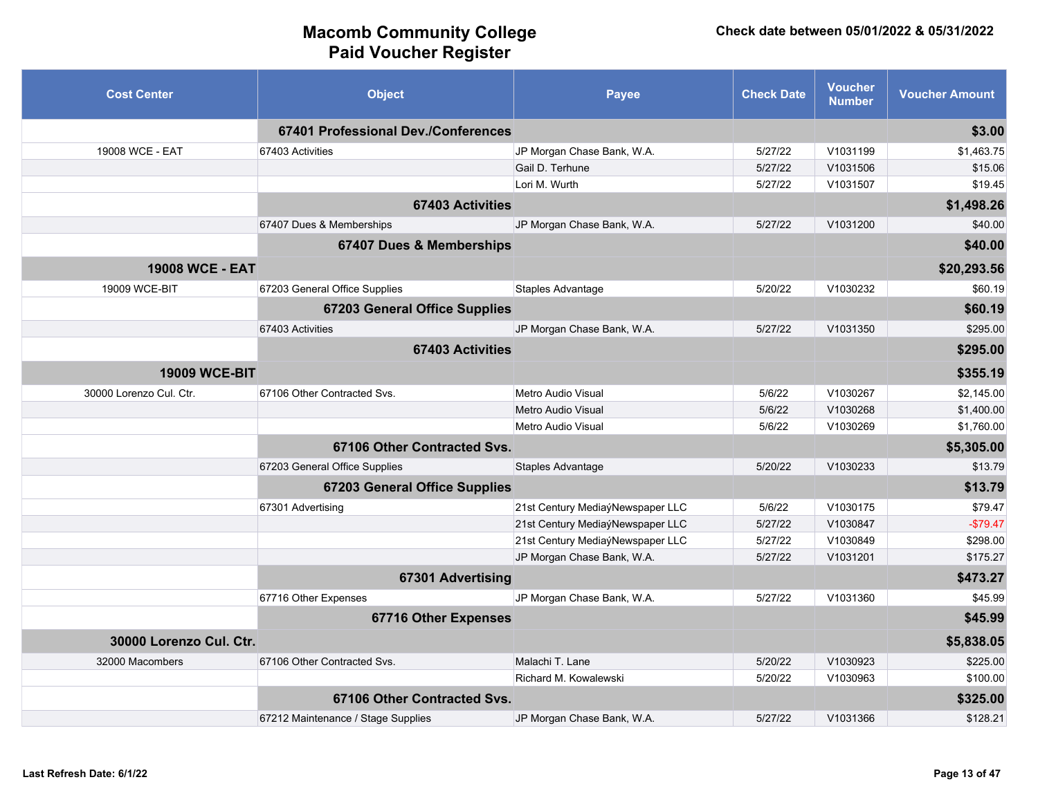# Macomb Community College
## Paid Voucher Register

**Check date between 05/01/2022 & 05/31/2022**

| Cost Center | Object | Payee | Check Date | Voucher Number | Voucher Amount |
|---|---|---|---|---|---|
| | **67401 Professional Dev./Conferences** | | | | **$3.00** |
| 19008 WCE - EAT | 67403 Activities | JP Morgan Chase Bank, W.A. | 5/27/22 | V1031199 | $1,463.75 |
| | | Gail D. Terhune | 5/27/22 | V1031506 | $15.06 |
| | | Lori M. Wurth | 5/27/22 | V1031507 | $19.45 |
| | **67403 Activities** | | | | **$1,498.26** |
| | 67407 Dues & Memberships | JP Morgan Chase Bank, W.A. | 5/27/22 | V1031200 | $40.00 |
| | **67407 Dues & Memberships** | | | | **$40.00** |
| **19008 WCE - EAT** | | | | | **$20,293.56** |
| 19009 WCE-BIT | 67203 General Office Supplies | Staples Advantage | 5/20/22 | V1030232 | $60.19 |
| | **67203 General Office Supplies** | | | | **$60.19** |
| | 67403 Activities | JP Morgan Chase Bank, W.A. | 5/27/22 | V1031350 | $295.00 |
| | **67403 Activities** | | | | **$295.00** |
| **19009 WCE-BIT** | | | | | **$355.19** |
| 30000 Lorenzo Cul. Ctr. | 67106 Other Contracted Svs. | Metro Audio Visual | 5/6/22 | V1030267 | $2,145.00 |
| | | Metro Audio Visual | 5/6/22 | V1030268 | $1,400.00 |
| | | Metro Audio Visual | 5/6/22 | V1030269 | $1,760.00 |
| | **67106 Other Contracted Svs.** | | | | **$5,305.00** |
| | 67203 General Office Supplies | Staples Advantage | 5/20/22 | V1030233 | $13.79 |
| | **67203 General Office Supplies** | | | | **$13.79** |
| | 67301 Advertising | 21st Century MediaýNewspaper LLC | 5/6/22 | V1030175 | $79.47 |
| | | 21st Century MediaýNewspaper LLC | 5/27/22 | V1030847 | -$79.47 |
| | | 21st Century MediaýNewspaper LLC | 5/27/22 | V1030849 | $298.00 |
| | | JP Morgan Chase Bank, W.A. | 5/27/22 | V1031201 | $175.27 |
| | **67301 Advertising** | | | | **$473.27** |
| | 67716 Other Expenses | JP Morgan Chase Bank, W.A. | 5/27/22 | V1031360 | $45.99 |
| | **67716 Other Expenses** | | | | **$45.99** |
| **30000 Lorenzo Cul. Ctr.** | | | | | **$5,838.05** |
| 32000 Macombers | 67106 Other Contracted Svs. | Malachi T. Lane | 5/20/22 | V1030923 | $225.00 |
| | | Richard M. Kowalewski | 5/20/22 | V1030963 | $100.00 |
| | **67106 Other Contracted Svs.** | | | | **$325.00** |
| | 67212 Maintenance / Stage Supplies | JP Morgan Chase Bank, W.A. | 5/27/22 | V1031366 | $128.21 |

**Last Refresh Date: 6/1/22**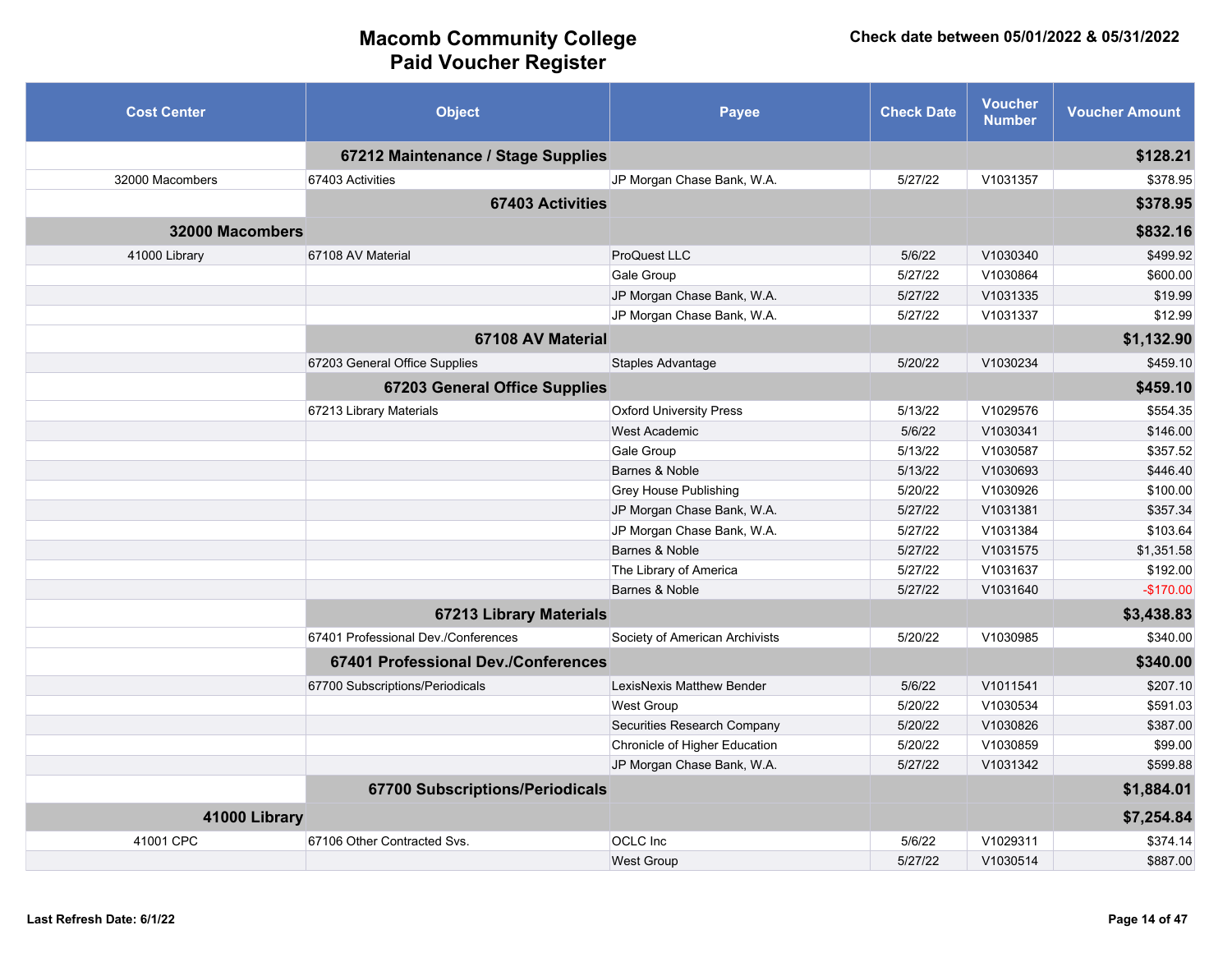# Macomb Community College
## Paid Voucher Register

**Check date between 05/01/2022 & 05/31/2022**

| Cost Center | Object | Payee | Check Date | Voucher Number | Voucher Amount |
|---|---|---|---|---|---|
| | **67212 Maintenance / Stage Supplies** | | | | **$128.21** |
| 32000 Macombers | 67403 Activities | JP Morgan Chase Bank, W.A. | 5/27/22 | V1031357 | $378.95 |
| | **67403 Activities** | | | | **$378.95** |
| **32000 Macombers** | | | | | **$832.16** |
| 41000 Library | 67108 AV Material | ProQuest LLC | 5/6/22 | V1030340 | $499.92 |
| | | Gale Group | 5/27/22 | V1030864 | $600.00 |
| | | JP Morgan Chase Bank, W.A. | 5/27/22 | V1031335 | $19.99 |
| | | JP Morgan Chase Bank, W.A. | 5/27/22 | V1031337 | $12.99 |
| | **67108 AV Material** | | | | **$1,132.90** |
| | 67203 General Office Supplies | Staples Advantage | 5/20/22 | V1030234 | $459.10 |
| | **67203 General Office Supplies** | | | | **$459.10** |
| | 67213 Library Materials | Oxford University Press | 5/13/22 | V1029576 | $554.35 |
| | | West Academic | 5/6/22 | V1030341 | $146.00 |
| | | Gale Group | 5/13/22 | V1030587 | $357.52 |
| | | Barnes & Noble | 5/13/22 | V1030693 | $446.40 |
| | | Grey House Publishing | 5/20/22 | V1030926 | $100.00 |
| | | JP Morgan Chase Bank, W.A. | 5/27/22 | V1031381 | $357.34 |
| | | JP Morgan Chase Bank, W.A. | 5/27/22 | V1031384 | $103.64 |
| | | Barnes & Noble | 5/27/22 | V1031575 | $1,351.58 |
| | | The Library of America | 5/27/22 | V1031637 | $192.00 |
| | | Barnes & Noble | 5/27/22 | V1031640 | -$170.00 |
| | **67213 Library Materials** | | | | **$3,438.83** |
| | 67401 Professional Dev./Conferences | Society of American Archivists | 5/20/22 | V1030985 | $340.00 |
| | **67401 Professional Dev./Conferences** | | | | **$340.00** |
| | 67700 Subscriptions/Periodicals | LexisNexis Matthew Bender | 5/6/22 | V1011541 | $207.10 |
| | | West Group | 5/20/22 | V1030534 | $591.03 |
| | | Securities Research Company | 5/20/22 | V1030826 | $387.00 |
| | | Chronicle of Higher Education | 5/20/22 | V1030859 | $99.00 |
| | | JP Morgan Chase Bank, W.A. | 5/27/22 | V1031342 | $599.88 |
| | **67700 Subscriptions/Periodicals** | | | | **$1,884.01** |
| **41000 Library** | | | | | **$7,254.84** |
| 41001 CPC | 67106 Other Contracted Svs. | OCLC Inc | 5/6/22 | V1029311 | $374.14 |
| | | West Group | 5/27/22 | V1030514 | $887.00 |

**Last Refresh Date: 6/1/22**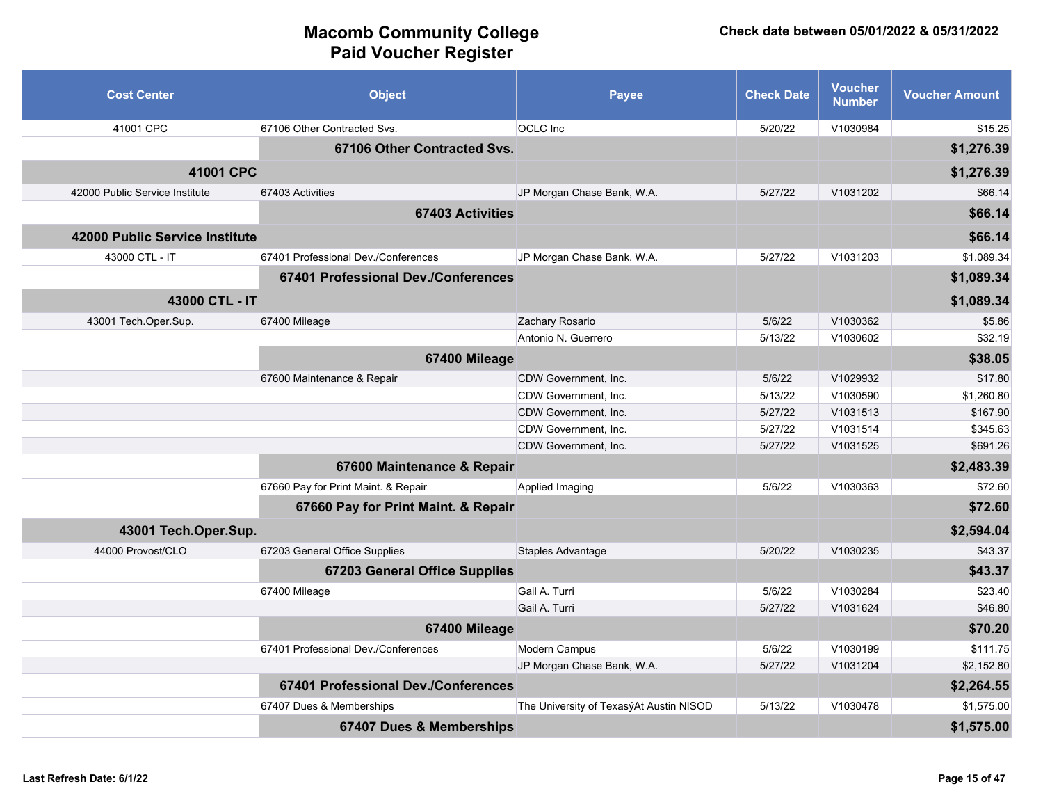# Macomb Community College
# Paid Voucher Register

**Check date between 05/01/2022 & 05/31/2022**

| Cost Center | Object | Payee | Check Date | Voucher Number | Voucher Amount |
|---|---|---|---|---|---|
| 41001 CPC | 67106 Other Contracted Svs. | OCLC Inc | 5/20/22 | V1030984 | $15.25 |
| | **67106 Other Contracted Svs.** | | | | **$1,276.39** |
| **41001 CPC** | | | | | **$1,276.39** |
| 42000 Public Service Institute | 67403 Activities | JP Morgan Chase Bank, W.A. | 5/27/22 | V1031202 | $66.14 |
| | **67403 Activities** | | | | **$66.14** |
| **42000 Public Service Institute** | | | | | **$66.14** |
| 43000 CTL - IT | 67401 Professional Dev./Conferences | JP Morgan Chase Bank, W.A. | 5/27/22 | V1031203 | $1,089.34 |
| | **67401 Professional Dev./Conferences** | | | | **$1,089.34** |
| **43000 CTL - IT** | | | | | **$1,089.34** |
| 43001 Tech.Oper.Sup. | 67400 Mileage | Zachary Rosario | 5/6/22 | V1030362 | $5.86 |
| | | Antonio N. Guerrero | 5/13/22 | V1030602 | $32.19 |
| | **67400 Mileage** | | | | **$38.05** |
| | 67600 Maintenance & Repair | CDW Government, Inc. | 5/6/22 | V1029932 | $17.80 |
| | | CDW Government, Inc. | 5/13/22 | V1030590 | $1,260.80 |
| | | CDW Government, Inc. | 5/27/22 | V1031513 | $167.90 |
| | | CDW Government, Inc. | 5/27/22 | V1031514 | $345.63 |
| | | CDW Government, Inc. | 5/27/22 | V1031525 | $691.26 |
| | **67600 Maintenance & Repair** | | | | **$2,483.39** |
| | 67660 Pay for Print Maint. & Repair | Applied Imaging | 5/6/22 | V1030363 | $72.60 |
| | **67660 Pay for Print Maint. & Repair** | | | | **$72.60** |
| **43001 Tech.Oper.Sup.** | | | | | **$2,594.04** |
| 44000 Provost/CLO | 67203 General Office Supplies | Staples Advantage | 5/20/22 | V1030235 | $43.37 |
| | **67203 General Office Supplies** | | | | **$43.37** |
| | 67400 Mileage | Gail A. Turri | 5/6/22 | V1030284 | $23.40 |
| | | Gail A. Turri | 5/27/22 | V1031624 | $46.80 |
| | **67400 Mileage** | | | | **$70.20** |
| | 67401 Professional Dev./Conferences | Modern Campus | 5/6/22 | V1030199 | $111.75 |
| | | JP Morgan Chase Bank, W.A. | 5/27/22 | V1031204 | $2,152.80 |
| | **67401 Professional Dev./Conferences** | | | | **$2,264.55** |
| | 67407 Dues & Memberships | The University of TexasýAt Austin NISOD | 5/13/22 | V1030478 | $1,575.00 |
| | **67407 Dues & Memberships** | | | | **$1,575.00** |

Last Refresh Date: 6/1/22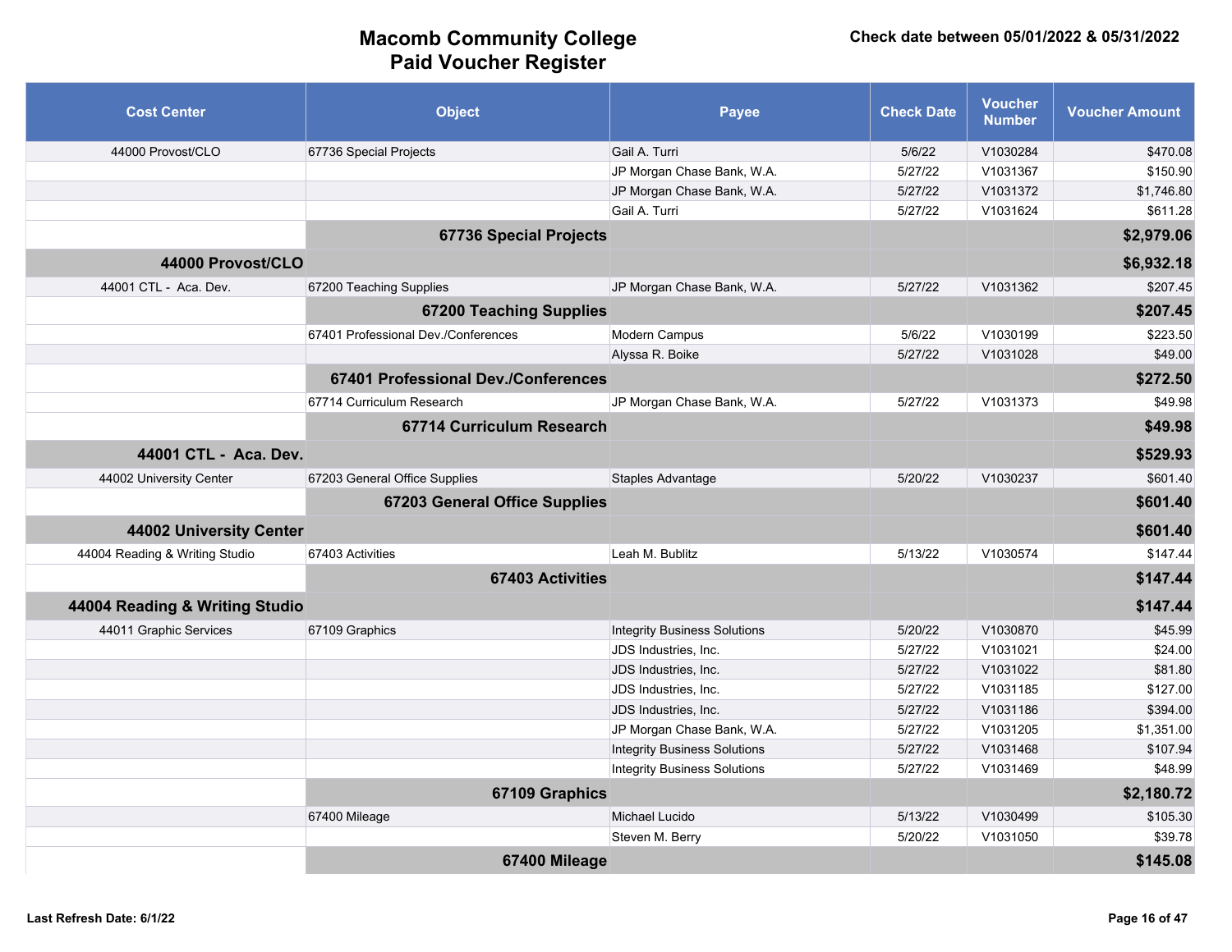# Macomb Community College
# Paid Voucher Register

**Check date between 05/01/2022 & 05/31/2022**

| Cost Center | Object | Payee | Check Date | Voucher Number | Voucher Amount |
|---|---|---|---|---|---|
| 44000 Provost/CLO | 67736 Special Projects | Gail A. Turri | 5/6/22 | V1030284 | $470.08 |
| | | JP Morgan Chase Bank, W.A. | 5/27/22 | V1031367 | $150.90 |
| | | JP Morgan Chase Bank, W.A. | 5/27/22 | V1031372 | $1,746.80 |
| | | Gail A. Turri | 5/27/22 | V1031624 | $611.28 |
| | **67736 Special Projects** | | | | **$2,979.06** |
| **44000 Provost/CLO** | | | | | **$6,932.18** |
| 44001 CTL - Aca. Dev. | 67200 Teaching Supplies | JP Morgan Chase Bank, W.A. | 5/27/22 | V1031362 | $207.45 |
| | **67200 Teaching Supplies** | | | | **$207.45** |
| | 67401 Professional Dev./Conferences | Modern Campus | 5/6/22 | V1030199 | $223.50 |
| | | Alyssa R. Boike | 5/27/22 | V1031028 | $49.00 |
| | **67401 Professional Dev./Conferences** | | | | **$272.50** |
| | 67714 Curriculum Research | JP Morgan Chase Bank, W.A. | 5/27/22 | V1031373 | $49.98 |
| | **67714 Curriculum Research** | | | | **$49.98** |
| **44001 CTL - Aca. Dev.** | | | | | **$529.93** |
| 44002 University Center | 67203 General Office Supplies | Staples Advantage | 5/20/22 | V1030237 | $601.40 |
| | **67203 General Office Supplies** | | | | **$601.40** |
| **44002 University Center** | | | | | **$601.40** |
| 44004 Reading & Writing Studio | 67403 Activities | Leah M. Bublitz | 5/13/22 | V1030574 | $147.44 |
| | **67403 Activities** | | | | **$147.44** |
| **44004 Reading & Writing Studio** | | | | | **$147.44** |
| 44011 Graphic Services | 67109 Graphics | Integrity Business Solutions | 5/20/22 | V1030870 | $45.99 |
| | | JDS Industries, Inc. | 5/27/22 | V1031021 | $24.00 |
| | | JDS Industries, Inc. | 5/27/22 | V1031022 | $81.80 |
| | | JDS Industries, Inc. | 5/27/22 | V1031185 | $127.00 |
| | | JDS Industries, Inc. | 5/27/22 | V1031186 | $394.00 |
| | | JP Morgan Chase Bank, W.A. | 5/27/22 | V1031205 | $1,351.00 |
| | | Integrity Business Solutions | 5/27/22 | V1031468 | $107.94 |
| | | Integrity Business Solutions | 5/27/22 | V1031469 | $48.99 |
| | **67109 Graphics** | | | | **$2,180.72** |
| | 67400 Mileage | Michael Lucido | 5/13/22 | V1030499 | $105.30 |
| | | Steven M. Berry | 5/20/22 | V1031050 | $39.78 |
| | **67400 Mileage** | | | | **$145.08** |

Last Refresh Date: 6/1/22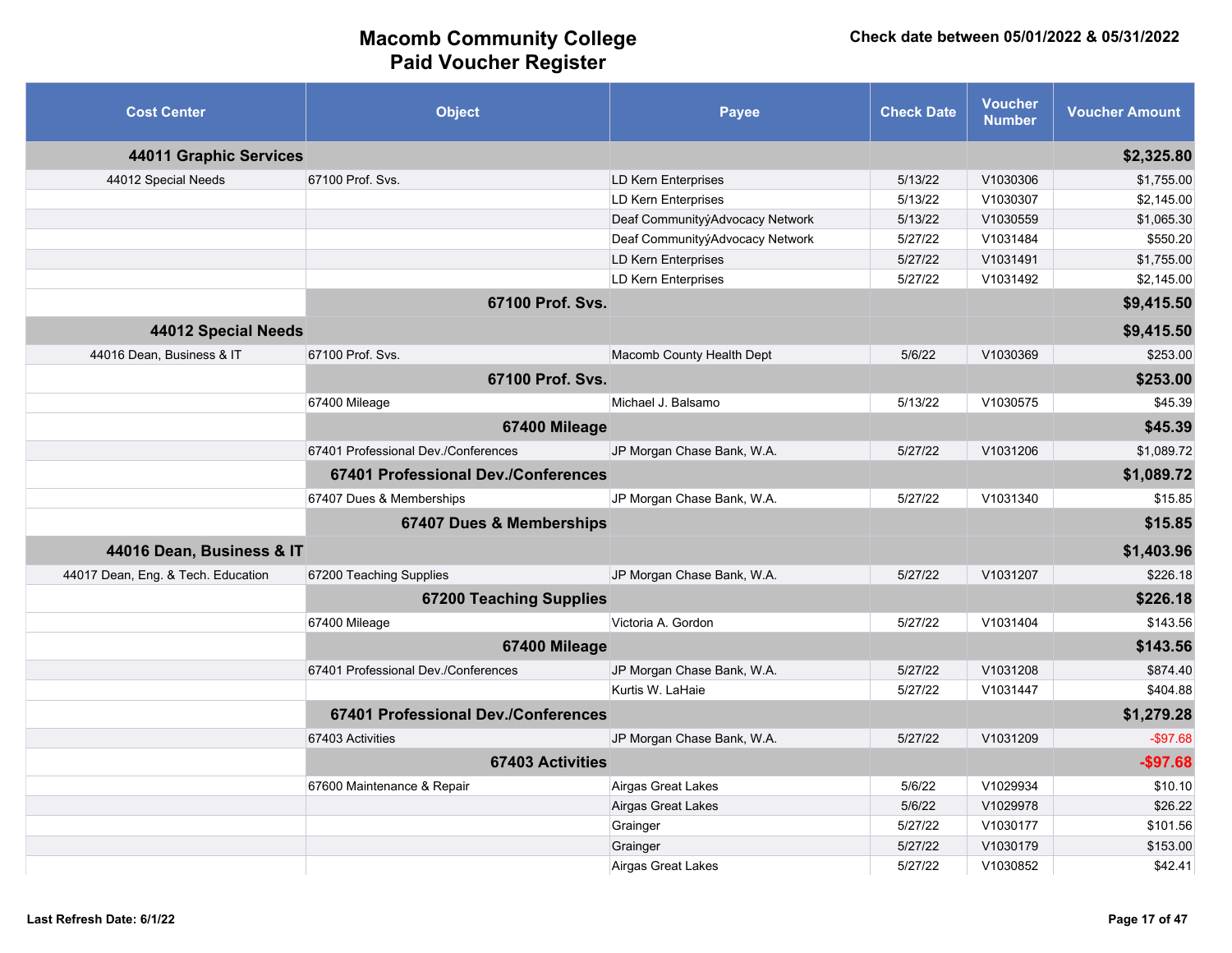# Macomb Community College
## Paid Voucher Register

**Check date between 05/01/2022 & 05/31/2022**

| Cost Center | Object | Payee | Check Date | Voucher Number | Voucher Amount |
|---|---|---|---|---|---|
| **44011 Graphic Services** | | | | | **$2,325.80** |
| 44012 Special Needs | 67100 Prof. Svs. | LD Kern Enterprises | 5/13/22 | V1030306 | $1,755.00 |
| | | LD Kern Enterprises | 5/13/22 | V1030307 | $2,145.00 |
| | | Deaf CommunityýAdvocacy Network | 5/13/22 | V1030559 | $1,065.30 |
| | | Deaf CommunityýAdvocacy Network | 5/27/22 | V1031484 | $550.20 |
| | | LD Kern Enterprises | 5/27/22 | V1031491 | $1,755.00 |
| | | LD Kern Enterprises | 5/27/22 | V1031492 | $2,145.00 |
| | **67100 Prof. Svs.** | | | | **$9,415.50** |
| **44012 Special Needs** | | | | | **$9,415.50** |
| 44016 Dean, Business & IT | 67100 Prof. Svs. | Macomb County Health Dept | 5/6/22 | V1030369 | $253.00 |
| | **67100 Prof. Svs.** | | | | **$253.00** |
| | 67400 Mileage | Michael J. Balsamo | 5/13/22 | V1030575 | $45.39 |
| | **67400 Mileage** | | | | **$45.39** |
| | 67401 Professional Dev./Conferences | JP Morgan Chase Bank, W.A. | 5/27/22 | V1031206 | $1,089.72 |
| | **67401 Professional Dev./Conferences** | | | | **$1,089.72** |
| | 67407 Dues & Memberships | JP Morgan Chase Bank, W.A. | 5/27/22 | V1031340 | $15.85 |
| | **67407 Dues & Memberships** | | | | **$15.85** |
| **44016 Dean, Business & IT** | | | | | **$1,403.96** |
| 44017 Dean, Eng. & Tech. Education | 67200 Teaching Supplies | JP Morgan Chase Bank, W.A. | 5/27/22 | V1031207 | $226.18 |
| | **67200 Teaching Supplies** | | | | **$226.18** |
| | 67400 Mileage | Victoria A. Gordon | 5/27/22 | V1031404 | $143.56 |
| | **67400 Mileage** | | | | **$143.56** |
| | 67401 Professional Dev./Conferences | JP Morgan Chase Bank, W.A. | 5/27/22 | V1031208 | $874.40 |
| | | Kurtis W. LaHaie | 5/27/22 | V1031447 | $404.88 |
| | **67401 Professional Dev./Conferences** | | | | **$1,279.28** |
| | 67403 Activities | JP Morgan Chase Bank, W.A. | 5/27/22 | V1031209 | -$97.68 |
| | **67403 Activities** | | | | **-$97.68** |
| | 67600 Maintenance & Repair | Airgas Great Lakes | 5/6/22 | V1029934 | $10.10 |
| | | Airgas Great Lakes | 5/6/22 | V1029978 | $26.22 |
| | | Grainger | 5/27/22 | V1030177 | $101.56 |
| | | Grainger | 5/27/22 | V1030179 | $153.00 |
| | | Airgas Great Lakes | 5/27/22 | V1030852 | $42.41 |

Last Refresh Date: 6/1/22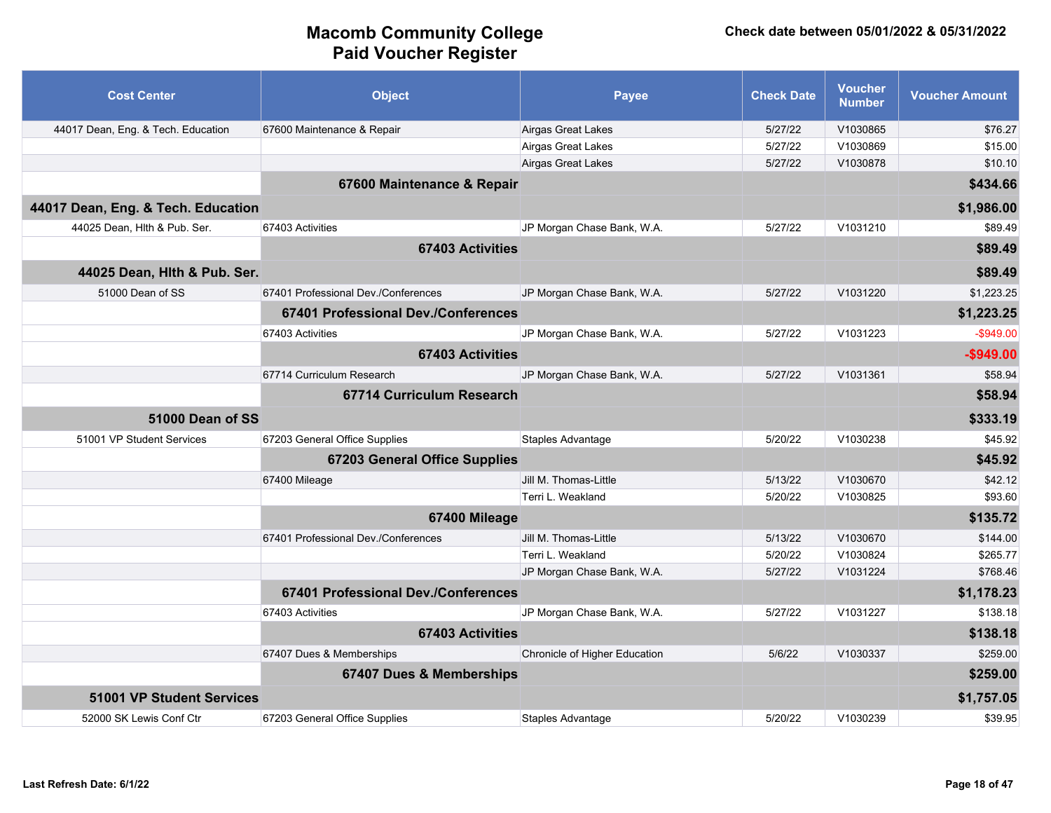# Macomb Community College
# Paid Voucher Register

**Check date between 05/01/2022 & 05/31/2022**

| Cost Center | Object | Payee | Check Date | Voucher Number | Voucher Amount |
|---|---|---|---|---|---|
| 44017 Dean, Eng. & Tech. Education | 67600 Maintenance & Repair | Airgas Great Lakes | 5/27/22 | V1030865 | $76.27 |
| | | Airgas Great Lakes | 5/27/22 | V1030869 | $15.00 |
| | | Airgas Great Lakes | 5/27/22 | V1030878 | $10.10 |
| | **67600 Maintenance & Repair** | | | | **$434.66** |
| **44017 Dean, Eng. & Tech. Education** | | | | | **$1,986.00** |
| 44025 Dean, Hlth & Pub. Ser. | 67403 Activities | JP Morgan Chase Bank, W.A. | 5/27/22 | V1031210 | $89.49 |
| | **67403 Activities** | | | | **$89.49** |
| **44025 Dean, Hlth & Pub. Ser.** | | | | | **$89.49** |
| 51000 Dean of SS | 67401 Professional Dev./Conferences | JP Morgan Chase Bank, W.A. | 5/27/22 | V1031220 | $1,223.25 |
| | **67401 Professional Dev./Conferences** | | | | **$1,223.25** |
| | 67403 Activities | JP Morgan Chase Bank, W.A. | 5/27/22 | V1031223 | -$949.00 |
| | **67403 Activities** | | | | **-$949.00** |
| | 67714 Curriculum Research | JP Morgan Chase Bank, W.A. | 5/27/22 | V1031361 | $58.94 |
| | **67714 Curriculum Research** | | | | **$58.94** |
| **51000 Dean of SS** | | | | | **$333.19** |
| 51001 VP Student Services | 67203 General Office Supplies | Staples Advantage | 5/20/22 | V1030238 | $45.92 |
| | **67203 General Office Supplies** | | | | **$45.92** |
| | 67400 Mileage | Jill M. Thomas-Little | 5/13/22 | V1030670 | $42.12 |
| | | Terri L. Weakland | 5/20/22 | V1030825 | $93.60 |
| | **67400 Mileage** | | | | **$135.72** |
| | 67401 Professional Dev./Conferences | Jill M. Thomas-Little | 5/13/22 | V1030670 | $144.00 |
| | | Terri L. Weakland | 5/20/22 | V1030824 | $265.77 |
| | | JP Morgan Chase Bank, W.A. | 5/27/22 | V1031224 | $768.46 |
| | **67401 Professional Dev./Conferences** | | | | **$1,178.23** |
| | 67403 Activities | JP Morgan Chase Bank, W.A. | 5/27/22 | V1031227 | $138.18 |
| | **67403 Activities** | | | | **$138.18** |
| | 67407 Dues & Memberships | Chronicle of Higher Education | 5/6/22 | V1030337 | $259.00 |
| | **67407 Dues & Memberships** | | | | **$259.00** |
| **51001 VP Student Services** | | | | | **$1,757.05** |
| 52000 SK Lewis Conf Ctr | 67203 General Office Supplies | Staples Advantage | 5/20/22 | V1030239 | $39.95 |

Last Refresh Date: 6/1/22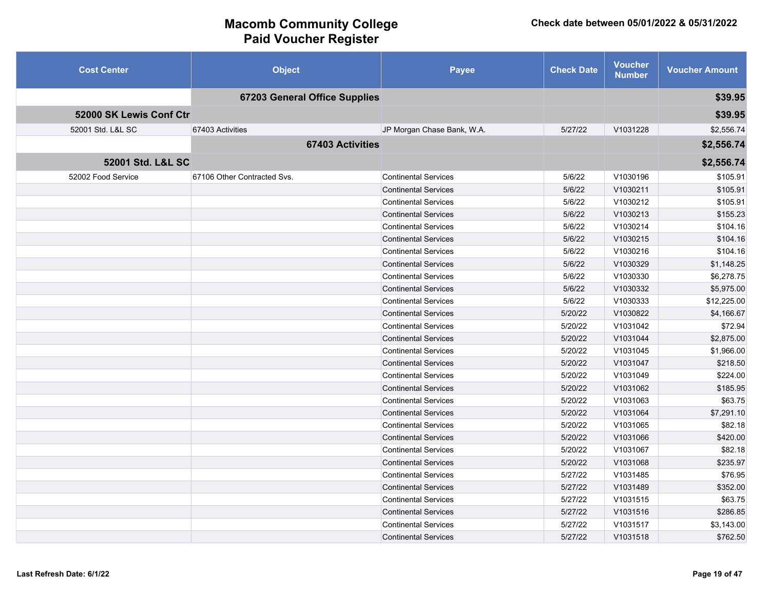# Macomb Community College
## Paid Voucher Register

**Check date between 05/01/2022 & 05/31/2022**

| Cost Center | Object | Payee | Check Date | Voucher Number | Voucher Amount |
|---|---|---|---|---|---|
| | **67203 General Office Supplies** | | | | **$39.95** |
| **52000 SK Lewis Conf Ctr** | | | | | **$39.95** |
| 52001 Std. L&L SC | 67403 Activities | JP Morgan Chase Bank, W.A. | 5/27/22 | V1031228 | $2,556.74 |
| | **67403 Activities** | | | | **$2,556.74** |
| **52001 Std. L&L SC** | | | | | **$2,556.74** |
| 52002 Food Service | 67106 Other Contracted Svs. | Continental Services | 5/6/22 | V1030196 | $105.91 |
| | | Continental Services | 5/6/22 | V1030211 | $105.91 |
| | | Continental Services | 5/6/22 | V1030212 | $105.91 |
| | | Continental Services | 5/6/22 | V1030213 | $155.23 |
| | | Continental Services | 5/6/22 | V1030214 | $104.16 |
| | | Continental Services | 5/6/22 | V1030215 | $104.16 |
| | | Continental Services | 5/6/22 | V1030216 | $104.16 |
| | | Continental Services | 5/6/22 | V1030329 | $1,148.25 |
| | | Continental Services | 5/6/22 | V1030330 | $6,278.75 |
| | | Continental Services | 5/6/22 | V1030332 | $5,975.00 |
| | | Continental Services | 5/6/22 | V1030333 | $12,225.00 |
| | | Continental Services | 5/20/22 | V1030822 | $4,166.67 |
| | | Continental Services | 5/20/22 | V1031042 | $72.94 |
| | | Continental Services | 5/20/22 | V1031044 | $2,875.00 |
| | | Continental Services | 5/20/22 | V1031045 | $1,966.00 |
| | | Continental Services | 5/20/22 | V1031047 | $218.50 |
| | | Continental Services | 5/20/22 | V1031049 | $224.00 |
| | | Continental Services | 5/20/22 | V1031062 | $185.95 |
| | | Continental Services | 5/20/22 | V1031063 | $63.75 |
| | | Continental Services | 5/20/22 | V1031064 | $7,291.10 |
| | | Continental Services | 5/20/22 | V1031065 | $82.18 |
| | | Continental Services | 5/20/22 | V1031066 | $420.00 |
| | | Continental Services | 5/20/22 | V1031067 | $82.18 |
| | | Continental Services | 5/20/22 | V1031068 | $235.97 |
| | | Continental Services | 5/27/22 | V1031485 | $76.95 |
| | | Continental Services | 5/27/22 | V1031489 | $352.00 |
| | | Continental Services | 5/27/22 | V1031515 | $63.75 |
| | | Continental Services | 5/27/22 | V1031516 | $286.85 |
| | | Continental Services | 5/27/22 | V1031517 | $3,143.00 |
| | | Continental Services | 5/27/22 | V1031518 | $762.50 |

**Last Refresh Date: 6/1/22**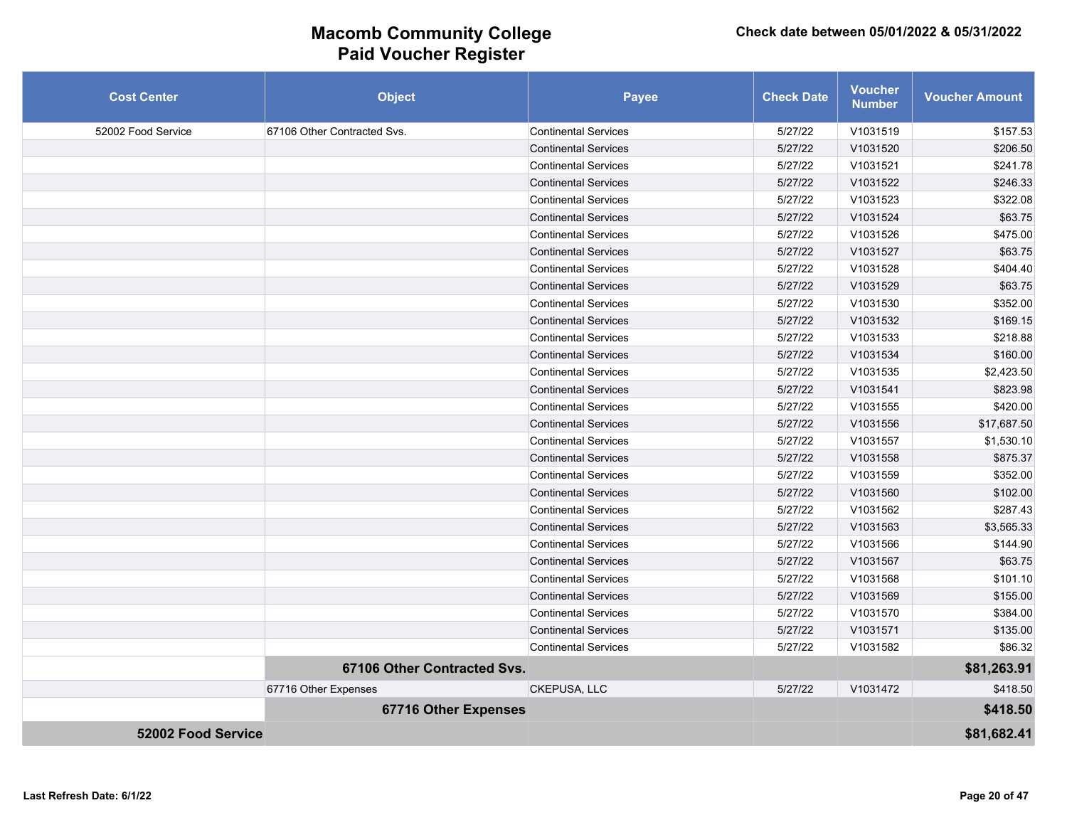# Macomb Community College
# Paid Voucher Register

**Check date between 05/01/2022 & 05/31/2022**

| Cost Center | Object | Payee | Check Date | Voucher Number | Voucher Amount |
|---|---|---|---|---|---|
| 52002 Food Service | 67106 Other Contracted Svs. | Continental Services | 5/27/22 | V1031519 | $157.53 |
| | | Continental Services | 5/27/22 | V1031520 | $206.50 |
| | | Continental Services | 5/27/22 | V1031521 | $241.78 |
| | | Continental Services | 5/27/22 | V1031522 | $246.33 |
| | | Continental Services | 5/27/22 | V1031523 | $322.08 |
| | | Continental Services | 5/27/22 | V1031524 | $63.75 |
| | | Continental Services | 5/27/22 | V1031526 | $475.00 |
| | | Continental Services | 5/27/22 | V1031527 | $63.75 |
| | | Continental Services | 5/27/22 | V1031528 | $404.40 |
| | | Continental Services | 5/27/22 | V1031529 | $63.75 |
| | | Continental Services | 5/27/22 | V1031530 | $352.00 |
| | | Continental Services | 5/27/22 | V1031532 | $169.15 |
| | | Continental Services | 5/27/22 | V1031533 | $218.88 |
| | | Continental Services | 5/27/22 | V1031534 | $160.00 |
| | | Continental Services | 5/27/22 | V1031535 | $2,423.50 |
| | | Continental Services | 5/27/22 | V1031541 | $823.98 |
| | | Continental Services | 5/27/22 | V1031555 | $420.00 |
| | | Continental Services | 5/27/22 | V1031556 | $17,687.50 |
| | | Continental Services | 5/27/22 | V1031557 | $1,530.10 |
| | | Continental Services | 5/27/22 | V1031558 | $875.37 |
| | | Continental Services | 5/27/22 | V1031559 | $352.00 |
| | | Continental Services | 5/27/22 | V1031560 | $102.00 |
| | | Continental Services | 5/27/22 | V1031562 | $287.43 |
| | | Continental Services | 5/27/22 | V1031563 | $3,565.33 |
| | | Continental Services | 5/27/22 | V1031566 | $144.90 |
| | | Continental Services | 5/27/22 | V1031567 | $63.75 |
| | | Continental Services | 5/27/22 | V1031568 | $101.10 |
| | | Continental Services | 5/27/22 | V1031569 | $155.00 |
| | | Continental Services | 5/27/22 | V1031570 | $384.00 |
| | | Continental Services | 5/27/22 | V1031571 | $135.00 |
| | | Continental Services | 5/27/22 | V1031582 | $86.32 |
| | **67106 Other Contracted Svs.** | | | | **$81,263.91** |
| | 67716 Other Expenses | CKEPUSA, LLC | 5/27/22 | V1031472 | $418.50 |
| | **67716 Other Expenses** | | | | **$418.50** |
| **52002 Food Service** | | | | | **$81,682.41** |

**Last Refresh Date: 6/1/22**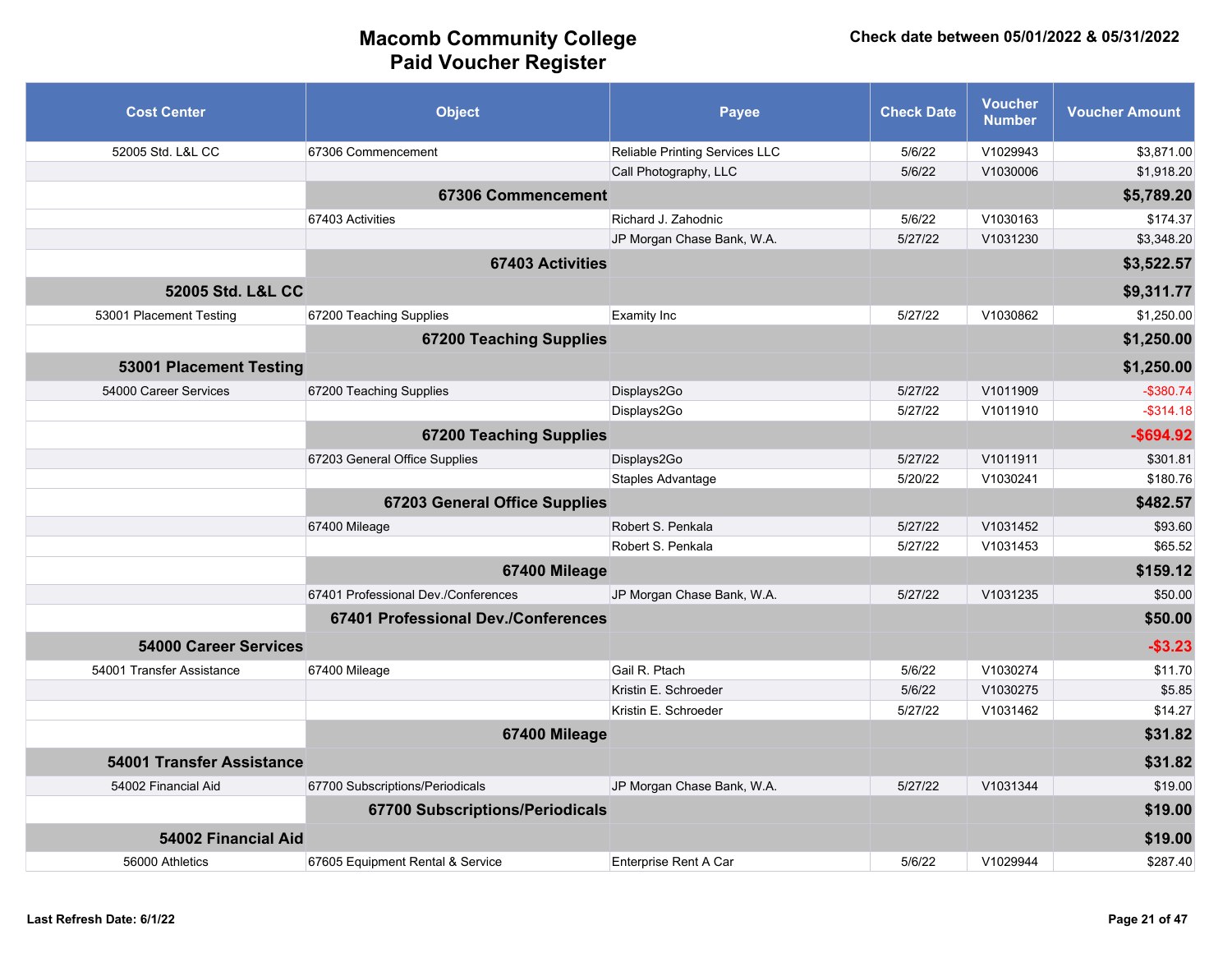# Macomb Community College
# Paid Voucher Register

**Check date between 05/01/2022 & 05/31/2022**

| Cost Center | Object | Payee | Check Date | Voucher Number | Voucher Amount |
|---|---|---|---|---|---|
| 52005 Std. L&L CC | 67306 Commencement | Reliable Printing Services LLC | 5/6/22 | V1029943 | $3,871.00 |
| | | Call Photography, LLC | 5/6/22 | V1030006 | $1,918.20 |
| | **67306 Commencement** | | | | **$5,789.20** |
| | 67403 Activities | Richard J. Zahodnic | 5/6/22 | V1030163 | $174.37 |
| | | JP Morgan Chase Bank, W.A. | 5/27/22 | V1031230 | $3,348.20 |
| | **67403 Activities** | | | | **$3,522.57** |
| **52005 Std. L&L CC** | | | | | **$9,311.77** |
| 53001 Placement Testing | 67200 Teaching Supplies | Examity Inc | 5/27/22 | V1030862 | $1,250.00 |
| | **67200 Teaching Supplies** | | | | **$1,250.00** |
| **53001 Placement Testing** | | | | | **$1,250.00** |
| 54000 Career Services | 67200 Teaching Supplies | Displays2Go | 5/27/22 | V1011909 | -$380.74 |
| | | Displays2Go | 5/27/22 | V1011910 | -$314.18 |
| | **67200 Teaching Supplies** | | | | **-$694.92** |
| | 67203 General Office Supplies | Displays2Go | 5/27/22 | V1011911 | $301.81 |
| | | Staples Advantage | 5/20/22 | V1030241 | $180.76 |
| | **67203 General Office Supplies** | | | | **$482.57** |
| | 67400 Mileage | Robert S. Penkala | 5/27/22 | V1031452 | $93.60 |
| | | Robert S. Penkala | 5/27/22 | V1031453 | $65.52 |
| | **67400 Mileage** | | | | **$159.12** |
| | 67401 Professional Dev./Conferences | JP Morgan Chase Bank, W.A. | 5/27/22 | V1031235 | $50.00 |
| | **67401 Professional Dev./Conferences** | | | | **$50.00** |
| **54000 Career Services** | | | | | **-$3.23** |
| 54001 Transfer Assistance | 67400 Mileage | Gail R. Ptach | 5/6/22 | V1030274 | $11.70 |
| | | Kristin E. Schroeder | 5/6/22 | V1030275 | $5.85 |
| | | Kristin E. Schroeder | 5/27/22 | V1031462 | $14.27 |
| | **67400 Mileage** | | | | **$31.82** |
| **54001 Transfer Assistance** | | | | | **$31.82** |
| 54002 Financial Aid | 67700 Subscriptions/Periodicals | JP Morgan Chase Bank, W.A. | 5/27/22 | V1031344 | $19.00 |
| | **67700 Subscriptions/Periodicals** | | | | **$19.00** |
| **54002 Financial Aid** | | | | | **$19.00** |
| 56000 Athletics | 67605 Equipment Rental & Service | Enterprise Rent A Car | 5/6/22 | V1029944 | $287.40 |

Last Refresh Date: 6/1/22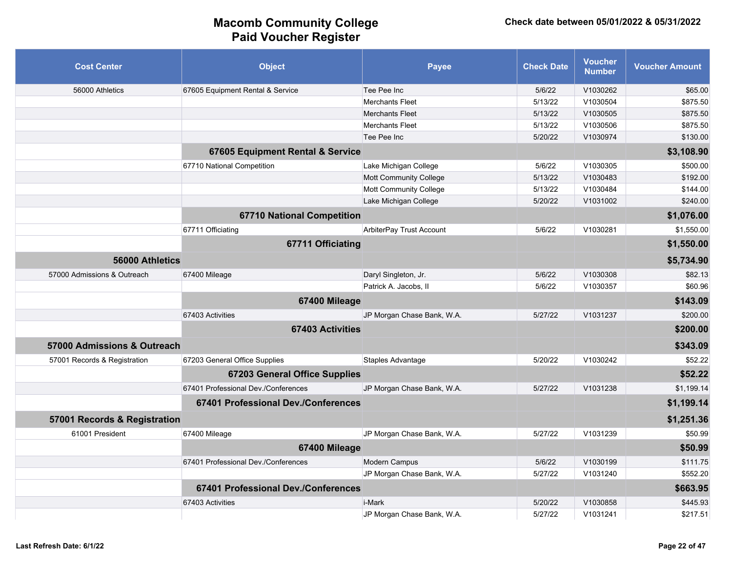# Macomb Community College
## Paid Voucher Register

Check date between 05/01/2022 & 05/31/2022

| Cost Center | Object | Payee | Check Date | Voucher Number | Voucher Amount |
|---|---|---|---|---|---|
| 56000 Athletics | 67605 Equipment Rental & Service | Tee Pee Inc | 5/6/22 | V1030262 | $65.00 |
| | | Merchants Fleet | 5/13/22 | V1030504 | $875.50 |
| | | Merchants Fleet | 5/13/22 | V1030505 | $875.50 |
| | | Merchants Fleet | 5/13/22 | V1030506 | $875.50 |
| | | Tee Pee Inc | 5/20/22 | V1030974 | $130.00 |
| | **67605 Equipment Rental & Service** | | | | **$3,108.90** |
| | 67710 National Competition | Lake Michigan College | 5/6/22 | V1030305 | $500.00 |
| | | Mott Community College | 5/13/22 | V1030483 | $192.00 |
| | | Mott Community College | 5/13/22 | V1030484 | $144.00 |
| | | Lake Michigan College | 5/20/22 | V1031002 | $240.00 |
| | **67710 National Competition** | | | | **$1,076.00** |
| | 67711 Officiating | ArbiterPay Trust Account | 5/6/22 | V1030281 | $1,550.00 |
| | **67711 Officiating** | | | | **$1,550.00** |
| **56000 Athletics** | | | | | **$5,734.90** |
| 57000 Admissions & Outreach | 67400 Mileage | Daryl Singleton, Jr. | 5/6/22 | V1030308 | $82.13 |
| | | Patrick A. Jacobs, II | 5/6/22 | V1030357 | $60.96 |
| | **67400 Mileage** | | | | **$143.09** |
| | 67403 Activities | JP Morgan Chase Bank, W.A. | 5/27/22 | V1031237 | $200.00 |
| | **67403 Activities** | | | | **$200.00** |
| **57000 Admissions & Outreach** | | | | | **$343.09** |
| 57001 Records & Registration | 67203 General Office Supplies | Staples Advantage | 5/20/22 | V1030242 | $52.22 |
| | **67203 General Office Supplies** | | | | **$52.22** |
| | 67401 Professional Dev./Conferences | JP Morgan Chase Bank, W.A. | 5/27/22 | V1031238 | $1,199.14 |
| | **67401 Professional Dev./Conferences** | | | | **$1,199.14** |
| **57001 Records & Registration** | | | | | **$1,251.36** |
| 61001 President | 67400 Mileage | JP Morgan Chase Bank, W.A. | 5/27/22 | V1031239 | $50.99 |
| | **67400 Mileage** | | | | **$50.99** |
| | 67401 Professional Dev./Conferences | Modern Campus | 5/6/22 | V1030199 | $111.75 |
| | | JP Morgan Chase Bank, W.A. | 5/27/22 | V1031240 | $552.20 |
| | **67401 Professional Dev./Conferences** | | | | **$663.95** |
| | 67403 Activities | i-Mark | 5/20/22 | V1030858 | $445.93 |
| | | JP Morgan Chase Bank, W.A. | 5/27/22 | V1031241 | $217.51 |

Last Refresh Date: 6/1/22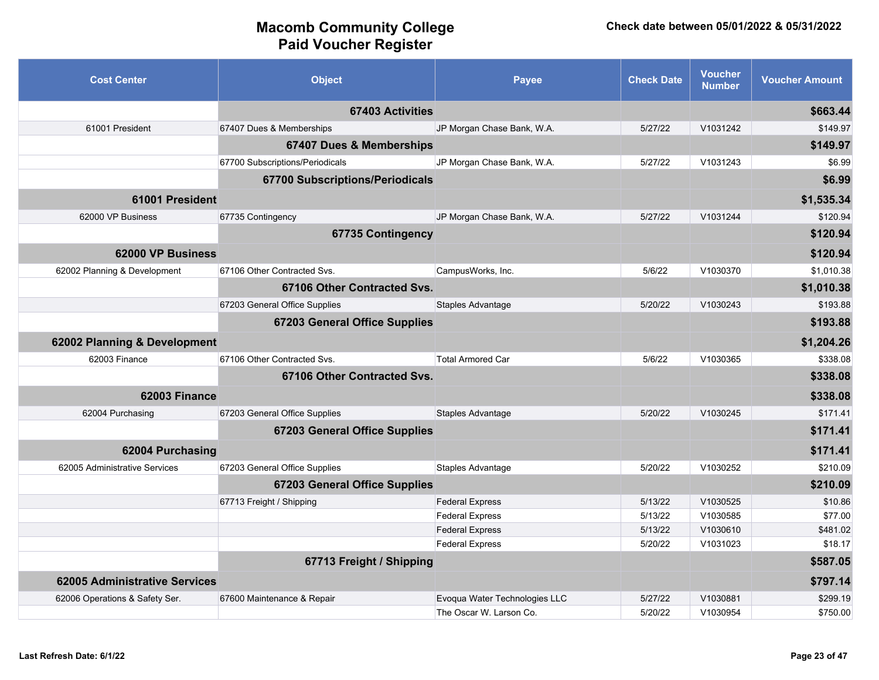# Macomb Community College
# Paid Voucher Register

**Check date between 05/01/2022 & 05/31/2022**

| Cost Center | Object | Payee | Check Date | Voucher Number | Voucher Amount |
|---|---|---|---|---|---|
| | **67403 Activities** | | | | **$663.44** |
| 61001 President | 67407 Dues & Memberships | JP Morgan Chase Bank, W.A. | 5/27/22 | V1031242 | $149.97 |
| | **67407 Dues & Memberships** | | | | **$149.97** |
| | 67700 Subscriptions/Periodicals | JP Morgan Chase Bank, W.A. | 5/27/22 | V1031243 | $6.99 |
| | **67700 Subscriptions/Periodicals** | | | | **$6.99** |
| **61001 President** | | | | | **$1,535.34** |
| 62000 VP Business | 67735 Contingency | JP Morgan Chase Bank, W.A. | 5/27/22 | V1031244 | $120.94 |
| | **67735 Contingency** | | | | **$120.94** |
| **62000 VP Business** | | | | | **$120.94** |
| 62002 Planning & Development | 67106 Other Contracted Svs. | CampusWorks, Inc. | 5/6/22 | V1030370 | $1,010.38 |
| | **67106 Other Contracted Svs.** | | | | **$1,010.38** |
| | 67203 General Office Supplies | Staples Advantage | 5/20/22 | V1030243 | $193.88 |
| | **67203 General Office Supplies** | | | | **$193.88** |
| **62002 Planning & Development** | | | | | **$1,204.26** |
| 62003 Finance | 67106 Other Contracted Svs. | Total Armored Car | 5/6/22 | V1030365 | $338.08 |
| | **67106 Other Contracted Svs.** | | | | **$338.08** |
| **62003 Finance** | | | | | **$338.08** |
| 62004 Purchasing | 67203 General Office Supplies | Staples Advantage | 5/20/22 | V1030245 | $171.41 |
| | **67203 General Office Supplies** | | | | **$171.41** |
| **62004 Purchasing** | | | | | **$171.41** |
| 62005 Administrative Services | 67203 General Office Supplies | Staples Advantage | 5/20/22 | V1030252 | $210.09 |
| | **67203 General Office Supplies** | | | | **$210.09** |
| | 67713 Freight / Shipping | Federal Express | 5/13/22 | V1030525 | $10.86 |
| | | Federal Express | 5/13/22 | V1030585 | $77.00 |
| | | Federal Express | 5/13/22 | V1030610 | $481.02 |
| | | Federal Express | 5/20/22 | V1031023 | $18.17 |
| | **67713 Freight / Shipping** | | | | **$587.05** |
| **62005 Administrative Services** | | | | | **$797.14** |
| 62006 Operations & Safety Ser. | 67600 Maintenance & Repair | Evoqua Water Technologies LLC | 5/27/22 | V1030881 | $299.19 |
| | | The Oscar W. Larson Co. | 5/20/22 | V1030954 | $750.00 |

**Last Refresh Date: 6/1/22**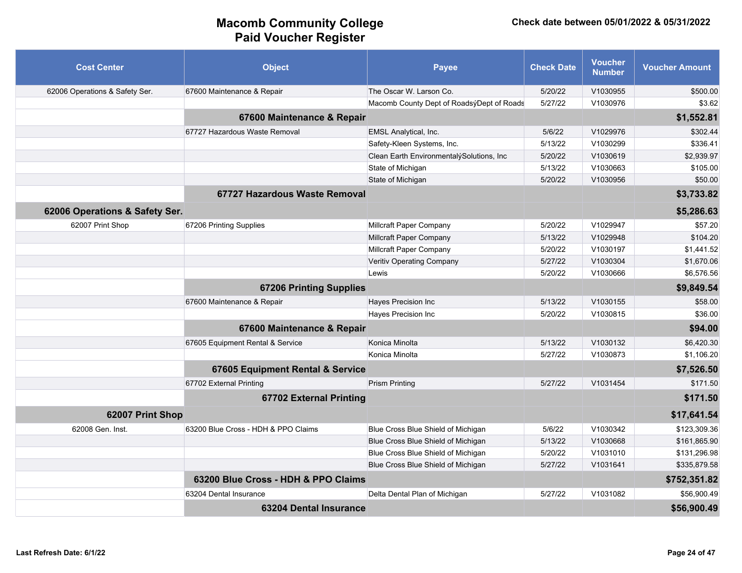# Macomb Community College
# Paid Voucher Register

**Check date between 05/01/2022 & 05/31/2022**

| Cost Center | Object | Payee | Check Date | Voucher Number | Voucher Amount |
|---|---|---|---|---|---|
| 62006 Operations & Safety Ser. | 67600 Maintenance & Repair | The Oscar W. Larson Co. | 5/20/22 | V1030955 | $500.00 |
| | | Macomb County Dept of RoadsýDept of Roads | 5/27/22 | V1030976 | $3.62 |
| | **67600 Maintenance & Repair** | | | | **$1,552.81** |
| | 67727 Hazardous Waste Removal | EMSL Analytical, Inc. | 5/6/22 | V1029976 | $302.44 |
| | | Safety-Kleen Systems, Inc. | 5/13/22 | V1030299 | $336.41 |
| | | Clean Earth EnvironmentalýSolutions, Inc | 5/20/22 | V1030619 | $2,939.97 |
| | | State of Michigan | 5/13/22 | V1030663 | $105.00 |
| | | State of Michigan | 5/20/22 | V1030956 | $50.00 |
| | **67727 Hazardous Waste Removal** | | | | **$3,733.82** |
| **62006 Operations & Safety Ser.** | | | | | **$5,286.63** |
| 62007 Print Shop | 67206 Printing Supplies | Millcraft Paper Company | 5/20/22 | V1029947 | $57.20 |
| | | Millcraft Paper Company | 5/13/22 | V1029948 | $104.20 |
| | | Millcraft Paper Company | 5/20/22 | V1030197 | $1,441.52 |
| | | Veritiv Operating Company | 5/27/22 | V1030304 | $1,670.06 |
| | | Lewis | 5/20/22 | V1030666 | $6,576.56 |
| | **67206 Printing Supplies** | | | | **$9,849.54** |
| | 67600 Maintenance & Repair | Hayes Precision Inc | 5/13/22 | V1030155 | $58.00 |
| | | Hayes Precision Inc | 5/20/22 | V1030815 | $36.00 |
| | **67600 Maintenance & Repair** | | | | **$94.00** |
| | 67605 Equipment Rental & Service | Konica Minolta | 5/13/22 | V1030132 | $6,420.30 |
| | | Konica Minolta | 5/27/22 | V1030873 | $1,106.20 |
| | **67605 Equipment Rental & Service** | | | | **$7,526.50** |
| | 67702 External Printing | Prism Printing | 5/27/22 | V1031454 | $171.50 |
| | **67702 External Printing** | | | | **$171.50** |
| **62007 Print Shop** | | | | | **$17,641.54** |
| 62008 Gen. Inst. | 63200 Blue Cross - HDH & PPO Claims | Blue Cross Blue Shield of Michigan | 5/6/22 | V1030342 | $123,309.36 |
| | | Blue Cross Blue Shield of Michigan | 5/13/22 | V1030668 | $161,865.90 |
| | | Blue Cross Blue Shield of Michigan | 5/20/22 | V1031010 | $131,296.98 |
| | | Blue Cross Blue Shield of Michigan | 5/27/22 | V1031641 | $335,879.58 |
| | **63200 Blue Cross - HDH & PPO Claims** | | | | **$752,351.82** |
| | 63204 Dental Insurance | Delta Dental Plan of Michigan | 5/27/22 | V1031082 | $56,900.49 |
| | **63204 Dental Insurance** | | | | **$56,900.49** |

Last Refresh Date: 6/1/22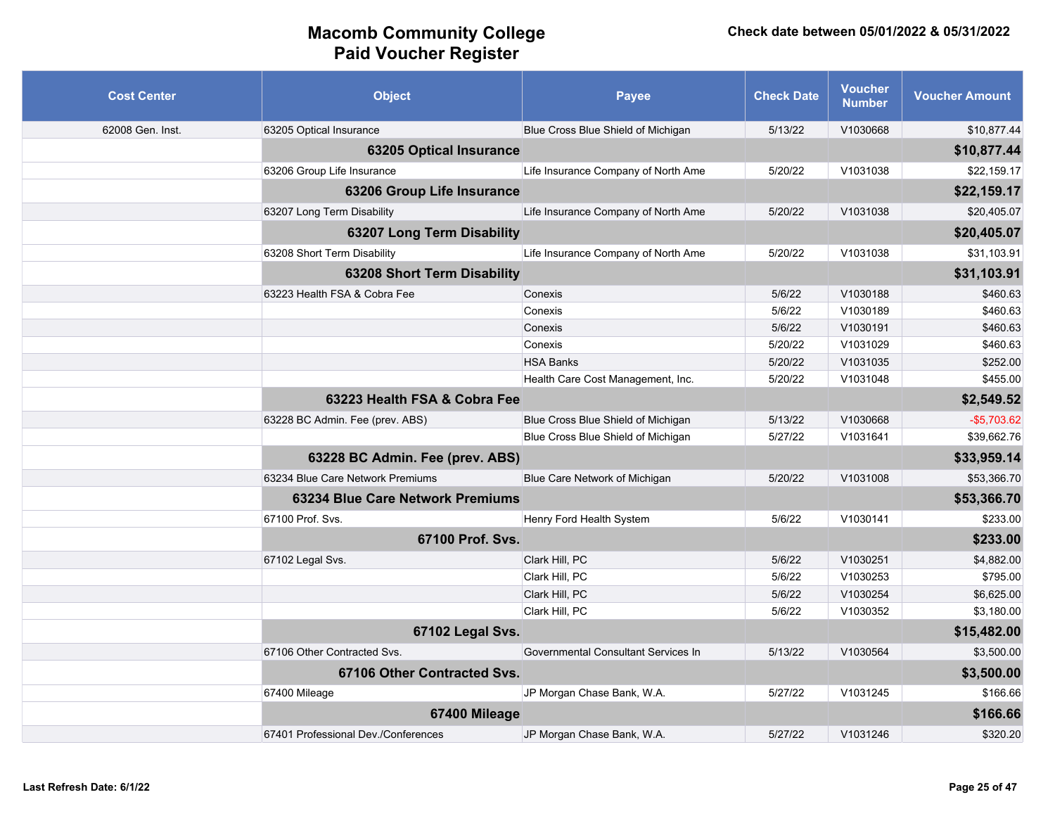# Macomb Community College
# Paid Voucher Register

**Check date between 05/01/2022 & 05/31/2022**

| Cost Center | Object | Payee | Check Date | Voucher Number | Voucher Amount |
|---|---|---|---|---|---|
| 62008 Gen. Inst. | 63205 Optical Insurance | Blue Cross Blue Shield of Michigan | 5/13/22 | V1030668 | $10,877.44 |
| | **63205 Optical Insurance** | | | | **$10,877.44** |
| | 63206 Group Life Insurance | Life Insurance Company of North Ame | 5/20/22 | V1031038 | $22,159.17 |
| | **63206 Group Life Insurance** | | | | **$22,159.17** |
| | 63207 Long Term Disability | Life Insurance Company of North Ame | 5/20/22 | V1031038 | $20,405.07 |
| | **63207 Long Term Disability** | | | | **$20,405.07** |
| | 63208 Short Term Disability | Life Insurance Company of North Ame | 5/20/22 | V1031038 | $31,103.91 |
| | **63208 Short Term Disability** | | | | **$31,103.91** |
| | 63223 Health FSA & Cobra Fee | Conexis | 5/6/22 | V1030188 | $460.63 |
| | | Conexis | 5/6/22 | V1030189 | $460.63 |
| | | Conexis | 5/6/22 | V1030191 | $460.63 |
| | | Conexis | 5/20/22 | V1031029 | $460.63 |
| | | HSA Banks | 5/20/22 | V1031035 | $252.00 |
| | | Health Care Cost Management, Inc. | 5/20/22 | V1031048 | $455.00 |
| | **63223 Health FSA & Cobra Fee** | | | | **$2,549.52** |
| | 63228 BC Admin. Fee (prev. ABS) | Blue Cross Blue Shield of Michigan | 5/13/22 | V1030668 | -$5,703.62 |
| | | Blue Cross Blue Shield of Michigan | 5/27/22 | V1031641 | $39,662.76 |
| | **63228 BC Admin. Fee (prev. ABS)** | | | | **$33,959.14** |
| | 63234 Blue Care Network Premiums | Blue Care Network of Michigan | 5/20/22 | V1031008 | $53,366.70 |
| | **63234 Blue Care Network Premiums** | | | | **$53,366.70** |
| | 67100 Prof. Svs. | Henry Ford Health System | 5/6/22 | V1030141 | $233.00 |
| | **67100 Prof. Svs.** | | | | **$233.00** |
| | 67102 Legal Svs. | Clark Hill, PC | 5/6/22 | V1030251 | $4,882.00 |
| | | Clark Hill, PC | 5/6/22 | V1030253 | $795.00 |
| | | Clark Hill, PC | 5/6/22 | V1030254 | $6,625.00 |
| | | Clark Hill, PC | 5/6/22 | V1030352 | $3,180.00 |
| | **67102 Legal Svs.** | | | | **$15,482.00** |
| | 67106 Other Contracted Svs. | Governmental Consultant Services In | 5/13/22 | V1030564 | $3,500.00 |
| | **67106 Other Contracted Svs.** | | | | **$3,500.00** |
| | 67400 Mileage | JP Morgan Chase Bank, W.A. | 5/27/22 | V1031245 | $166.66 |
| | **67400 Mileage** | | | | **$166.66** |
| | 67401 Professional Dev./Conferences | JP Morgan Chase Bank, W.A. | 5/27/22 | V1031246 | $320.20 |

Last Refresh Date: 6/1/22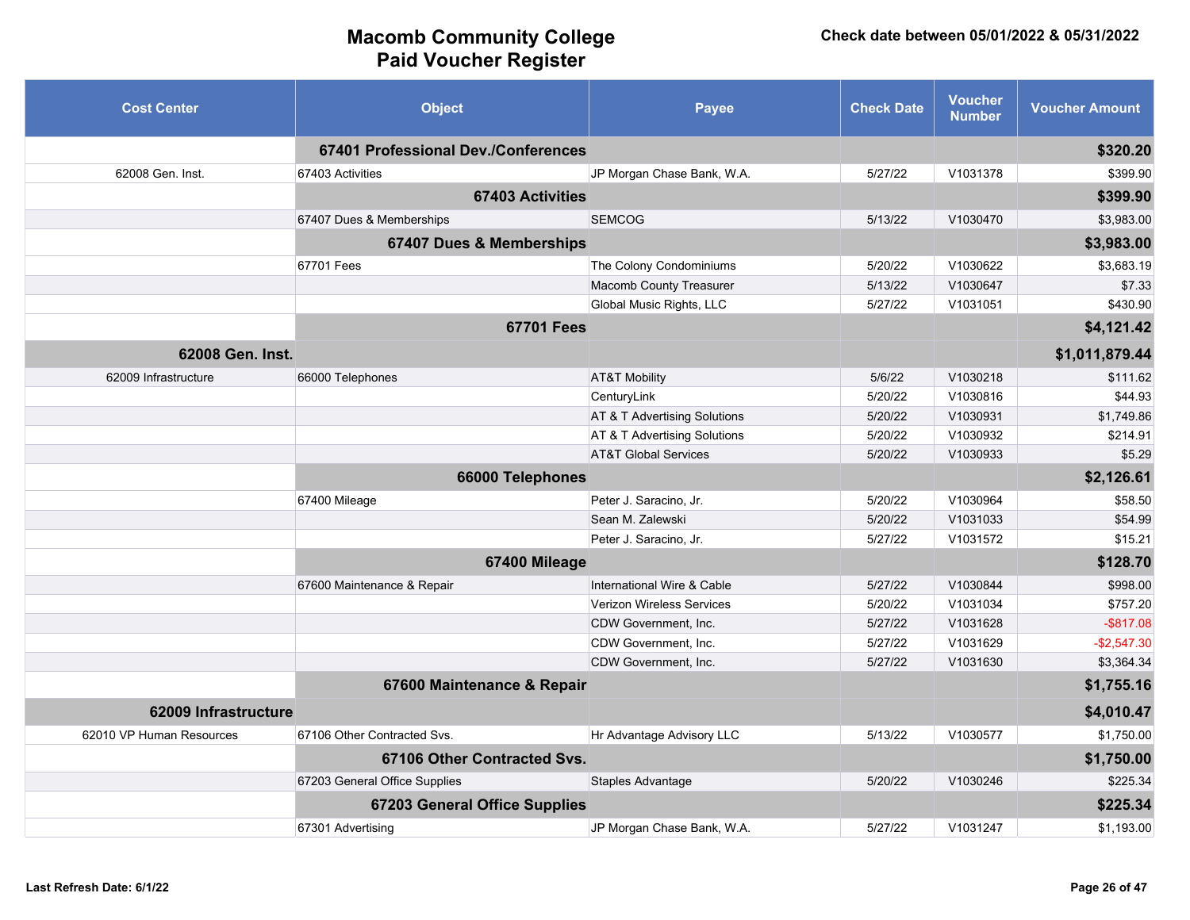# Macomb Community College
# Paid Voucher Register

**Check date between 05/01/2022 & 05/31/2022**

| Cost Center | Object | Payee | Check Date | Voucher Number | Voucher Amount |
|---|---|---|---|---|---|
| | **67401 Professional Dev./Conferences** | | | | **$320.20** |
| 62008 Gen. Inst. | 67403 Activities | JP Morgan Chase Bank, W.A. | 5/27/22 | V1031378 | $399.90 |
| | **67403 Activities** | | | | **$399.90** |
| | 67407 Dues & Memberships | SEMCOG | 5/13/22 | V1030470 | $3,983.00 |
| | **67407 Dues & Memberships** | | | | **$3,983.00** |
| | 67701 Fees | The Colony Condominiums | 5/20/22 | V1030622 | $3,683.19 |
| | | Macomb County Treasurer | 5/13/22 | V1030647 | $7.33 |
| | | Global Music Rights, LLC | 5/27/22 | V1031051 | $430.90 |
| | **67701 Fees** | | | | **$4,121.42** |
| **62008 Gen. Inst.** | | | | | **$1,011,879.44** |
| 62009 Infrastructure | 66000 Telephones | AT&T Mobility | 5/6/22 | V1030218 | $111.62 |
| | | CenturyLink | 5/20/22 | V1030816 | $44.93 |
| | | AT & T Advertising Solutions | 5/20/22 | V1030931 | $1,749.86 |
| | | AT & T Advertising Solutions | 5/20/22 | V1030932 | $214.91 |
| | | AT&T Global Services | 5/20/22 | V1030933 | $5.29 |
| | **66000 Telephones** | | | | **$2,126.61** |
| | 67400 Mileage | Peter J. Saracino, Jr. | 5/20/22 | V1030964 | $58.50 |
| | | Sean M. Zalewski | 5/20/22 | V1031033 | $54.99 |
| | | Peter J. Saracino, Jr. | 5/27/22 | V1031572 | $15.21 |
| | **67400 Mileage** | | | | **$128.70** |
| | 67600 Maintenance & Repair | International Wire & Cable | 5/27/22 | V1030844 | $998.00 |
| | | Verizon Wireless Services | 5/20/22 | V1031034 | $757.20 |
| | | CDW Government, Inc. | 5/27/22 | V1031628 | -$817.08 |
| | | CDW Government, Inc. | 5/27/22 | V1031629 | -$2,547.30 |
| | | CDW Government, Inc. | 5/27/22 | V1031630 | $3,364.34 |
| | **67600 Maintenance & Repair** | | | | **$1,755.16** |
| **62009 Infrastructure** | | | | | **$4,010.47** |
| 62010 VP Human Resources | 67106 Other Contracted Svs. | Hr Advantage Advisory LLC | 5/13/22 | V1030577 | $1,750.00 |
| | **67106 Other Contracted Svs.** | | | | **$1,750.00** |
| | 67203 General Office Supplies | Staples Advantage | 5/20/22 | V1030246 | $225.34 |
| | **67203 General Office Supplies** | | | | **$225.34** |
| | 67301 Advertising | JP Morgan Chase Bank, W.A. | 5/27/22 | V1031247 | $1,193.00 |

Last Refresh Date: 6/1/22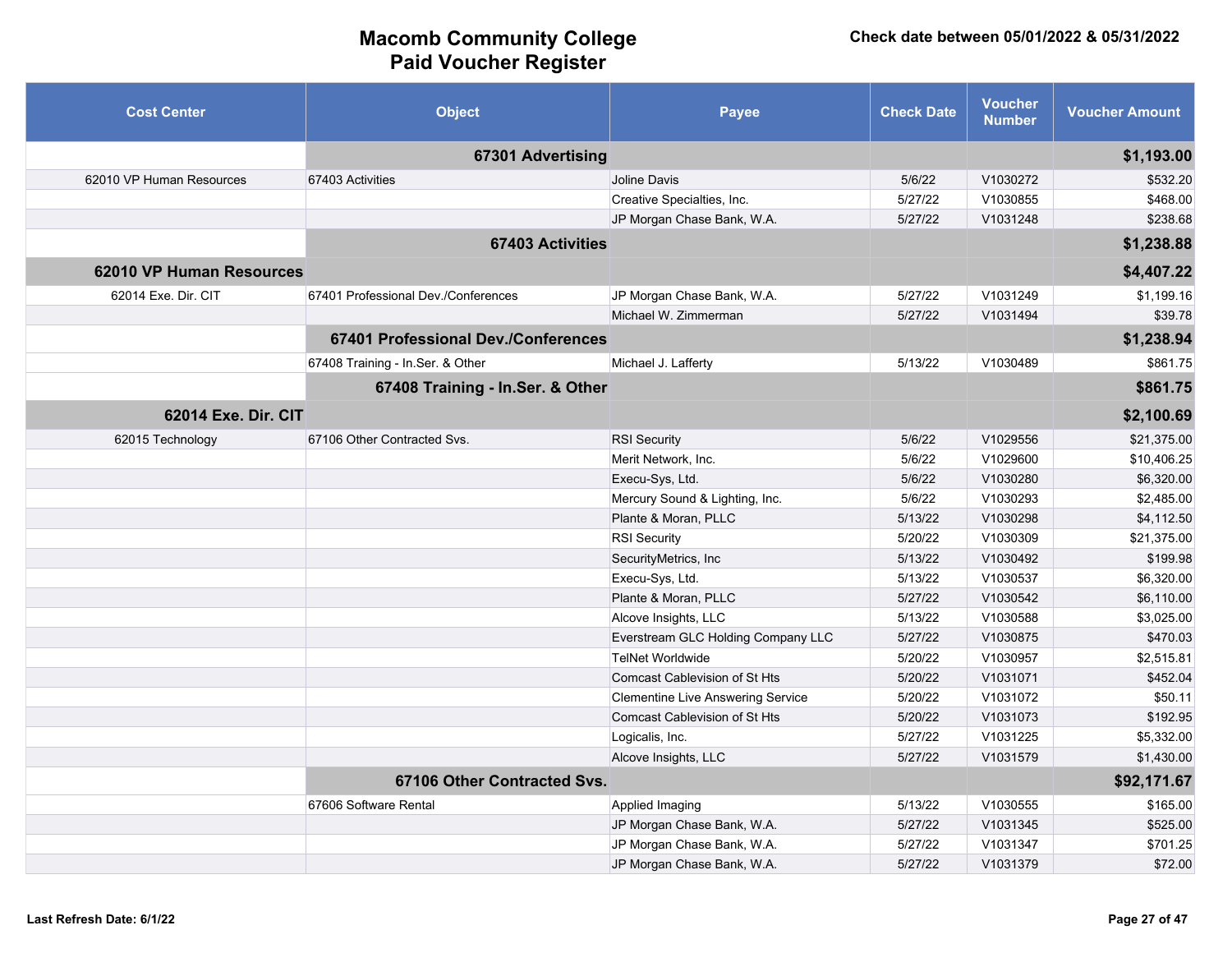# Macomb Community College
## Paid Voucher Register

**Check date between 05/01/2022 & 05/31/2022**

| Cost Center | Object | Payee | Check Date | Voucher Number | Voucher Amount |
|---|---|---|---|---|---|
| | **67301 Advertising** | | | | **$1,193.00** |
| 62010 VP Human Resources | 67403 Activities | Joline Davis | 5/6/22 | V1030272 | $532.20 |
| | | Creative Specialties, Inc. | 5/27/22 | V1030855 | $468.00 |
| | | JP Morgan Chase Bank, W.A. | 5/27/22 | V1031248 | $238.68 |
| | **67403 Activities** | | | | **$1,238.88** |
| **62010 VP Human Resources** | | | | | **$4,407.22** |
| 62014 Exe. Dir. CIT | 67401 Professional Dev./Conferences | JP Morgan Chase Bank, W.A. | 5/27/22 | V1031249 | $1,199.16 |
| | | Michael W. Zimmerman | 5/27/22 | V1031494 | $39.78 |
| | **67401 Professional Dev./Conferences** | | | | **$1,238.94** |
| | 67408 Training - In.Ser. & Other | Michael J. Lafferty | 5/13/22 | V1030489 | $861.75 |
| | **67408 Training - In.Ser. & Other** | | | | **$861.75** |
| **62014 Exe. Dir. CIT** | | | | | **$2,100.69** |
| 62015 Technology | 67106 Other Contracted Svs. | RSI Security | 5/6/22 | V1029556 | $21,375.00 |
| | | Merit Network, Inc. | 5/6/22 | V1029600 | $10,406.25 |
| | | Execu-Sys, Ltd. | 5/6/22 | V1030280 | $6,320.00 |
| | | Mercury Sound & Lighting, Inc. | 5/6/22 | V1030293 | $2,485.00 |
| | | Plante & Moran, PLLC | 5/13/22 | V1030298 | $4,112.50 |
| | | RSI Security | 5/20/22 | V1030309 | $21,375.00 |
| | | SecurityMetrics, Inc | 5/13/22 | V1030492 | $199.98 |
| | | Execu-Sys, Ltd. | 5/13/22 | V1030537 | $6,320.00 |
| | | Plante & Moran, PLLC | 5/27/22 | V1030542 | $6,110.00 |
| | | Alcove Insights, LLC | 5/13/22 | V1030588 | $3,025.00 |
| | | Everstream GLC Holding Company LLC | 5/27/22 | V1030875 | $470.03 |
| | | TelNet Worldwide | 5/20/22 | V1030957 | $2,515.81 |
| | | Comcast Cablevision of St Hts | 5/20/22 | V1031071 | $452.04 |
| | | Clementine Live Answering Service | 5/20/22 | V1031072 | $50.11 |
| | | Comcast Cablevision of St Hts | 5/20/22 | V1031073 | $192.95 |
| | | Logicalis, Inc. | 5/27/22 | V1031225 | $5,332.00 |
| | | Alcove Insights, LLC | 5/27/22 | V1031579 | $1,430.00 |
| | **67106 Other Contracted Svs.** | | | | **$92,171.67** |
| | 67606 Software Rental | Applied Imaging | 5/13/22 | V1030555 | $165.00 |
| | | JP Morgan Chase Bank, W.A. | 5/27/22 | V1031345 | $525.00 |
| | | JP Morgan Chase Bank, W.A. | 5/27/22 | V1031347 | $701.25 |
| | | JP Morgan Chase Bank, W.A. | 5/27/22 | V1031379 | $72.00 |

Last Refresh Date: 6/1/22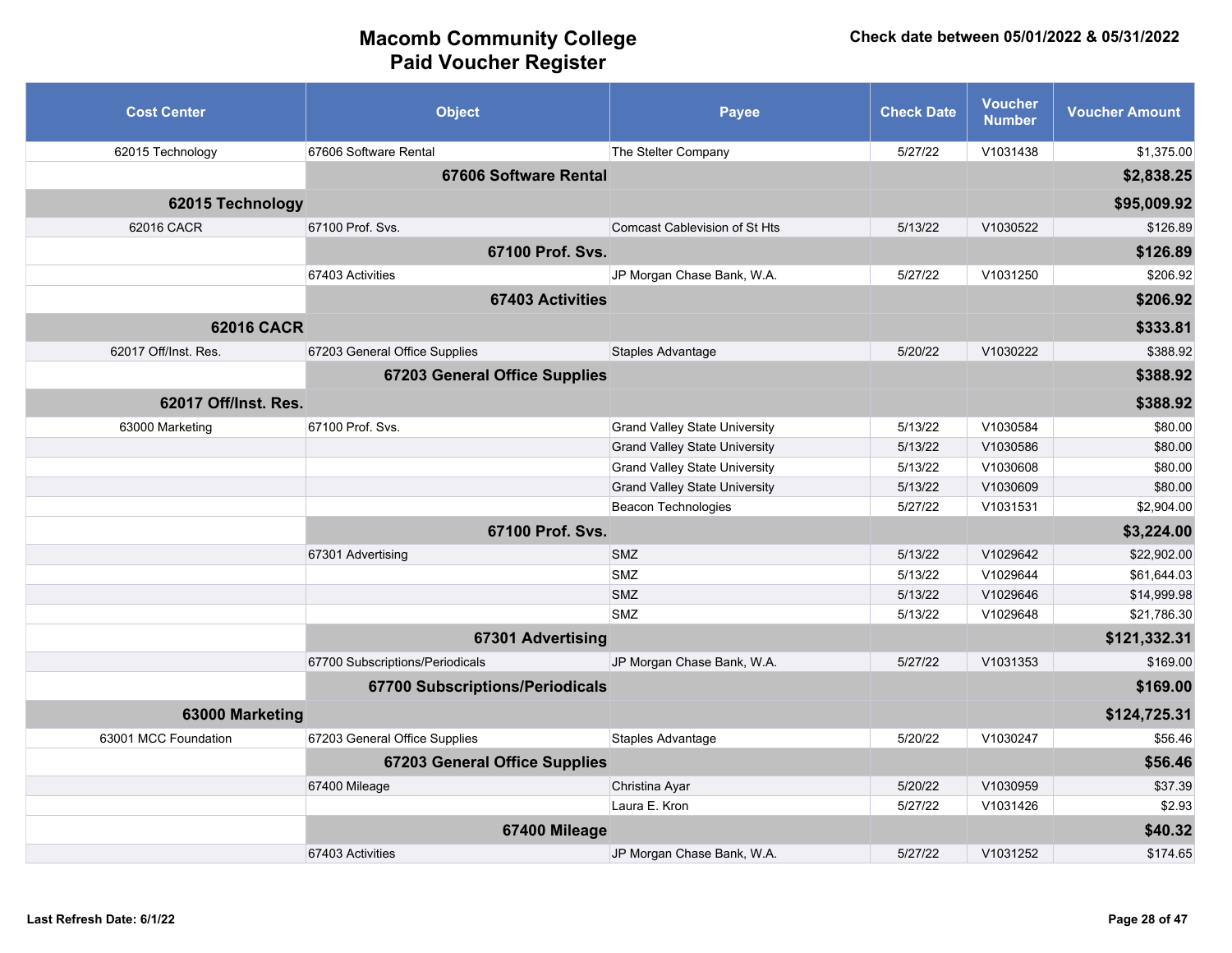# Macomb Community College
# Paid Voucher Register

**Check date between 05/01/2022 & 05/31/2022**

| Cost Center | Object | Payee | Check Date | Voucher Number | Voucher Amount |
|---|---|---|---|---|---|
| 62015 Technology | 67606 Software Rental | The Stelter Company | 5/27/22 | V1031438 | $1,375.00 |
| | **67606 Software Rental** | | | | **$2,838.25** |
| **62015 Technology** | | | | | **$95,009.92** |
| 62016 CACR | 67100 Prof. Svs. | Comcast Cablevision of St Hts | 5/13/22 | V1030522 | $126.89 |
| | **67100 Prof. Svs.** | | | | **$126.89** |
| | 67403 Activities | JP Morgan Chase Bank, W.A. | 5/27/22 | V1031250 | $206.92 |
| | **67403 Activities** | | | | **$206.92** |
| **62016 CACR** | | | | | **$333.81** |
| 62017 Off/Inst. Res. | 67203 General Office Supplies | Staples Advantage | 5/20/22 | V1030222 | $388.92 |
| | **67203 General Office Supplies** | | | | **$388.92** |
| **62017 Off/Inst. Res.** | | | | | **$388.92** |
| 63000 Marketing | 67100 Prof. Svs. | Grand Valley State University | 5/13/22 | V1030584 | $80.00 |
| | | Grand Valley State University | 5/13/22 | V1030586 | $80.00 |
| | | Grand Valley State University | 5/13/22 | V1030608 | $80.00 |
| | | Grand Valley State University | 5/13/22 | V1030609 | $80.00 |
| | | Beacon Technologies | 5/27/22 | V1031531 | $2,904.00 |
| | **67100 Prof. Svs.** | | | | **$3,224.00** |
| | 67301 Advertising | SMZ | 5/13/22 | V1029642 | $22,902.00 |
| | | SMZ | 5/13/22 | V1029644 | $61,644.03 |
| | | SMZ | 5/13/22 | V1029646 | $14,999.98 |
| | | SMZ | 5/13/22 | V1029648 | $21,786.30 |
| | **67301 Advertising** | | | | **$121,332.31** |
| | 67700 Subscriptions/Periodicals | JP Morgan Chase Bank, W.A. | 5/27/22 | V1031353 | $169.00 |
| | **67700 Subscriptions/Periodicals** | | | | **$169.00** |
| **63000 Marketing** | | | | | **$124,725.31** |
| 63001 MCC Foundation | 67203 General Office Supplies | Staples Advantage | 5/20/22 | V1030247 | $56.46 |
| | **67203 General Office Supplies** | | | | **$56.46** |
| | 67400 Mileage | Christina Ayar | 5/20/22 | V1030959 | $37.39 |
| | | Laura E. Kron | 5/27/22 | V1031426 | $2.93 |
| | **67400 Mileage** | | | | **$40.32** |
| | 67403 Activities | JP Morgan Chase Bank, W.A. | 5/27/22 | V1031252 | $174.65 |

Last Refresh Date: 6/1/22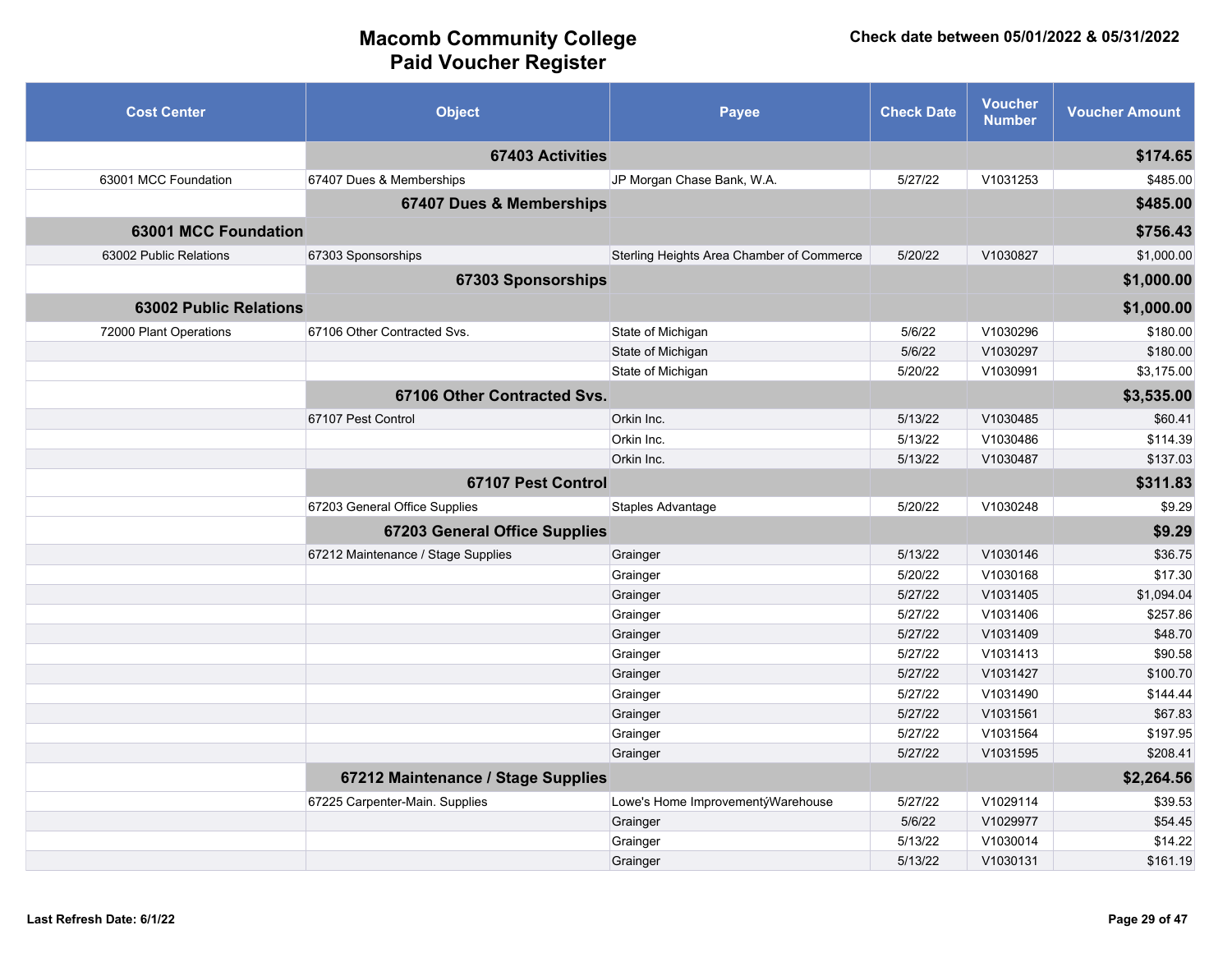# Macomb Community College
# Paid Voucher Register

**Check date between 05/01/2022 & 05/31/2022**

| Cost Center | Object | Payee | Check Date | Voucher Number | Voucher Amount |
|---|---|---|---|---|---|
| | **67403 Activities** | | | | **$174.65** |
| 63001 MCC Foundation | 67407 Dues & Memberships | JP Morgan Chase Bank, W.A. | 5/27/22 | V1031253 | $485.00 |
| | **67407 Dues & Memberships** | | | | **$485.00** |
| **63001 MCC Foundation** | | | | | **$756.43** |
| 63002 Public Relations | 67303 Sponsorships | Sterling Heights Area Chamber of Commerce | 5/20/22 | V1030827 | $1,000.00 |
| | **67303 Sponsorships** | | | | **$1,000.00** |
| **63002 Public Relations** | | | | | **$1,000.00** |
| 72000 Plant Operations | 67106 Other Contracted Svs. | State of Michigan | 5/6/22 | V1030296 | $180.00 |
| | | State of Michigan | 5/6/22 | V1030297 | $180.00 |
| | | State of Michigan | 5/20/22 | V1030991 | $3,175.00 |
| | **67106 Other Contracted Svs.** | | | | **$3,535.00** |
| | 67107 Pest Control | Orkin Inc. | 5/13/22 | V1030485 | $60.41 |
| | | Orkin Inc. | 5/13/22 | V1030486 | $114.39 |
| | | Orkin Inc. | 5/13/22 | V1030487 | $137.03 |
| | **67107 Pest Control** | | | | **$311.83** |
| | 67203 General Office Supplies | Staples Advantage | 5/20/22 | V1030248 | $9.29 |
| | **67203 General Office Supplies** | | | | **$9.29** |
| | 67212 Maintenance / Stage Supplies | Grainger | 5/13/22 | V1030146 | $36.75 |
| | | Grainger | 5/20/22 | V1030168 | $17.30 |
| | | Grainger | 5/27/22 | V1031405 | $1,094.04 |
| | | Grainger | 5/27/22 | V1031406 | $257.86 |
| | | Grainger | 5/27/22 | V1031409 | $48.70 |
| | | Grainger | 5/27/22 | V1031413 | $90.58 |
| | | Grainger | 5/27/22 | V1031427 | $100.70 |
| | | Grainger | 5/27/22 | V1031490 | $144.44 |
| | | Grainger | 5/27/22 | V1031561 | $67.83 |
| | | Grainger | 5/27/22 | V1031564 | $197.95 |
| | | Grainger | 5/27/22 | V1031595 | $208.41 |
| | **67212 Maintenance / Stage Supplies** | | | | **$2,264.56** |
| | 67225 Carpenter-Main. Supplies | Lowe's Home ImprovementýWarehouse | 5/27/22 | V1029114 | $39.53 |
| | | Grainger | 5/6/22 | V1029977 | $54.45 |
| | | Grainger | 5/13/22 | V1030014 | $14.22 |
| | | Grainger | 5/13/22 | V1030131 | $161.19 |

**Last Refresh Date: 6/1/22**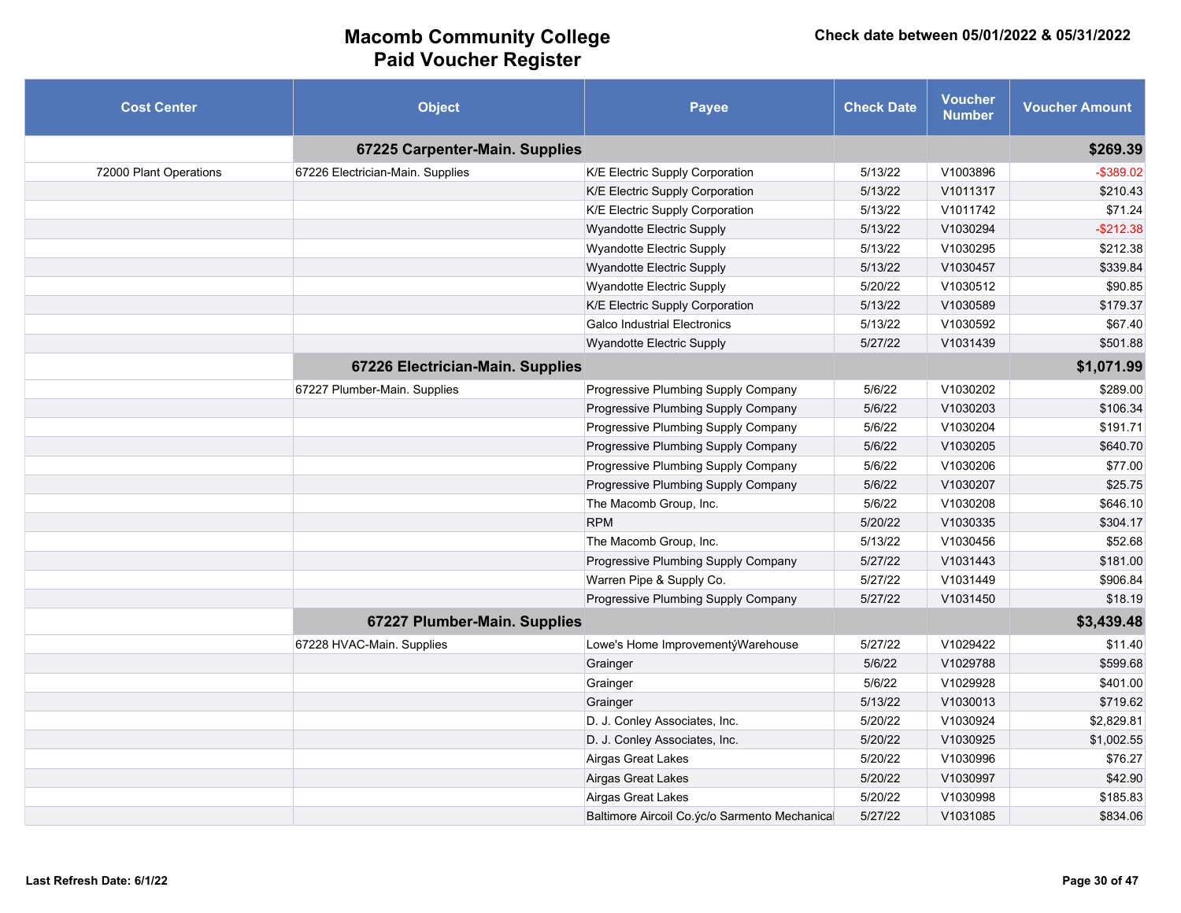# Macomb Community College
# Paid Voucher Register

**Check date between 05/01/2022 & 05/31/2022**

| Cost Center | Object | Payee | Check Date | Voucher Number | Voucher Amount |
|---|---|---|---|---|---|
| | **67225 Carpenter-Main. Supplies** | | | | **$269.39** |
| 72000 Plant Operations | 67226 Electrician-Main. Supplies | K/E Electric Supply Corporation | 5/13/22 | V1003896 | -$389.02 |
| | | K/E Electric Supply Corporation | 5/13/22 | V1011317 | $210.43 |
| | | K/E Electric Supply Corporation | 5/13/22 | V1011742 | $71.24 |
| | | Wyandotte Electric Supply | 5/13/22 | V1030294 | -$212.38 |
| | | Wyandotte Electric Supply | 5/13/22 | V1030295 | $212.38 |
| | | Wyandotte Electric Supply | 5/13/22 | V1030457 | $339.84 |
| | | Wyandotte Electric Supply | 5/20/22 | V1030512 | $90.85 |
| | | K/E Electric Supply Corporation | 5/13/22 | V1030589 | $179.37 |
| | | Galco Industrial Electronics | 5/13/22 | V1030592 | $67.40 |
| | | Wyandotte Electric Supply | 5/27/22 | V1031439 | $501.88 |
| | **67226 Electrician-Main. Supplies** | | | | **$1,071.99** |
| | 67227 Plumber-Main. Supplies | Progressive Plumbing Supply Company | 5/6/22 | V1030202 | $289.00 |
| | | Progressive Plumbing Supply Company | 5/6/22 | V1030203 | $106.34 |
| | | Progressive Plumbing Supply Company | 5/6/22 | V1030204 | $191.71 |
| | | Progressive Plumbing Supply Company | 5/6/22 | V1030205 | $640.70 |
| | | Progressive Plumbing Supply Company | 5/6/22 | V1030206 | $77.00 |
| | | Progressive Plumbing Supply Company | 5/6/22 | V1030207 | $25.75 |
| | | The Macomb Group, Inc. | 5/6/22 | V1030208 | $646.10 |
| | | RPM | 5/20/22 | V1030335 | $304.17 |
| | | The Macomb Group, Inc. | 5/13/22 | V1030456 | $52.68 |
| | | Progressive Plumbing Supply Company | 5/27/22 | V1031443 | $181.00 |
| | | Warren Pipe & Supply Co. | 5/27/22 | V1031449 | $906.84 |
| | | Progressive Plumbing Supply Company | 5/27/22 | V1031450 | $18.19 |
| | **67227 Plumber-Main. Supplies** | | | | **$3,439.48** |
| | 67228 HVAC-Main. Supplies | Lowe's Home ImprovementýWarehouse | 5/27/22 | V1029422 | $11.40 |
| | | Grainger | 5/6/22 | V1029788 | $599.68 |
| | | Grainger | 5/6/22 | V1029928 | $401.00 |
| | | Grainger | 5/13/22 | V1030013 | $719.62 |
| | | D. J. Conley Associates, Inc. | 5/20/22 | V1030924 | $2,829.81 |
| | | D. J. Conley Associates, Inc. | 5/20/22 | V1030925 | $1,002.55 |
| | | Airgas Great Lakes | 5/20/22 | V1030996 | $76.27 |
| | | Airgas Great Lakes | 5/20/22 | V1030997 | $42.90 |
| | | Airgas Great Lakes | 5/20/22 | V1030998 | $185.83 |
| | | Baltimore Aircoil Co.ýc/o Sarmento Mechanical | 5/27/22 | V1031085 | $834.06 |

**Last Refresh Date: 6/1/22**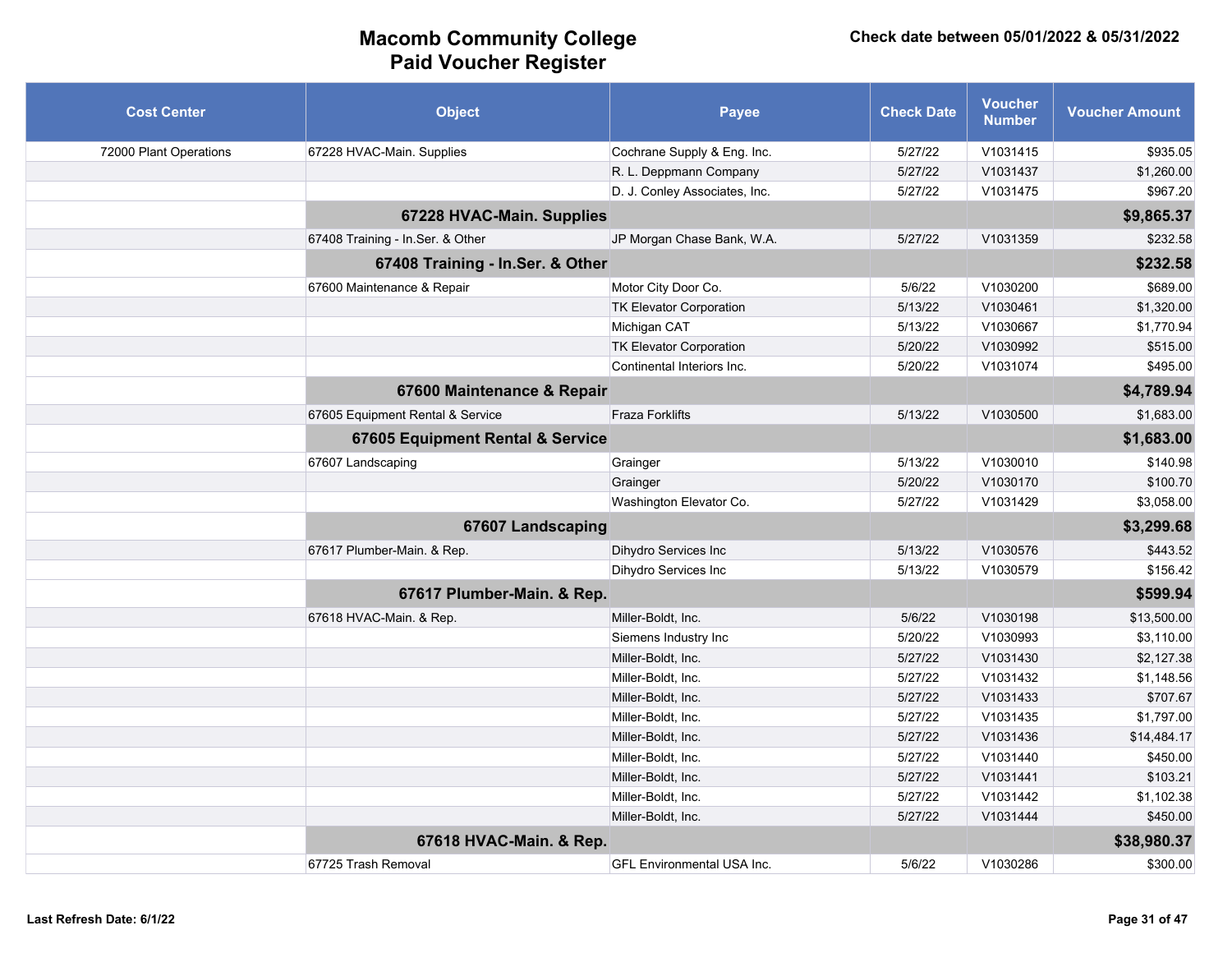# Macomb Community College
## Paid Voucher Register

**Check date between 05/01/2022 & 05/31/2022**

| Cost Center | Object | Payee | Check Date | Voucher Number | Voucher Amount |
|---|---|---|---|---|---|
| 72000 Plant Operations | 67228 HVAC-Main. Supplies | Cochrane Supply & Eng. Inc. | 5/27/22 | V1031415 | $935.05 |
| | | R. L. Deppmann Company | 5/27/22 | V1031437 | $1,260.00 |
| | | D. J. Conley Associates, Inc. | 5/27/22 | V1031475 | $967.20 |
| | **67228 HVAC-Main. Supplies** | | | | **$9,865.37** |
| | 67408 Training - In.Ser. & Other | JP Morgan Chase Bank, W.A. | 5/27/22 | V1031359 | $232.58 |
| | **67408 Training - In.Ser. & Other** | | | | **$232.58** |
| | 67600 Maintenance & Repair | Motor City Door Co. | 5/6/22 | V1030200 | $689.00 |
| | | TK Elevator Corporation | 5/13/22 | V1030461 | $1,320.00 |
| | | Michigan CAT | 5/13/22 | V1030667 | $1,770.94 |
| | | TK Elevator Corporation | 5/20/22 | V1030992 | $515.00 |
| | | Continental Interiors Inc. | 5/20/22 | V1031074 | $495.00 |
| | **67600 Maintenance & Repair** | | | | **$4,789.94** |
| | 67605 Equipment Rental & Service | Fraza Forklifts | 5/13/22 | V1030500 | $1,683.00 |
| | **67605 Equipment Rental & Service** | | | | **$1,683.00** |
| | 67607 Landscaping | Grainger | 5/13/22 | V1030010 | $140.98 |
| | | Grainger | 5/20/22 | V1030170 | $100.70 |
| | | Washington Elevator Co. | 5/27/22 | V1031429 | $3,058.00 |
| | **67607 Landscaping** | | | | **$3,299.68** |
| | 67617 Plumber-Main. & Rep. | Dihydro Services Inc | 5/13/22 | V1030576 | $443.52 |
| | | Dihydro Services Inc | 5/13/22 | V1030579 | $156.42 |
| | **67617 Plumber-Main. & Rep.** | | | | **$599.94** |
| | 67618 HVAC-Main. & Rep. | Miller-Boldt, Inc. | 5/6/22 | V1030198 | $13,500.00 |
| | | Siemens Industry Inc | 5/20/22 | V1030993 | $3,110.00 |
| | | Miller-Boldt, Inc. | 5/27/22 | V1031430 | $2,127.38 |
| | | Miller-Boldt, Inc. | 5/27/22 | V1031432 | $1,148.56 |
| | | Miller-Boldt, Inc. | 5/27/22 | V1031433 | $707.67 |
| | | Miller-Boldt, Inc. | 5/27/22 | V1031435 | $1,797.00 |
| | | Miller-Boldt, Inc. | 5/27/22 | V1031436 | $14,484.17 |
| | | Miller-Boldt, Inc. | 5/27/22 | V1031440 | $450.00 |
| | | Miller-Boldt, Inc. | 5/27/22 | V1031441 | $103.21 |
| | | Miller-Boldt, Inc. | 5/27/22 | V1031442 | $1,102.38 |
| | | Miller-Boldt, Inc. | 5/27/22 | V1031444 | $450.00 |
| | **67618 HVAC-Main. & Rep.** | | | | **$38,980.37** |
| | 67725 Trash Removal | GFL Environmental USA Inc. | 5/6/22 | V1030286 | $300.00 |

**Last Refresh Date: 6/1/22**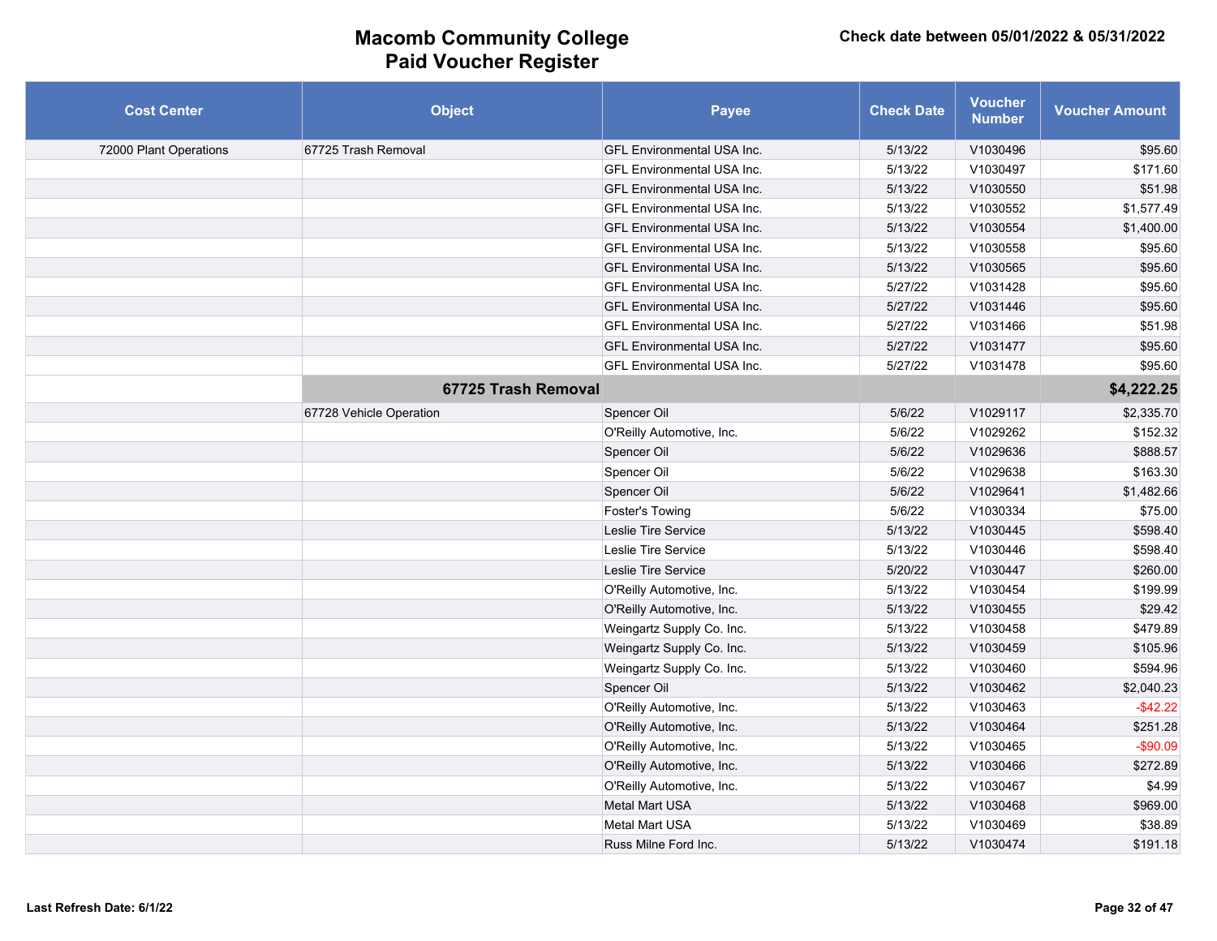# Macomb Community College
# Paid Voucher Register

**Check date between 05/01/2022 & 05/31/2022**

| Cost Center | Object | Payee | Check Date | Voucher Number | Voucher Amount |
|---|---|---|---|---|---|
| 72000 Plant Operations | 67725 Trash Removal | GFL Environmental USA Inc. | 5/13/22 | V1030496 | $95.60 |
| | | GFL Environmental USA Inc. | 5/13/22 | V1030497 | $171.60 |
| | | GFL Environmental USA Inc. | 5/13/22 | V1030550 | $51.98 |
| | | GFL Environmental USA Inc. | 5/13/22 | V1030552 | $1,577.49 |
| | | GFL Environmental USA Inc. | 5/13/22 | V1030554 | $1,400.00 |
| | | GFL Environmental USA Inc. | 5/13/22 | V1030558 | $95.60 |
| | | GFL Environmental USA Inc. | 5/13/22 | V1030565 | $95.60 |
| | | GFL Environmental USA Inc. | 5/27/22 | V1031428 | $95.60 |
| | | GFL Environmental USA Inc. | 5/27/22 | V1031446 | $95.60 |
| | | GFL Environmental USA Inc. | 5/27/22 | V1031466 | $51.98 |
| | | GFL Environmental USA Inc. | 5/27/22 | V1031477 | $95.60 |
| | | GFL Environmental USA Inc. | 5/27/22 | V1031478 | $95.60 |
| | **67725 Trash Removal** | | | | **$4,222.25** |
| | 67728 Vehicle Operation | Spencer Oil | 5/6/22 | V1029117 | $2,335.70 |
| | | O'Reilly Automotive, Inc. | 5/6/22 | V1029262 | $152.32 |
| | | Spencer Oil | 5/6/22 | V1029636 | $888.57 |
| | | Spencer Oil | 5/6/22 | V1029638 | $163.30 |
| | | Spencer Oil | 5/6/22 | V1029641 | $1,482.66 |
| | | Foster's Towing | 5/6/22 | V1030334 | $75.00 |
| | | Leslie Tire Service | 5/13/22 | V1030445 | $598.40 |
| | | Leslie Tire Service | 5/13/22 | V1030446 | $598.40 |
| | | Leslie Tire Service | 5/20/22 | V1030447 | $260.00 |
| | | O'Reilly Automotive, Inc. | 5/13/22 | V1030454 | $199.99 |
| | | O'Reilly Automotive, Inc. | 5/13/22 | V1030455 | $29.42 |
| | | Weingartz Supply Co. Inc. | 5/13/22 | V1030458 | $479.89 |
| | | Weingartz Supply Co. Inc. | 5/13/22 | V1030459 | $105.96 |
| | | Weingartz Supply Co. Inc. | 5/13/22 | V1030460 | $594.96 |
| | | Spencer Oil | 5/13/22 | V1030462 | $2,040.23 |
| | | O'Reilly Automotive, Inc. | 5/13/22 | V1030463 | -$42.22 |
| | | O'Reilly Automotive, Inc. | 5/13/22 | V1030464 | $251.28 |
| | | O'Reilly Automotive, Inc. | 5/13/22 | V1030465 | -$90.09 |
| | | O'Reilly Automotive, Inc. | 5/13/22 | V1030466 | $272.89 |
| | | O'Reilly Automotive, Inc. | 5/13/22 | V1030467 | $4.99 |
| | | Metal Mart USA | 5/13/22 | V1030468 | $969.00 |
| | | Metal Mart USA | 5/13/22 | V1030469 | $38.89 |
| | | Russ Milne Ford Inc. | 5/13/22 | V1030474 | $191.18 |

Last Refresh Date: 6/1/22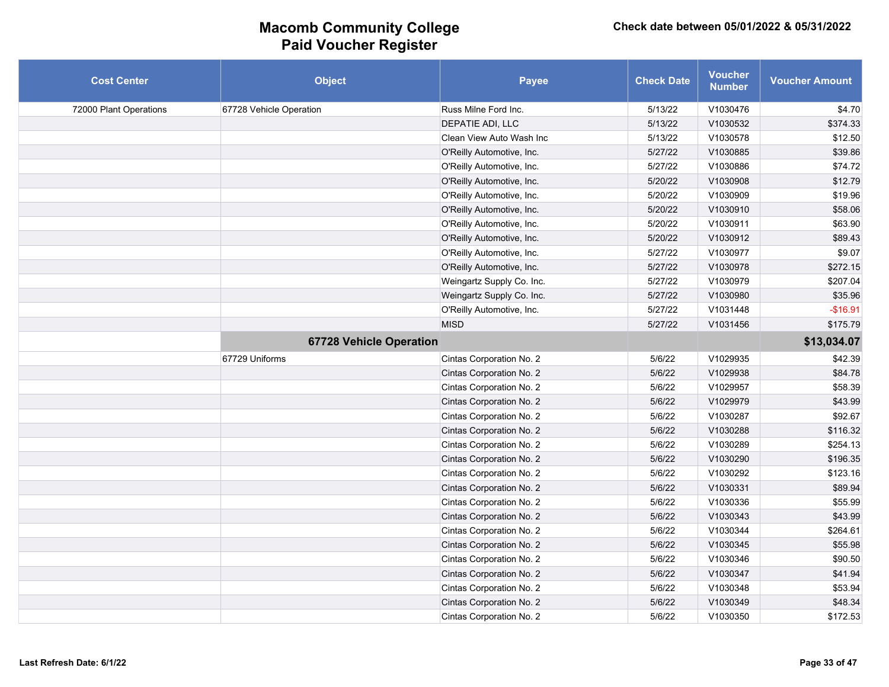# Macomb Community College
## Paid Voucher Register

**Check date between 05/01/2022 & 05/31/2022**

| Cost Center | Object | Payee | Check Date | Voucher Number | Voucher Amount |
|---|---|---|---|---|---|
| 72000 Plant Operations | 67728 Vehicle Operation | Russ Milne Ford Inc. | 5/13/22 | V1030476 | $4.70 |
| | | DEPATIE ADI, LLC | 5/13/22 | V1030532 | $374.33 |
| | | Clean View Auto Wash Inc | 5/13/22 | V1030578 | $12.50 |
| | | O'Reilly Automotive, Inc. | 5/27/22 | V1030885 | $39.86 |
| | | O'Reilly Automotive, Inc. | 5/27/22 | V1030886 | $74.72 |
| | | O'Reilly Automotive, Inc. | 5/20/22 | V1030908 | $12.79 |
| | | O'Reilly Automotive, Inc. | 5/20/22 | V1030909 | $19.96 |
| | | O'Reilly Automotive, Inc. | 5/20/22 | V1030910 | $58.06 |
| | | O'Reilly Automotive, Inc. | 5/20/22 | V1030911 | $63.90 |
| | | O'Reilly Automotive, Inc. | 5/20/22 | V1030912 | $89.43 |
| | | O'Reilly Automotive, Inc. | 5/27/22 | V1030977 | $9.07 |
| | | O'Reilly Automotive, Inc. | 5/27/22 | V1030978 | $272.15 |
| | | Weingartz Supply Co. Inc. | 5/27/22 | V1030979 | $207.04 |
| | | Weingartz Supply Co. Inc. | 5/27/22 | V1030980 | $35.96 |
| | | O'Reilly Automotive, Inc. | 5/27/22 | V1031448 | -$16.91 |
| | | MISD | 5/27/22 | V1031456 | $175.79 |
| | **67728 Vehicle Operation** | | | | **$13,034.07** |
| | 67729 Uniforms | Cintas Corporation No. 2 | 5/6/22 | V1029935 | $42.39 |
| | | Cintas Corporation No. 2 | 5/6/22 | V1029938 | $84.78 |
| | | Cintas Corporation No. 2 | 5/6/22 | V1029957 | $58.39 |
| | | Cintas Corporation No. 2 | 5/6/22 | V1029979 | $43.99 |
| | | Cintas Corporation No. 2 | 5/6/22 | V1030287 | $92.67 |
| | | Cintas Corporation No. 2 | 5/6/22 | V1030288 | $116.32 |
| | | Cintas Corporation No. 2 | 5/6/22 | V1030289 | $254.13 |
| | | Cintas Corporation No. 2 | 5/6/22 | V1030290 | $196.35 |
| | | Cintas Corporation No. 2 | 5/6/22 | V1030292 | $123.16 |
| | | Cintas Corporation No. 2 | 5/6/22 | V1030331 | $89.94 |
| | | Cintas Corporation No. 2 | 5/6/22 | V1030336 | $55.99 |
| | | Cintas Corporation No. 2 | 5/6/22 | V1030343 | $43.99 |
| | | Cintas Corporation No. 2 | 5/6/22 | V1030344 | $264.61 |
| | | Cintas Corporation No. 2 | 5/6/22 | V1030345 | $55.98 |
| | | Cintas Corporation No. 2 | 5/6/22 | V1030346 | $90.50 |
| | | Cintas Corporation No. 2 | 5/6/22 | V1030347 | $41.94 |
| | | Cintas Corporation No. 2 | 5/6/22 | V1030348 | $53.94 |
| | | Cintas Corporation No. 2 | 5/6/22 | V1030349 | $48.34 |
| | | Cintas Corporation No. 2 | 5/6/22 | V1030350 | $172.53 |

**Last Refresh Date: 6/1/22**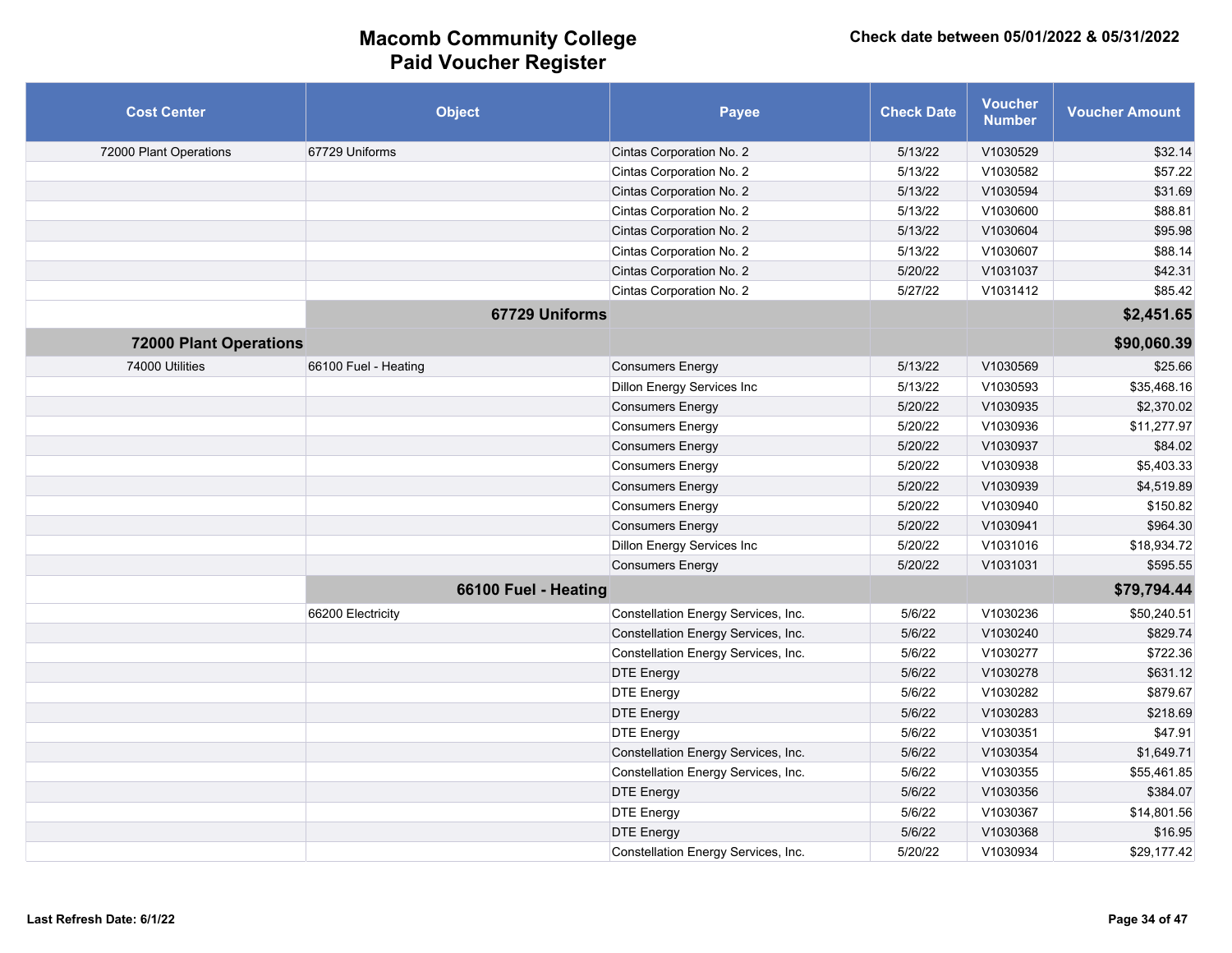# Macomb Community College
## Paid Voucher Register

**Check date between 05/01/2022 & 05/31/2022**

| Cost Center | Object | Payee | Check Date | Voucher Number | Voucher Amount |
|---|---|---|---|---|---|
| 72000 Plant Operations | 67729 Uniforms | Cintas Corporation No. 2 | 5/13/22 | V1030529 | $32.14 |
| | | Cintas Corporation No. 2 | 5/13/22 | V1030582 | $57.22 |
| | | Cintas Corporation No. 2 | 5/13/22 | V1030594 | $31.69 |
| | | Cintas Corporation No. 2 | 5/13/22 | V1030600 | $88.81 |
| | | Cintas Corporation No. 2 | 5/13/22 | V1030604 | $95.98 |
| | | Cintas Corporation No. 2 | 5/13/22 | V1030607 | $88.14 |
| | | Cintas Corporation No. 2 | 5/20/22 | V1031037 | $42.31 |
| | | Cintas Corporation No. 2 | 5/27/22 | V1031412 | $85.42 |
| | **67729 Uniforms** | | | | **$2,451.65** |
| **72000 Plant Operations** | | | | | **$90,060.39** |
| 74000 Utilities | 66100 Fuel - Heating | Consumers Energy | 5/13/22 | V1030569 | $25.66 |
| | | Dillon Energy Services Inc | 5/13/22 | V1030593 | $35,468.16 |
| | | Consumers Energy | 5/20/22 | V1030935 | $2,370.02 |
| | | Consumers Energy | 5/20/22 | V1030936 | $11,277.97 |
| | | Consumers Energy | 5/20/22 | V1030937 | $84.02 |
| | | Consumers Energy | 5/20/22 | V1030938 | $5,403.33 |
| | | Consumers Energy | 5/20/22 | V1030939 | $4,519.89 |
| | | Consumers Energy | 5/20/22 | V1030940 | $150.82 |
| | | Consumers Energy | 5/20/22 | V1030941 | $964.30 |
| | | Dillon Energy Services Inc | 5/20/22 | V1031016 | $18,934.72 |
| | | Consumers Energy | 5/20/22 | V1031031 | $595.55 |
| | **66100 Fuel - Heating** | | | | **$79,794.44** |
| | 66200 Electricity | Constellation Energy Services, Inc. | 5/6/22 | V1030236 | $50,240.51 |
| | | Constellation Energy Services, Inc. | 5/6/22 | V1030240 | $829.74 |
| | | Constellation Energy Services, Inc. | 5/6/22 | V1030277 | $722.36 |
| | | DTE Energy | 5/6/22 | V1030278 | $631.12 |
| | | DTE Energy | 5/6/22 | V1030282 | $879.67 |
| | | DTE Energy | 5/6/22 | V1030283 | $218.69 |
| | | DTE Energy | 5/6/22 | V1030351 | $47.91 |
| | | Constellation Energy Services, Inc. | 5/6/22 | V1030354 | $1,649.71 |
| | | Constellation Energy Services, Inc. | 5/6/22 | V1030355 | $55,461.85 |
| | | DTE Energy | 5/6/22 | V1030356 | $384.07 |
| | | DTE Energy | 5/6/22 | V1030367 | $14,801.56 |
| | | DTE Energy | 5/6/22 | V1030368 | $16.95 |
| | | Constellation Energy Services, Inc. | 5/20/22 | V1030934 | $29,177.42 |

Last Refresh Date: 6/1/22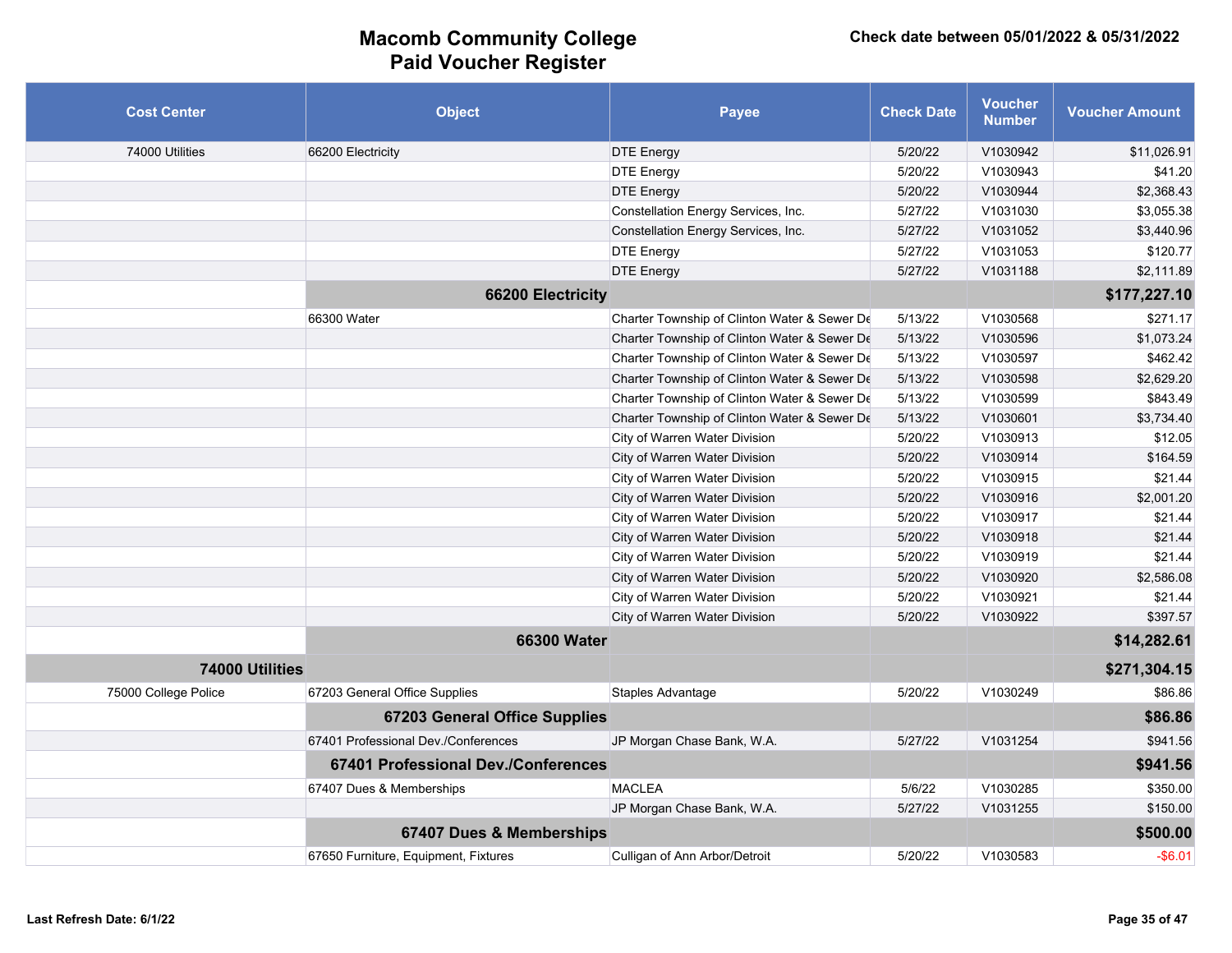# Macomb Community College
## Paid Voucher Register

**Check date between 05/01/2022 & 05/31/2022**

| Cost Center | Object | Payee | Check Date | Voucher Number | Voucher Amount |
|---|---|---|---|---|---|
| 74000 Utilities | 66200 Electricity | DTE Energy | 5/20/22 | V1030942 | $11,026.91 |
| | | DTE Energy | 5/20/22 | V1030943 | $41.20 |
| | | DTE Energy | 5/20/22 | V1030944 | $2,368.43 |
| | | Constellation Energy Services, Inc. | 5/27/22 | V1031030 | $3,055.38 |
| | | Constellation Energy Services, Inc. | 5/27/22 | V1031052 | $3,440.96 |
| | | DTE Energy | 5/27/22 | V1031053 | $120.77 |
| | | DTE Energy | 5/27/22 | V1031188 | $2,111.89 |
| | **66200 Electricity** | | | | **$177,227.10** |
| | 66300 Water | Charter Township of Clinton Water & Sewer De | 5/13/22 | V1030568 | $271.17 |
| | | Charter Township of Clinton Water & Sewer De | 5/13/22 | V1030596 | $1,073.24 |
| | | Charter Township of Clinton Water & Sewer De | 5/13/22 | V1030597 | $462.42 |
| | | Charter Township of Clinton Water & Sewer De | 5/13/22 | V1030598 | $2,629.20 |
| | | Charter Township of Clinton Water & Sewer De | 5/13/22 | V1030599 | $843.49 |
| | | Charter Township of Clinton Water & Sewer De | 5/13/22 | V1030601 | $3,734.40 |
| | | City of Warren Water Division | 5/20/22 | V1030913 | $12.05 |
| | | City of Warren Water Division | 5/20/22 | V1030914 | $164.59 |
| | | City of Warren Water Division | 5/20/22 | V1030915 | $21.44 |
| | | City of Warren Water Division | 5/20/22 | V1030916 | $2,001.20 |
| | | City of Warren Water Division | 5/20/22 | V1030917 | $21.44 |
| | | City of Warren Water Division | 5/20/22 | V1030918 | $21.44 |
| | | City of Warren Water Division | 5/20/22 | V1030919 | $21.44 |
| | | City of Warren Water Division | 5/20/22 | V1030920 | $2,586.08 |
| | | City of Warren Water Division | 5/20/22 | V1030921 | $21.44 |
| | | City of Warren Water Division | 5/20/22 | V1030922 | $397.57 |
| | **66300 Water** | | | | **$14,282.61** |
| **74000 Utilities** | | | | | **$271,304.15** |
| 75000 College Police | 67203 General Office Supplies | Staples Advantage | 5/20/22 | V1030249 | $86.86 |
| | **67203 General Office Supplies** | | | | **$86.86** |
| | 67401 Professional Dev./Conferences | JP Morgan Chase Bank, W.A. | 5/27/22 | V1031254 | $941.56 |
| | **67401 Professional Dev./Conferences** | | | | **$941.56** |
| | 67407 Dues & Memberships | MACLEA | 5/6/22 | V1030285 | $350.00 |
| | | JP Morgan Chase Bank, W.A. | 5/27/22 | V1031255 | $150.00 |
| | **67407 Dues & Memberships** | | | | **$500.00** |
| | 67650 Furniture, Equipment, Fixtures | Culligan of Ann Arbor/Detroit | 5/20/22 | V1030583 | -$6.01 |

Last Refresh Date: 6/1/22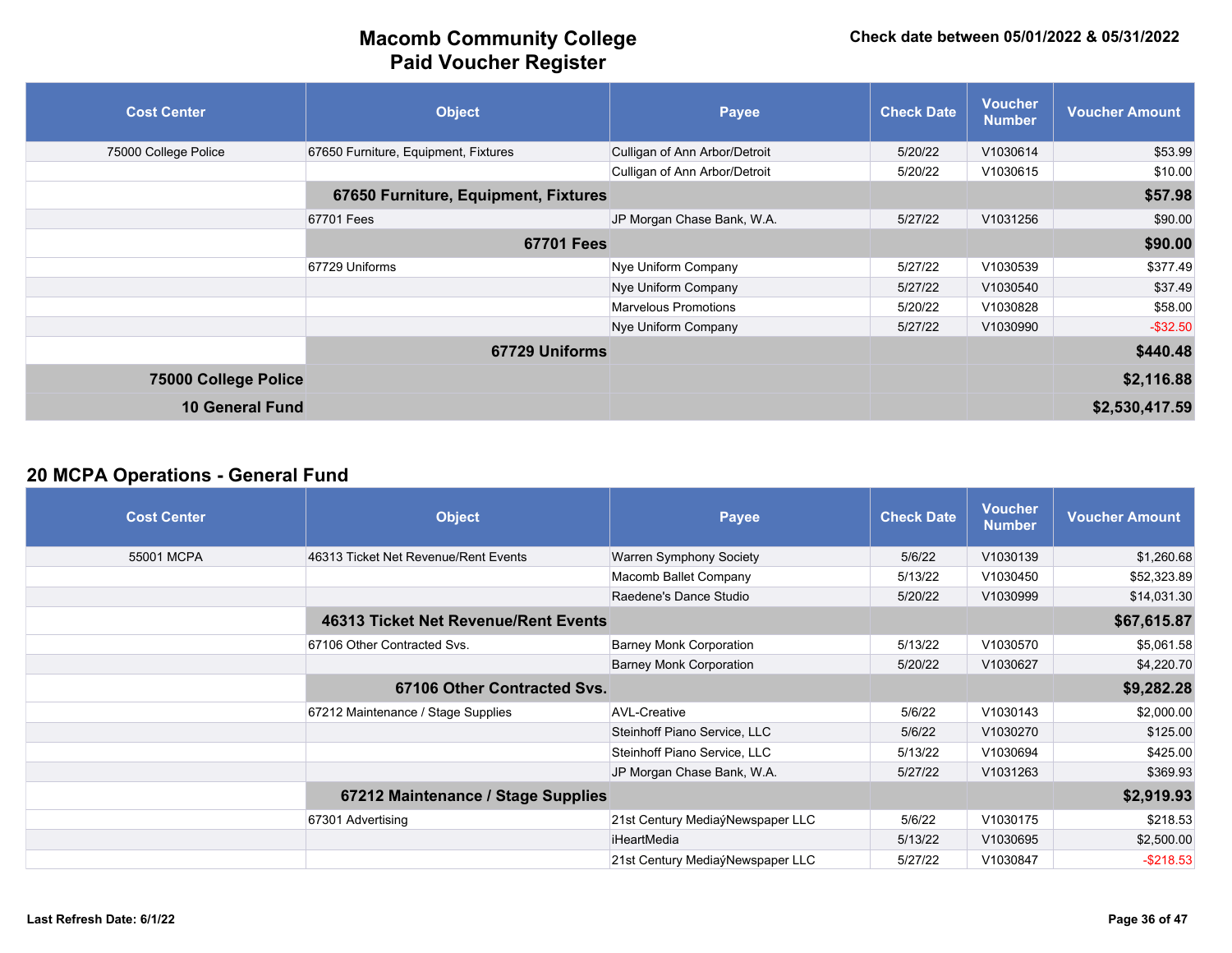# Macomb Community College
# Paid Voucher Register

**Check date between 05/01/2022 & 05/31/2022**

| Cost Center | Object | Payee | Check Date | Voucher Number | Voucher Amount |
|---|---|---|---|---|---|
| 75000 College Police | 67650 Furniture, Equipment, Fixtures | Culligan of Ann Arbor/Detroit | 5/20/22 | V1030614 | $53.99 |
| | | Culligan of Ann Arbor/Detroit | 5/20/22 | V1030615 | $10.00 |
| | **67650 Furniture, Equipment, Fixtures** | | | | **$57.98** |
| | 67701 Fees | JP Morgan Chase Bank, W.A. | 5/27/22 | V1031256 | $90.00 |
| | **67701 Fees** | | | | **$90.00** |
| | 67729 Uniforms | Nye Uniform Company | 5/27/22 | V1030539 | $377.49 |
| | | Nye Uniform Company | 5/27/22 | V1030540 | $37.49 |
| | | Marvelous Promotions | 5/20/22 | V1030828 | $58.00 |
| | | Nye Uniform Company | 5/27/22 | V1030990 | -$32.50 |
| | **67729 Uniforms** | | | | **$440.48** |
| **75000 College Police** | | | | | **$2,116.88** |
| **10 General Fund** | | | | | **$2,530,417.59** |

## 20 MCPA Operations - General Fund

| Cost Center | Object | Payee | Check Date | Voucher Number | Voucher Amount |
|---|---|---|---|---|---|
| 55001 MCPA | 46313 Ticket Net Revenue/Rent Events | Warren Symphony Society | 5/6/22 | V1030139 | $1,260.68 |
| | | Macomb Ballet Company | 5/13/22 | V1030450 | $52,323.89 |
| | | Raedene's Dance Studio | 5/20/22 | V1030999 | $14,031.30 |
| | **46313 Ticket Net Revenue/Rent Events** | | | | **$67,615.87** |
| | 67106 Other Contracted Svs. | Barney Monk Corporation | 5/13/22 | V1030570 | $5,061.58 |
| | | Barney Monk Corporation | 5/20/22 | V1030627 | $4,220.70 |
| | **67106 Other Contracted Svs.** | | | | **$9,282.28** |
| | 67212 Maintenance / Stage Supplies | AVL-Creative | 5/6/22 | V1030143 | $2,000.00 |
| | | Steinhoff Piano Service, LLC | 5/6/22 | V1030270 | $125.00 |
| | | Steinhoff Piano Service, LLC | 5/13/22 | V1030694 | $425.00 |
| | | JP Morgan Chase Bank, W.A. | 5/27/22 | V1031263 | $369.93 |
| | **67212 Maintenance / Stage Supplies** | | | | **$2,919.93** |
| | 67301 Advertising | 21st Century MediaýNewspaper LLC | 5/6/22 | V1030175 | $218.53 |
| | | iHeartMedia | 5/13/22 | V1030695 | $2,500.00 |
| | | 21st Century MediaýNewspaper LLC | 5/27/22 | V1030847 | -$218.53 |

Last Refresh Date: 6/1/22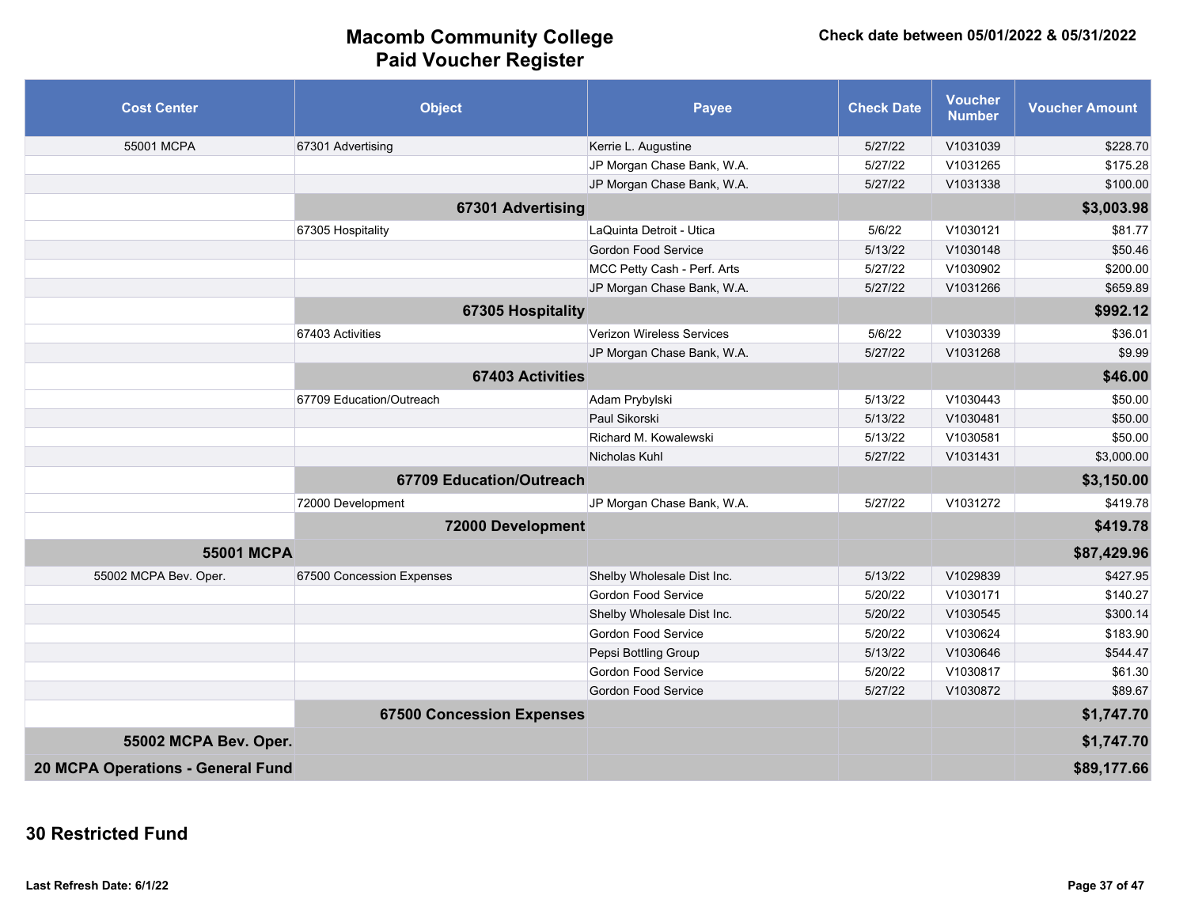# Macomb Community College
# Paid Voucher Register

**Check date between 05/01/2022 & 05/31/2022**

| Cost Center | Object | Payee | Check Date | Voucher Number | Voucher Amount |
|---|---|---|---|---|---|
| 55001 MCPA | 67301 Advertising | Kerrie L. Augustine | 5/27/22 | V1031039 | $228.70 |
| | | JP Morgan Chase Bank, W.A. | 5/27/22 | V1031265 | $175.28 |
| | | JP Morgan Chase Bank, W.A. | 5/27/22 | V1031338 | $100.00 |
| | **67301 Advertising** | | | | **$3,003.98** |
| | 67305 Hospitality | LaQuinta Detroit - Utica | 5/6/22 | V1030121 | $81.77 |
| | | Gordon Food Service | 5/13/22 | V1030148 | $50.46 |
| | | MCC Petty Cash - Perf. Arts | 5/27/22 | V1030902 | $200.00 |
| | | JP Morgan Chase Bank, W.A. | 5/27/22 | V1031266 | $659.89 |
| | **67305 Hospitality** | | | | **$992.12** |
| | 67403 Activities | Verizon Wireless Services | 5/6/22 | V1030339 | $36.01 |
| | | JP Morgan Chase Bank, W.A. | 5/27/22 | V1031268 | $9.99 |
| | **67403 Activities** | | | | **$46.00** |
| | 67709 Education/Outreach | Adam Prybylski | 5/13/22 | V1030443 | $50.00 |
| | | Paul Sikorski | 5/13/22 | V1030481 | $50.00 |
| | | Richard M. Kowalewski | 5/13/22 | V1030581 | $50.00 |
| | | Nicholas Kuhl | 5/27/22 | V1031431 | $3,000.00 |
| | **67709 Education/Outreach** | | | | **$3,150.00** |
| | 72000 Development | JP Morgan Chase Bank, W.A. | 5/27/22 | V1031272 | $419.78 |
| | **72000 Development** | | | | **$419.78** |
| **55001 MCPA** | | | | | **$87,429.96** |
| 55002 MCPA Bev. Oper. | 67500 Concession Expenses | Shelby Wholesale Dist Inc. | 5/13/22 | V1029839 | $427.95 |
| | | Gordon Food Service | 5/20/22 | V1030171 | $140.27 |
| | | Shelby Wholesale Dist Inc. | 5/20/22 | V1030545 | $300.14 |
| | | Gordon Food Service | 5/20/22 | V1030624 | $183.90 |
| | | Pepsi Bottling Group | 5/13/22 | V1030646 | $544.47 |
| | | Gordon Food Service | 5/20/22 | V1030817 | $61.30 |
| | | Gordon Food Service | 5/27/22 | V1030872 | $89.67 |
| | **67500 Concession Expenses** | | | | **$1,747.70** |
| **55002 MCPA Bev. Oper.** | | | | | **$1,747.70** |
| **20 MCPA Operations - General Fund** | | | | | **$89,177.66** |

## 30 Restricted Fund

**Last Refresh Date: 6/1/22**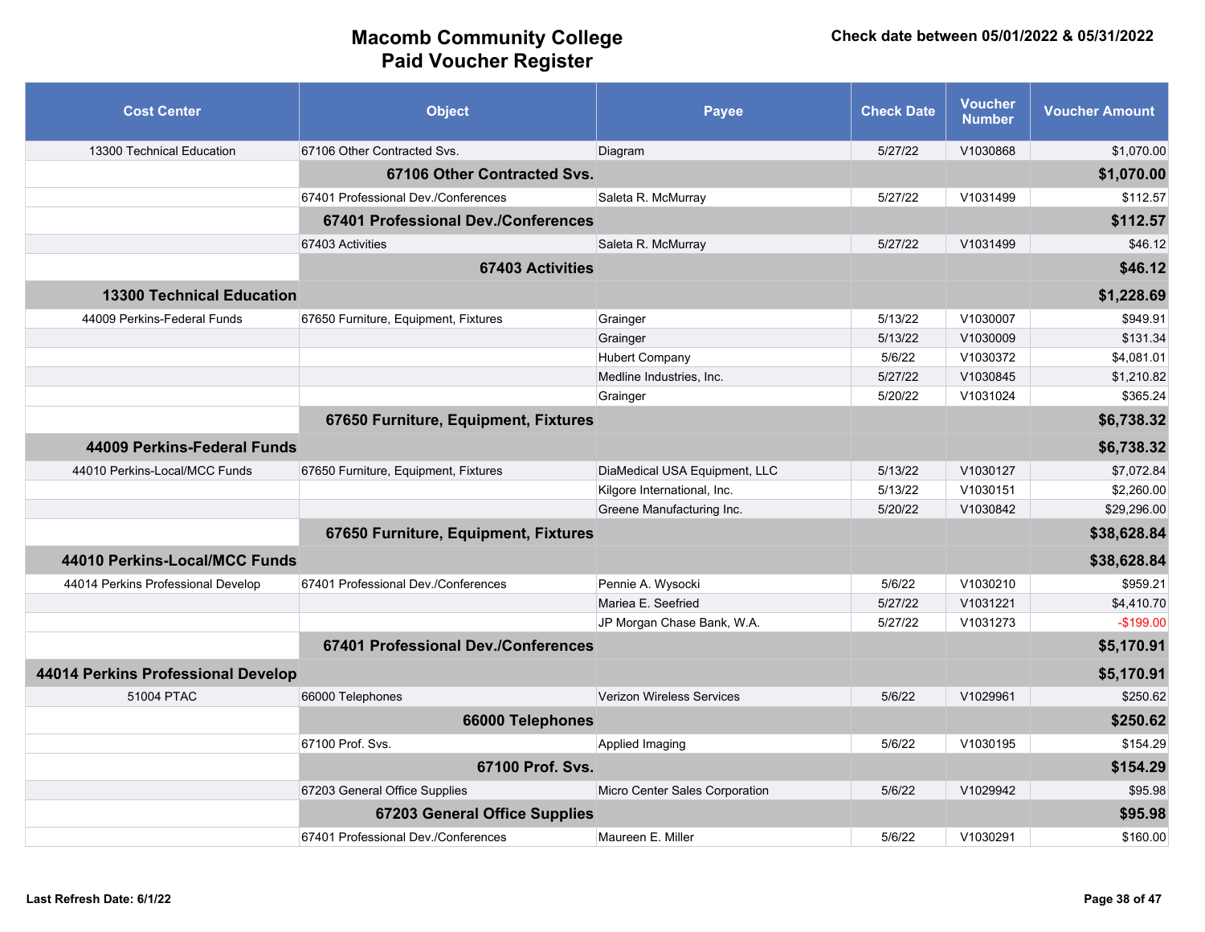# Macomb Community College
# Paid Voucher Register

**Check date between 05/01/2022 & 05/31/2022**

| Cost Center | Object | Payee | Check Date | Voucher Number | Voucher Amount |
|---|---|---|---|---|---|
| 13300 Technical Education | 67106 Other Contracted Svs. | Diagram | 5/27/22 | V1030868 | $1,070.00 |
| | **67106 Other Contracted Svs.** | | | | **$1,070.00** |
| | 67401 Professional Dev./Conferences | Saleta R. McMurray | 5/27/22 | V1031499 | $112.57 |
| | **67401 Professional Dev./Conferences** | | | | **$112.57** |
| | 67403 Activities | Saleta R. McMurray | 5/27/22 | V1031499 | $46.12 |
| | **67403 Activities** | | | | **$46.12** |
| **13300 Technical Education** | | | | | **$1,228.69** |
| 44009 Perkins-Federal Funds | 67650 Furniture, Equipment, Fixtures | Grainger | 5/13/22 | V1030007 | $949.91 |
| | | Grainger | 5/13/22 | V1030009 | $131.34 |
| | | Hubert Company | 5/6/22 | V1030372 | $4,081.01 |
| | | Medline Industries, Inc. | 5/27/22 | V1030845 | $1,210.82 |
| | | Grainger | 5/20/22 | V1031024 | $365.24 |
| | **67650 Furniture, Equipment, Fixtures** | | | | **$6,738.32** |
| **44009 Perkins-Federal Funds** | | | | | **$6,738.32** |
| 44010 Perkins-Local/MCC Funds | 67650 Furniture, Equipment, Fixtures | DiaMedical USA Equipment, LLC | 5/13/22 | V1030127 | $7,072.84 |
| | | Kilgore International, Inc. | 5/13/22 | V1030151 | $2,260.00 |
| | | Greene Manufacturing Inc. | 5/20/22 | V1030842 | $29,296.00 |
| | **67650 Furniture, Equipment, Fixtures** | | | | **$38,628.84** |
| **44010 Perkins-Local/MCC Funds** | | | | | **$38,628.84** |
| 44014 Perkins Professional Develop | 67401 Professional Dev./Conferences | Pennie A. Wysocki | 5/6/22 | V1030210 | $959.21 |
| | | Mariea E. Seefried | 5/27/22 | V1031221 | $4,410.70 |
| | | JP Morgan Chase Bank, W.A. | 5/27/22 | V1031273 | -$199.00 |
| | **67401 Professional Dev./Conferences** | | | | **$5,170.91** |
| **44014 Perkins Professional Develop** | | | | | **$5,170.91** |
| 51004 PTAC | 66000 Telephones | Verizon Wireless Services | 5/6/22 | V1029961 | $250.62 |
| | **66000 Telephones** | | | | **$250.62** |
| | 67100 Prof. Svs. | Applied Imaging | 5/6/22 | V1030195 | $154.29 |
| | **67100 Prof. Svs.** | | | | **$154.29** |
| | 67203 General Office Supplies | Micro Center Sales Corporation | 5/6/22 | V1029942 | $95.98 |
| | **67203 General Office Supplies** | | | | **$95.98** |
| | 67401 Professional Dev./Conferences | Maureen E. Miller | 5/6/22 | V1030291 | $160.00 |

Last Refresh Date: 6/1/22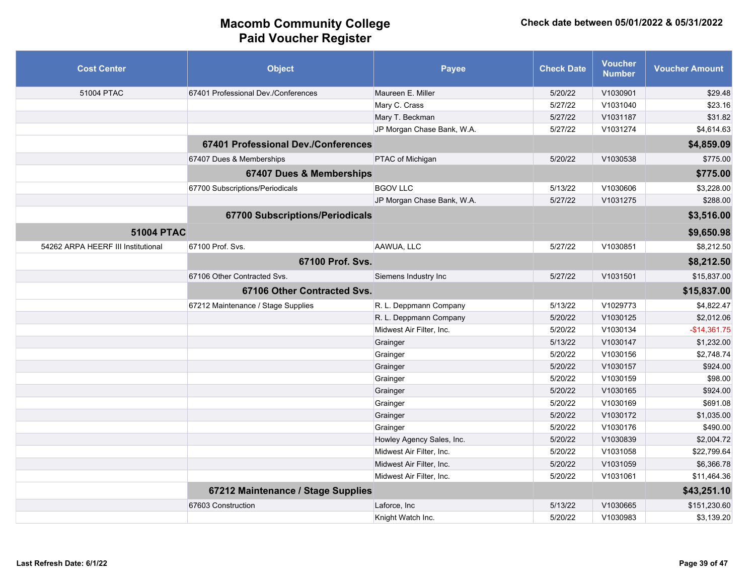# Macomb Community College
## Paid Voucher Register

**Check date between 05/01/2022 & 05/31/2022**

| Cost Center | Object | Payee | Check Date | Voucher Number | Voucher Amount |
|---|---|---|---|---|---|
| 51004 PTAC | 67401 Professional Dev./Conferences | Maureen E. Miller | 5/20/22 | V1030901 | $29.48 |
| | | Mary C. Crass | 5/27/22 | V1031040 | $23.16 |
| | | Mary T. Beckman | 5/27/22 | V1031187 | $31.82 |
| | | JP Morgan Chase Bank, W.A. | 5/27/22 | V1031274 | $4,614.63 |
| | **67401 Professional Dev./Conferences** | | | | **$4,859.09** |
| | 67407 Dues & Memberships | PTAC of Michigan | 5/20/22 | V1030538 | $775.00 |
| | **67407 Dues & Memberships** | | | | **$775.00** |
| | 67700 Subscriptions/Periodicals | BGOV LLC | 5/13/22 | V1030606 | $3,228.00 |
| | | JP Morgan Chase Bank, W.A. | 5/27/22 | V1031275 | $288.00 |
| | **67700 Subscriptions/Periodicals** | | | | **$3,516.00** |
| **51004 PTAC** | | | | | **$9,650.98** |
| 54262 ARPA HEERF III Institutional | 67100 Prof. Svs. | AAWUA, LLC | 5/27/22 | V1030851 | $8,212.50 |
| | **67100 Prof. Svs.** | | | | **$8,212.50** |
| | 67106 Other Contracted Svs. | Siemens Industry Inc | 5/27/22 | V1031501 | $15,837.00 |
| | **67106 Other Contracted Svs.** | | | | **$15,837.00** |
| | 67212 Maintenance / Stage Supplies | R. L. Deppmann Company | 5/13/22 | V1029773 | $4,822.47 |
| | | R. L. Deppmann Company | 5/20/22 | V1030125 | $2,012.06 |
| | | Midwest Air Filter, Inc. | 5/20/22 | V1030134 | -$14,361.75 |
| | | Grainger | 5/13/22 | V1030147 | $1,232.00 |
| | | Grainger | 5/20/22 | V1030156 | $2,748.74 |
| | | Grainger | 5/20/22 | V1030157 | $924.00 |
| | | Grainger | 5/20/22 | V1030159 | $98.00 |
| | | Grainger | 5/20/22 | V1030165 | $924.00 |
| | | Grainger | 5/20/22 | V1030169 | $691.08 |
| | | Grainger | 5/20/22 | V1030172 | $1,035.00 |
| | | Grainger | 5/20/22 | V1030176 | $490.00 |
| | | Howley Agency Sales, Inc. | 5/20/22 | V1030839 | $2,004.72 |
| | | Midwest Air Filter, Inc. | 5/20/22 | V1031058 | $22,799.64 |
| | | Midwest Air Filter, Inc. | 5/20/22 | V1031059 | $6,366.78 |
| | | Midwest Air Filter, Inc. | 5/20/22 | V1031061 | $11,464.36 |
| | **67212 Maintenance / Stage Supplies** | | | | **$43,251.10** |
| | 67603 Construction | Laforce, Inc | 5/13/22 | V1030665 | $151,230.60 |
| | | Knight Watch Inc. | 5/20/22 | V1030983 | $3,139.20 |

Last Refresh Date: 6/1/22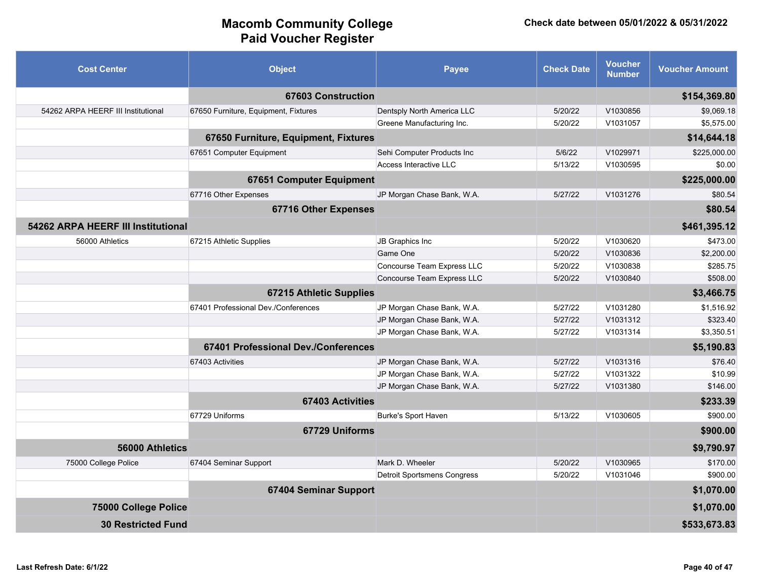# Macomb Community College
# Paid Voucher Register

**Check date between 05/01/2022 & 05/31/2022**

| Cost Center | Object | Payee | Check Date | Voucher Number | Voucher Amount |
|---|---|---|---|---|---|
| | **67603 Construction** | | | | **$154,369.80** |
| 54262 ARPA HEERF III Institutional | 67650 Furniture, Equipment, Fixtures | Dentsply North America LLC | 5/20/22 | V1030856 | $9,069.18 |
| | | Greene Manufacturing Inc. | 5/20/22 | V1031057 | $5,575.00 |
| | **67650 Furniture, Equipment, Fixtures** | | | | **$14,644.18** |
| | 67651 Computer Equipment | Sehi Computer Products Inc | 5/6/22 | V1029971 | $225,000.00 |
| | | Access Interactive LLC | 5/13/22 | V1030595 | $0.00 |
| | **67651 Computer Equipment** | | | | **$225,000.00** |
| | 67716 Other Expenses | JP Morgan Chase Bank, W.A. | 5/27/22 | V1031276 | $80.54 |
| | **67716 Other Expenses** | | | | **$80.54** |
| **54262 ARPA HEERF III Institutional** | | | | | **$461,395.12** |
| 56000 Athletics | 67215 Athletic Supplies | JB Graphics Inc | 5/20/22 | V1030620 | $473.00 |
| | | Game One | 5/20/22 | V1030836 | $2,200.00 |
| | | Concourse Team Express LLC | 5/20/22 | V1030838 | $285.75 |
| | | Concourse Team Express LLC | 5/20/22 | V1030840 | $508.00 |
| | **67215 Athletic Supplies** | | | | **$3,466.75** |
| | 67401 Professional Dev./Conferences | JP Morgan Chase Bank, W.A. | 5/27/22 | V1031280 | $1,516.92 |
| | | JP Morgan Chase Bank, W.A. | 5/27/22 | V1031312 | $323.40 |
| | | JP Morgan Chase Bank, W.A. | 5/27/22 | V1031314 | $3,350.51 |
| | **67401 Professional Dev./Conferences** | | | | **$5,190.83** |
| | 67403 Activities | JP Morgan Chase Bank, W.A. | 5/27/22 | V1031316 | $76.40 |
| | | JP Morgan Chase Bank, W.A. | 5/27/22 | V1031322 | $10.99 |
| | | JP Morgan Chase Bank, W.A. | 5/27/22 | V1031380 | $146.00 |
| | **67403 Activities** | | | | **$233.39** |
| | 67729 Uniforms | Burke's Sport Haven | 5/13/22 | V1030605 | $900.00 |
| | **67729 Uniforms** | | | | **$900.00** |
| **56000 Athletics** | | | | | **$9,790.97** |
| 75000 College Police | 67404 Seminar Support | Mark D. Wheeler | 5/20/22 | V1030965 | $170.00 |
| | | Detroit Sportsmens Congress | 5/20/22 | V1031046 | $900.00 |
| | **67404 Seminar Support** | | | | **$1,070.00** |
| **75000 College Police** | | | | | **$1,070.00** |
| **30 Restricted Fund** | | | | | **$533,673.83** |

**Last Refresh Date: 6/1/22**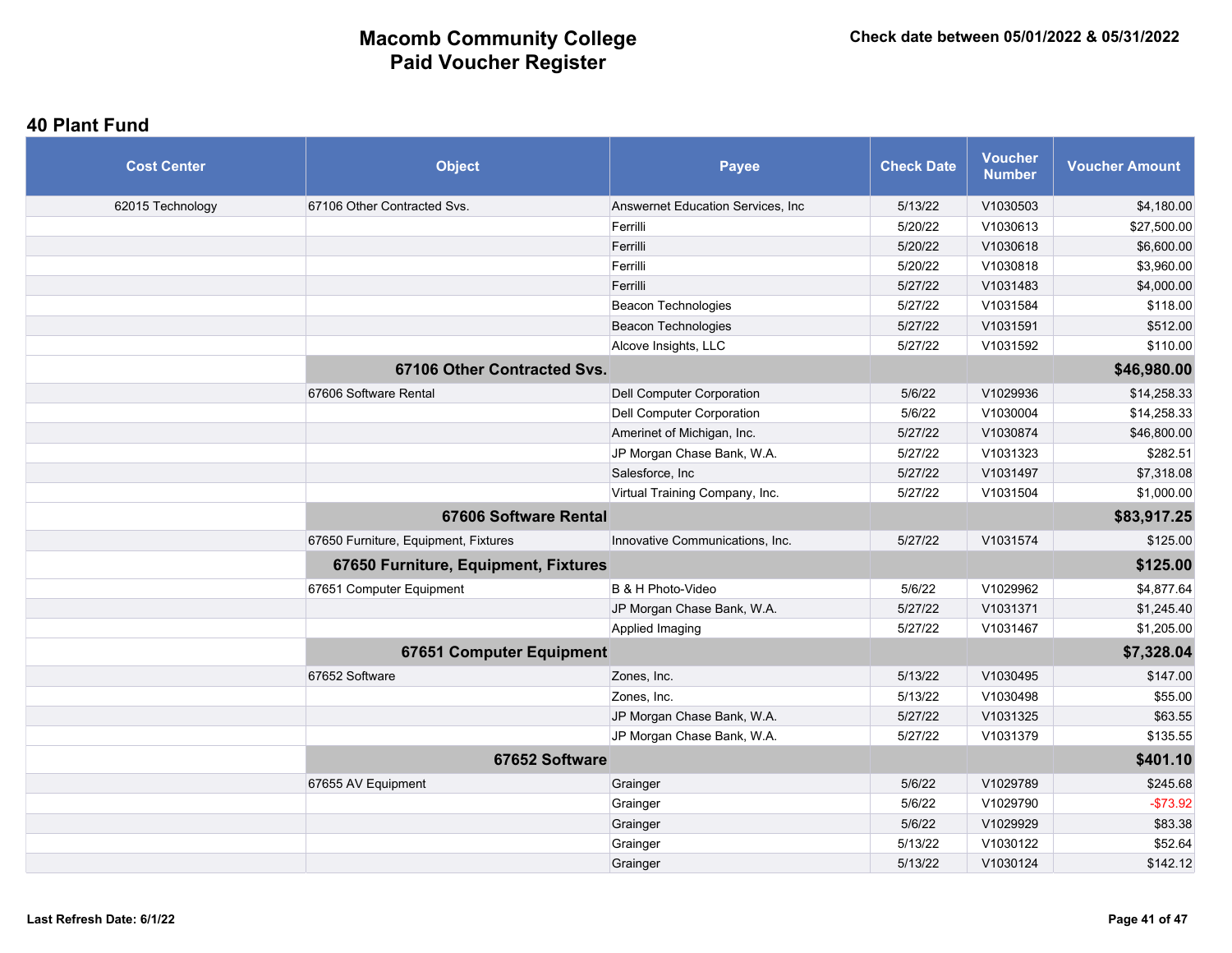# Macomb Community College
# Paid Voucher Register

Check date between 05/01/2022 & 05/31/2022

## 40 Plant Fund

| Cost Center | Object | Payee | Check Date | Voucher Number | Voucher Amount |
|---|---|---|---|---|---|
| 62015 Technology | 67106 Other Contracted Svs. | Answernet Education Services, Inc | 5/13/22 | V1030503 | $4,180.00 |
| | | Ferrilli | 5/20/22 | V1030613 | $27,500.00 |
| | | Ferrilli | 5/20/22 | V1030618 | $6,600.00 |
| | | Ferrilli | 5/20/22 | V1030818 | $3,960.00 |
| | | Ferrilli | 5/27/22 | V1031483 | $4,000.00 |
| | | Beacon Technologies | 5/27/22 | V1031584 | $118.00 |
| | | Beacon Technologies | 5/27/22 | V1031591 | $512.00 |
| | | Alcove Insights, LLC | 5/27/22 | V1031592 | $110.00 |
| | **67106 Other Contracted Svs.** | | | | **$46,980.00** |
| | 67606 Software Rental | Dell Computer Corporation | 5/6/22 | V1029936 | $14,258.33 |
| | | Dell Computer Corporation | 5/6/22 | V1030004 | $14,258.33 |
| | | Amerinet of Michigan, Inc. | 5/27/22 | V1030874 | $46,800.00 |
| | | JP Morgan Chase Bank, W.A. | 5/27/22 | V1031323 | $282.51 |
| | | Salesforce, Inc | 5/27/22 | V1031497 | $7,318.08 |
| | | Virtual Training Company, Inc. | 5/27/22 | V1031504 | $1,000.00 |
| | **67606 Software Rental** | | | | **$83,917.25** |
| | 67650 Furniture, Equipment, Fixtures | Innovative Communications, Inc. | 5/27/22 | V1031574 | $125.00 |
| | **67650 Furniture, Equipment, Fixtures** | | | | **$125.00** |
| | 67651 Computer Equipment | B & H Photo-Video | 5/6/22 | V1029962 | $4,877.64 |
| | | JP Morgan Chase Bank, W.A. | 5/27/22 | V1031371 | $1,245.40 |
| | | Applied Imaging | 5/27/22 | V1031467 | $1,205.00 |
| | **67651 Computer Equipment** | | | | **$7,328.04** |
| | 67652 Software | Zones, Inc. | 5/13/22 | V1030495 | $147.00 |
| | | Zones, Inc. | 5/13/22 | V1030498 | $55.00 |
| | | JP Morgan Chase Bank, W.A. | 5/27/22 | V1031325 | $63.55 |
| | | JP Morgan Chase Bank, W.A. | 5/27/22 | V1031379 | $135.55 |
| | **67652 Software** | | | | **$401.10** |
| | 67655 AV Equipment | Grainger | 5/6/22 | V1029789 | $245.68 |
| | | Grainger | 5/6/22 | V1029790 | -$73.92 |
| | | Grainger | 5/6/22 | V1029929 | $83.38 |
| | | Grainger | 5/13/22 | V1030122 | $52.64 |
| | | Grainger | 5/13/22 | V1030124 | $142.12 |

Last Refresh Date: 6/1/22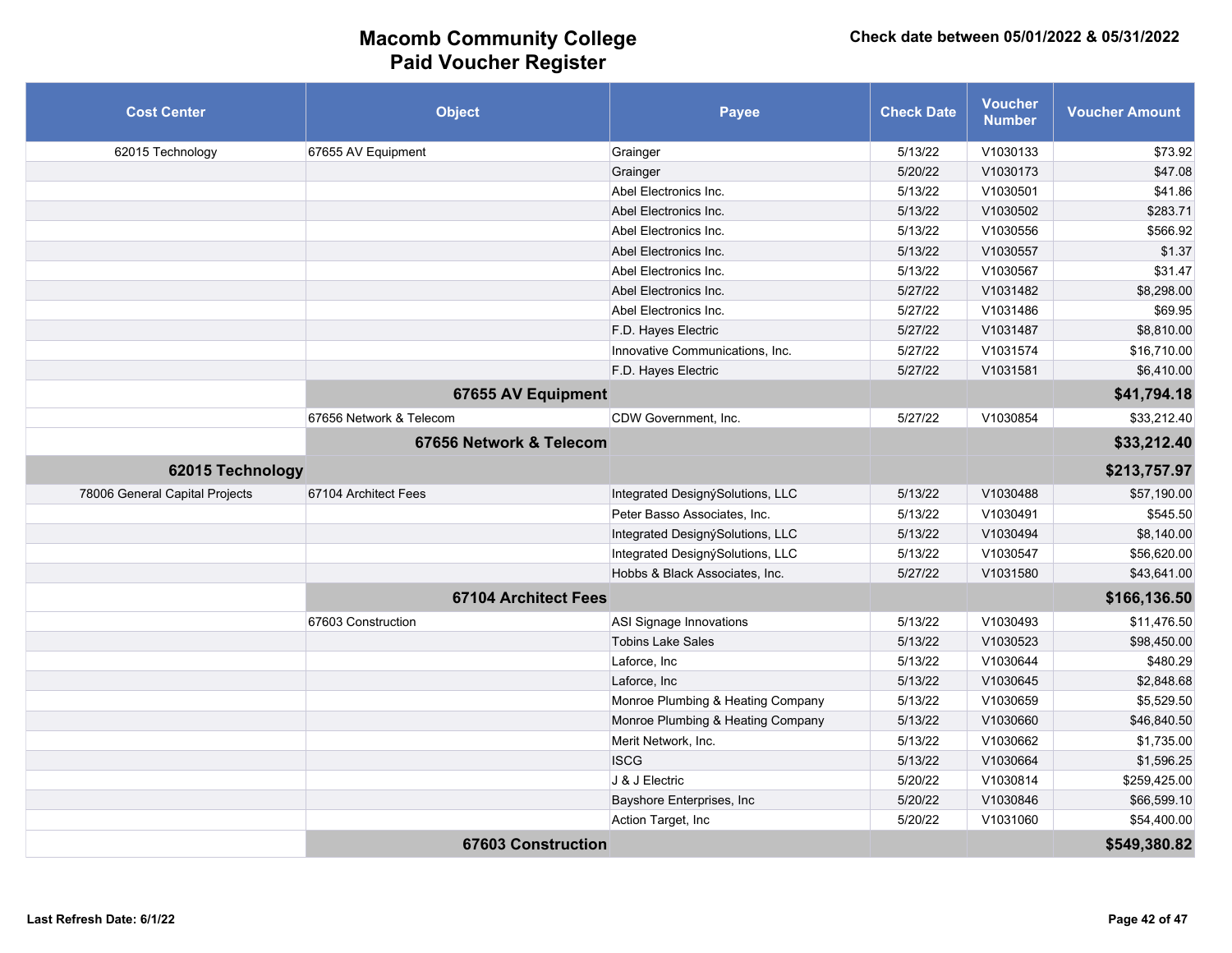# Macomb Community College
## Paid Voucher Register

**Check date between 05/01/2022 & 05/31/2022**

| Cost Center | Object | Payee | Check Date | Voucher Number | Voucher Amount |
|---|---|---|---|---|---|
| 62015 Technology | 67655 AV Equipment | Grainger | 5/13/22 | V1030133 | $73.92 |
| | | Grainger | 5/20/22 | V1030173 | $47.08 |
| | | Abel Electronics Inc. | 5/13/22 | V1030501 | $41.86 |
| | | Abel Electronics Inc. | 5/13/22 | V1030502 | $283.71 |
| | | Abel Electronics Inc. | 5/13/22 | V1030556 | $566.92 |
| | | Abel Electronics Inc. | 5/13/22 | V1030557 | $1.37 |
| | | Abel Electronics Inc. | 5/13/22 | V1030567 | $31.47 |
| | | Abel Electronics Inc. | 5/27/22 | V1031482 | $8,298.00 |
| | | Abel Electronics Inc. | 5/27/22 | V1031486 | $69.95 |
| | | F.D. Hayes Electric | 5/27/22 | V1031487 | $8,810.00 |
| | | Innovative Communications, Inc. | 5/27/22 | V1031574 | $16,710.00 |
| | | F.D. Hayes Electric | 5/27/22 | V1031581 | $6,410.00 |
| | **67655 AV Equipment** | | | | **$41,794.18** |
| | 67656 Network & Telecom | CDW Government, Inc. | 5/27/22 | V1030854 | $33,212.40 |
| | **67656 Network & Telecom** | | | | **$33,212.40** |
| **62015 Technology** | | | | | **$213,757.97** |
| 78006 General Capital Projects | 67104 Architect Fees | Integrated DesignýSolutions, LLC | 5/13/22 | V1030488 | $57,190.00 |
| | | Peter Basso Associates, Inc. | 5/13/22 | V1030491 | $545.50 |
| | | Integrated DesignýSolutions, LLC | 5/13/22 | V1030494 | $8,140.00 |
| | | Integrated DesignýSolutions, LLC | 5/13/22 | V1030547 | $56,620.00 |
| | | Hobbs & Black Associates, Inc. | 5/27/22 | V1031580 | $43,641.00 |
| | **67104 Architect Fees** | | | | **$166,136.50** |
| | 67603 Construction | ASI Signage Innovations | 5/13/22 | V1030493 | $11,476.50 |
| | | Tobins Lake Sales | 5/13/22 | V1030523 | $98,450.00 |
| | | Laforce, Inc | 5/13/22 | V1030644 | $480.29 |
| | | Laforce, Inc | 5/13/22 | V1030645 | $2,848.68 |
| | | Monroe Plumbing & Heating Company | 5/13/22 | V1030659 | $5,529.50 |
| | | Monroe Plumbing & Heating Company | 5/13/22 | V1030660 | $46,840.50 |
| | | Merit Network, Inc. | 5/13/22 | V1030662 | $1,735.00 |
| | | ISCG | 5/13/22 | V1030664 | $1,596.25 |
| | | J & J Electric | 5/20/22 | V1030814 | $259,425.00 |
| | | Bayshore Enterprises, Inc | 5/20/22 | V1030846 | $66,599.10 |
| | | Action Target, Inc | 5/20/22 | V1031060 | $54,400.00 |
| | **67603 Construction** | | | | **$549,380.82** |

**Last Refresh Date: 6/1/22**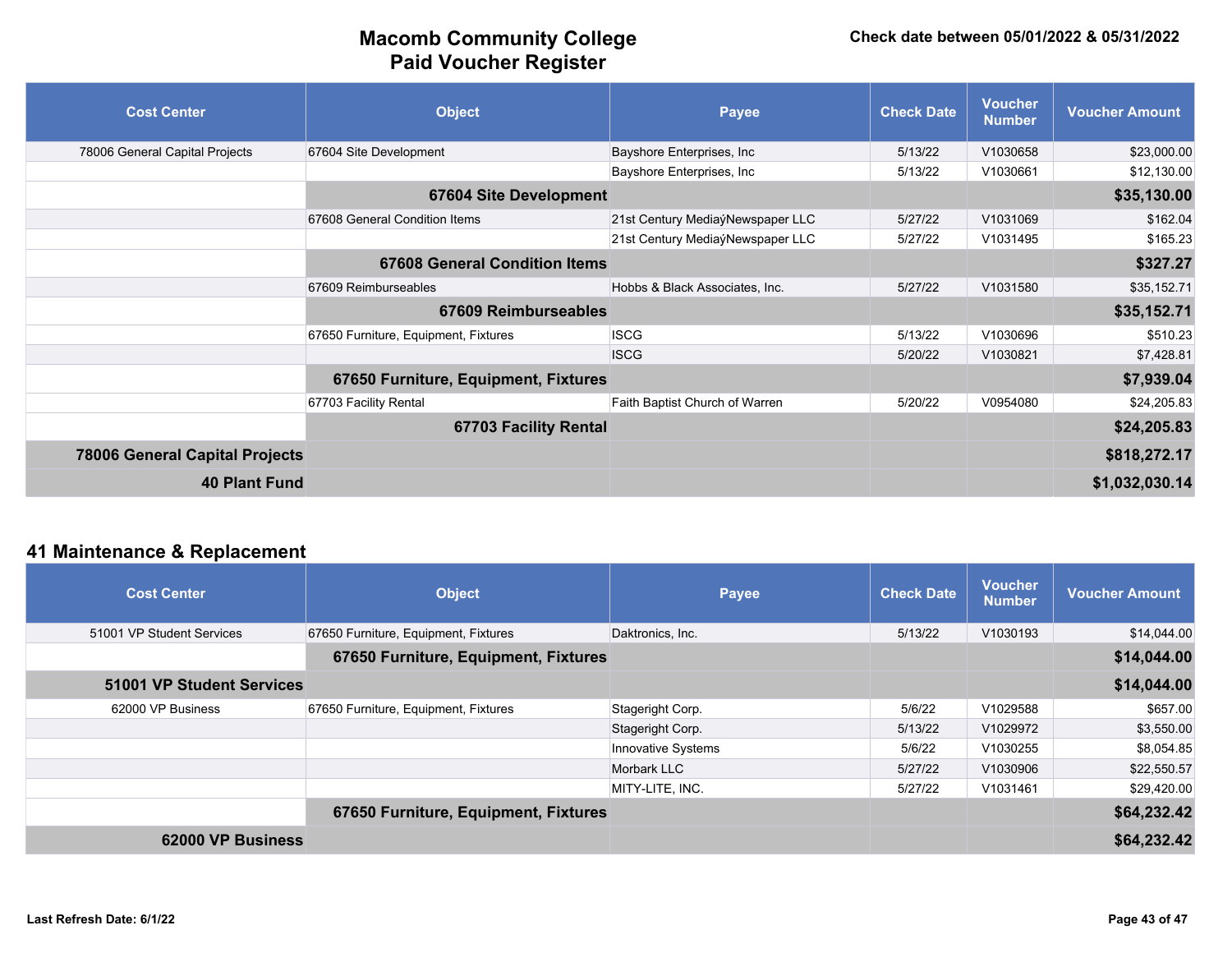# Macomb Community College
# Paid Voucher Register

Check date between 05/01/2022 & 05/31/2022

| Cost Center | Object | Payee | Check Date | Voucher Number | Voucher Amount |
|---|---|---|---|---|---|
| 78006 General Capital Projects | 67604 Site Development | Bayshore Enterprises, Inc | 5/13/22 | V1030658 | $23,000.00 |
| | | Bayshore Enterprises, Inc | 5/13/22 | V1030661 | $12,130.00 |
| | **67604 Site Development** | | | | **$35,130.00** |
| | 67608 General Condition Items | 21st Century MediaýNewspaper LLC | 5/27/22 | V1031069 | $162.04 |
| | | 21st Century MediaýNewspaper LLC | 5/27/22 | V1031495 | $165.23 |
| | **67608 General Condition Items** | | | | **$327.27** |
| | 67609 Reimburseables | Hobbs & Black Associates, Inc. | 5/27/22 | V1031580 | $35,152.71 |
| | **67609 Reimburseables** | | | | **$35,152.71** |
| | 67650 Furniture, Equipment, Fixtures | ISCG | 5/13/22 | V1030696 | $510.23 |
| | | ISCG | 5/20/22 | V1030821 | $7,428.81 |
| | **67650 Furniture, Equipment, Fixtures** | | | | **$7,939.04** |
| | 67703 Facility Rental | Faith Baptist Church of Warren | 5/20/22 | V0954080 | $24,205.83 |
| | **67703 Facility Rental** | | | | **$24,205.83** |
| **78006 General Capital Projects** | | | | | **$818,272.17** |
| **40 Plant Fund** | | | | | **$1,032,030.14** |

## 41 Maintenance & Replacement

| Cost Center | Object | Payee | Check Date | Voucher Number | Voucher Amount |
|---|---|---|---|---|---|
| 51001 VP Student Services | 67650 Furniture, Equipment, Fixtures | Daktronics, Inc. | 5/13/22 | V1030193 | $14,044.00 |
| | **67650 Furniture, Equipment, Fixtures** | | | | **$14,044.00** |
| **51001 VP Student Services** | | | | | **$14,044.00** |
| 62000 VP Business | 67650 Furniture, Equipment, Fixtures | Stageright Corp. | 5/6/22 | V1029588 | $657.00 |
| | | Stageright Corp. | 5/13/22 | V1029972 | $3,550.00 |
| | | Innovative Systems | 5/6/22 | V1030255 | $8,054.85 |
| | | Morbark LLC | 5/27/22 | V1030906 | $22,550.57 |
| | | MITY-LITE, INC. | 5/27/22 | V1031461 | $29,420.00 |
| | **67650 Furniture, Equipment, Fixtures** | | | | **$64,232.42** |
| **62000 VP Business** | | | | | **$64,232.42** |

Last Refresh Date: 6/1/22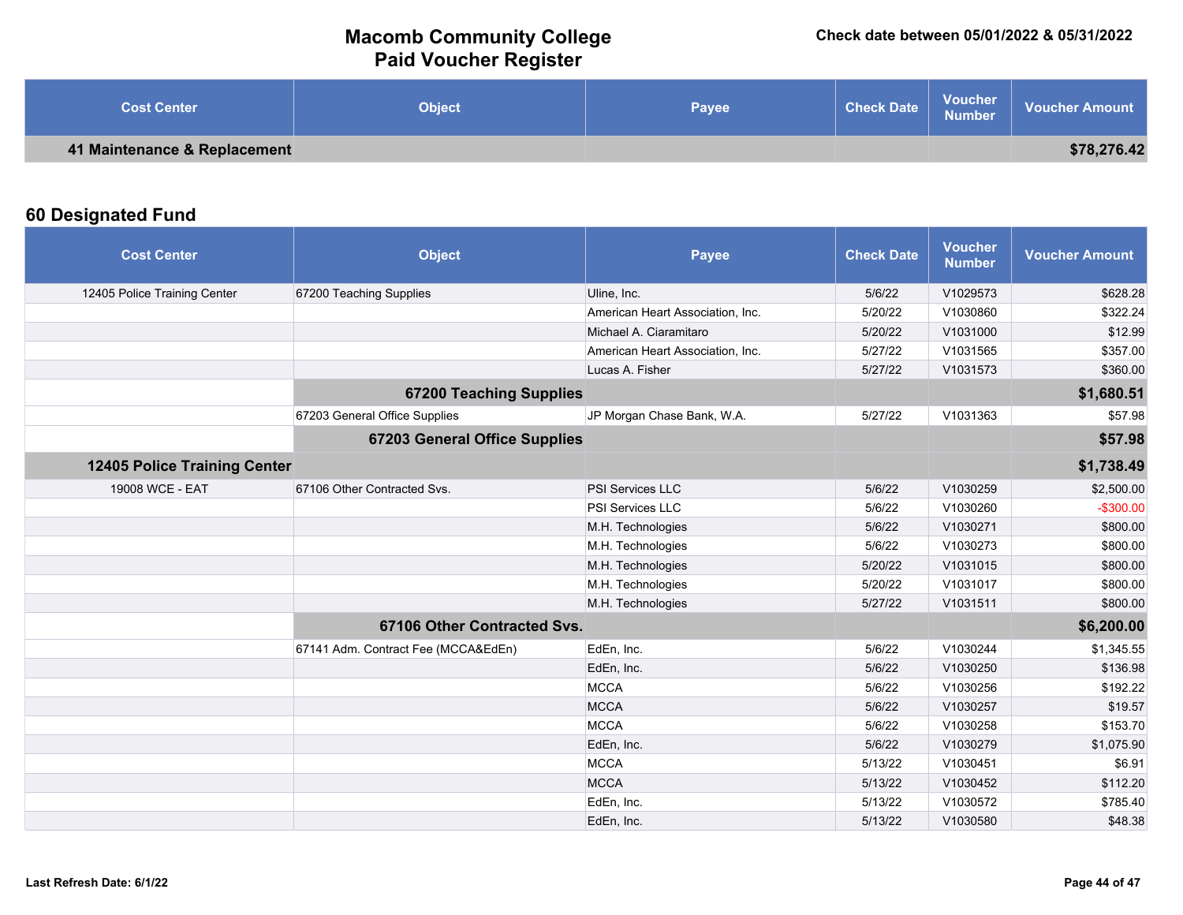# Macomb Community College
## Paid Voucher Register

**Check date between 05/01/2022 & 05/31/2022**

| Cost Center | Object | Payee | Check Date | Voucher Number | Voucher Amount |
|---|---|---|---|---|---|
| **41 Maintenance & Replacement** | | | | | **$78,276.42** |

## 60 Designated Fund

| Cost Center | Object | Payee | Check Date | Voucher Number | Voucher Amount |
|---|---|---|---|---|---|
| 12405 Police Training Center | 67200 Teaching Supplies | Uline, Inc. | 5/6/22 | V1029573 | $628.28 |
| | | American Heart Association, Inc. | 5/20/22 | V1030860 | $322.24 |
| | | Michael A. Ciaramitaro | 5/20/22 | V1031000 | $12.99 |
| | | American Heart Association, Inc. | 5/27/22 | V1031565 | $357.00 |
| | | Lucas A. Fisher | 5/27/22 | V1031573 | $360.00 |
| | **67200 Teaching Supplies** | | | | **$1,680.51** |
| | 67203 General Office Supplies | JP Morgan Chase Bank, W.A. | 5/27/22 | V1031363 | $57.98 |
| | **67203 General Office Supplies** | | | | **$57.98** |
| **12405 Police Training Center** | | | | | **$1,738.49** |
| 19008 WCE - EAT | 67106 Other Contracted Svs. | PSI Services LLC | 5/6/22 | V1030259 | $2,500.00 |
| | | PSI Services LLC | 5/6/22 | V1030260 | -$300.00 |
| | | M.H. Technologies | 5/6/22 | V1030271 | $800.00 |
| | | M.H. Technologies | 5/6/22 | V1030273 | $800.00 |
| | | M.H. Technologies | 5/20/22 | V1031015 | $800.00 |
| | | M.H. Technologies | 5/20/22 | V1031017 | $800.00 |
| | | M.H. Technologies | 5/27/22 | V1031511 | $800.00 |
| | **67106 Other Contracted Svs.** | | | | **$6,200.00** |
| | 67141 Adm. Contract Fee (MCCA&EdEn) | EdEn, Inc. | 5/6/22 | V1030244 | $1,345.55 |
| | | EdEn, Inc. | 5/6/22 | V1030250 | $136.98 |
| | | MCCA | 5/6/22 | V1030256 | $192.22 |
| | | MCCA | 5/6/22 | V1030257 | $19.57 |
| | | MCCA | 5/6/22 | V1030258 | $153.70 |
| | | EdEn, Inc. | 5/6/22 | V1030279 | $1,075.90 |
| | | MCCA | 5/13/22 | V1030451 | $6.91 |
| | | MCCA | 5/13/22 | V1030452 | $112.20 |
| | | EdEn, Inc. | 5/13/22 | V1030572 | $785.40 |
| | | EdEn, Inc. | 5/13/22 | V1030580 | $48.38 |

Last Refresh Date: 6/1/22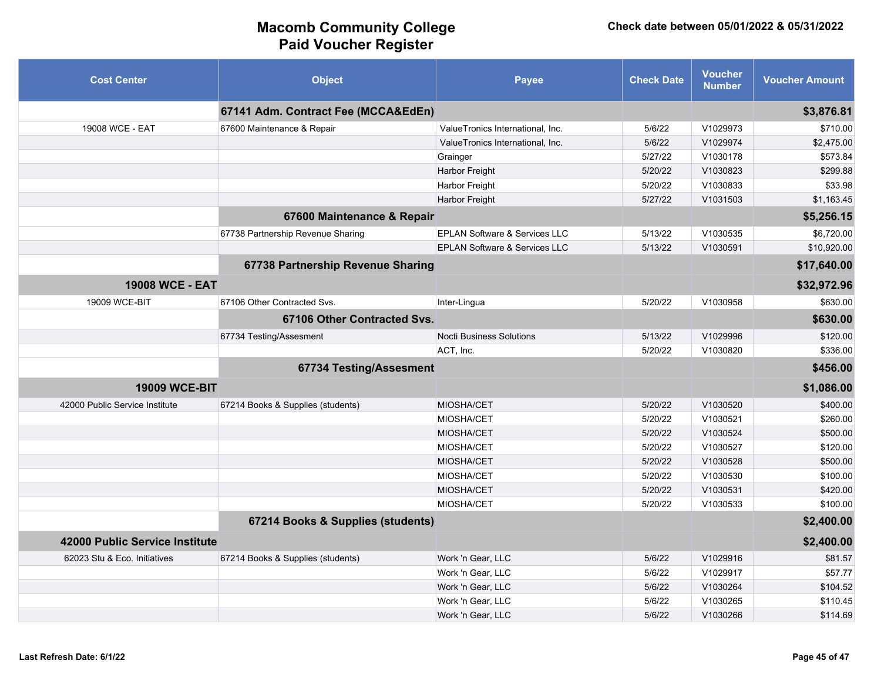# Macomb Community College
## Paid Voucher Register

**Check date between 05/01/2022 & 05/31/2022**

| Cost Center | Object | Payee | Check Date | Voucher Number | Voucher Amount |
|---|---|---|---|---|---|
| | **67141 Adm. Contract Fee (MCCA&EdEn)** | | | | **$3,876.81** |
| 19008 WCE - EAT | 67600 Maintenance & Repair | ValueTronics International, Inc. | 5/6/22 | V1029973 | $710.00 |
| | | ValueTronics International, Inc. | 5/6/22 | V1029974 | $2,475.00 |
| | | Grainger | 5/27/22 | V1030178 | $573.84 |
| | | Harbor Freight | 5/20/22 | V1030823 | $299.88 |
| | | Harbor Freight | 5/20/22 | V1030833 | $33.98 |
| | | Harbor Freight | 5/27/22 | V1031503 | $1,163.45 |
| | **67600 Maintenance & Repair** | | | | **$5,256.15** |
| | 67738 Partnership Revenue Sharing | EPLAN Software & Services LLC | 5/13/22 | V1030535 | $6,720.00 |
| | | EPLAN Software & Services LLC | 5/13/22 | V1030591 | $10,920.00 |
| | **67738 Partnership Revenue Sharing** | | | | **$17,640.00** |
| **19008 WCE - EAT** | | | | | **$32,972.96** |
| 19009 WCE-BIT | 67106 Other Contracted Svs. | Inter-Lingua | 5/20/22 | V1030958 | $630.00 |
| | **67106 Other Contracted Svs.** | | | | **$630.00** |
| | 67734 Testing/Assesment | Nocti Business Solutions | 5/13/22 | V1029996 | $120.00 |
| | | ACT, Inc. | 5/20/22 | V1030820 | $336.00 |
| | **67734 Testing/Assesment** | | | | **$456.00** |
| **19009 WCE-BIT** | | | | | **$1,086.00** |
| 42000 Public Service Institute | 67214 Books & Supplies (students) | MIOSHA/CET | 5/20/22 | V1030520 | $400.00 |
| | | MIOSHA/CET | 5/20/22 | V1030521 | $260.00 |
| | | MIOSHA/CET | 5/20/22 | V1030524 | $500.00 |
| | | MIOSHA/CET | 5/20/22 | V1030527 | $120.00 |
| | | MIOSHA/CET | 5/20/22 | V1030528 | $500.00 |
| | | MIOSHA/CET | 5/20/22 | V1030530 | $100.00 |
| | | MIOSHA/CET | 5/20/22 | V1030531 | $420.00 |
| | | MIOSHA/CET | 5/20/22 | V1030533 | $100.00 |
| | **67214 Books & Supplies (students)** | | | | **$2,400.00** |
| **42000 Public Service Institute** | | | | | **$2,400.00** |
| 62023 Stu & Eco. Initiatives | 67214 Books & Supplies (students) | Work 'n Gear, LLC | 5/6/22 | V1029916 | $81.57 |
| | | Work 'n Gear, LLC | 5/6/22 | V1029917 | $57.77 |
| | | Work 'n Gear, LLC | 5/6/22 | V1030264 | $104.52 |
| | | Work 'n Gear, LLC | 5/6/22 | V1030265 | $110.45 |
| | | Work 'n Gear, LLC | 5/6/22 | V1030266 | $114.69 |

Last Refresh Date: 6/1/22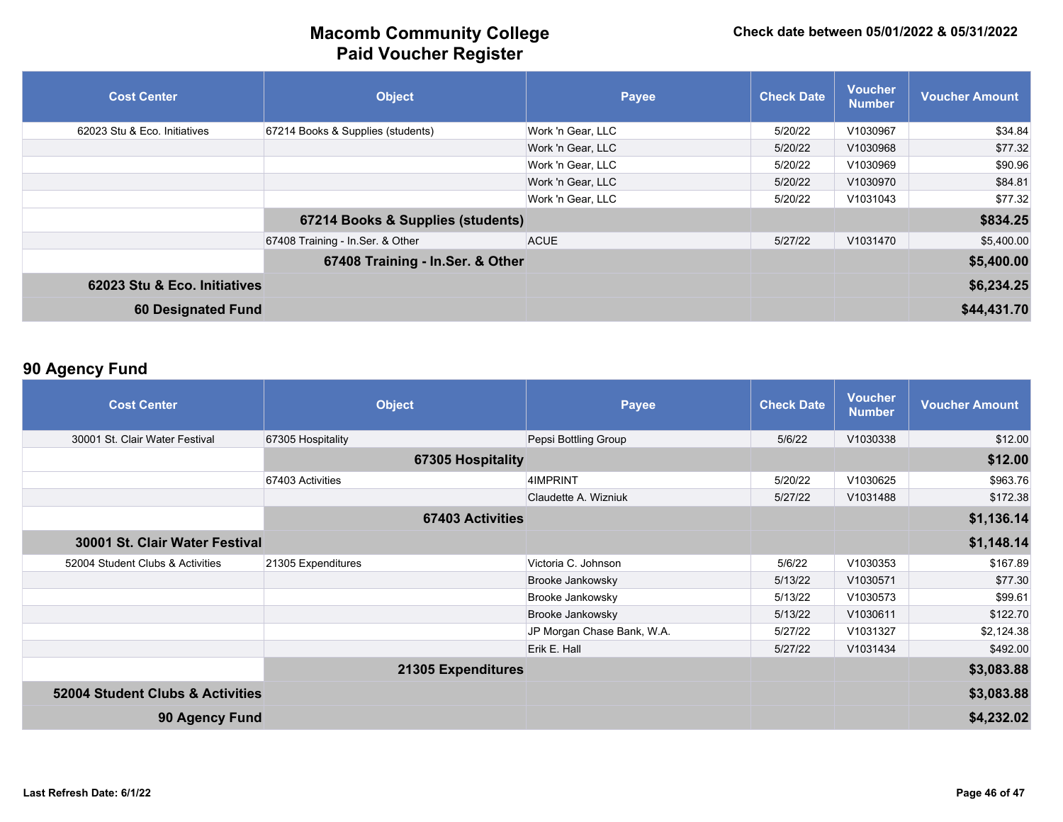# Macomb Community College
# Paid Voucher Register

**Check date between 05/01/2022 & 05/31/2022**

| Cost Center | Object | Payee | Check Date | Voucher Number | Voucher Amount |
|---|---|---|---|---|---|
| 62023 Stu & Eco. Initiatives | 67214 Books & Supplies (students) | Work 'n Gear, LLC | 5/20/22 | V1030967 | $34.84 |
| | | Work 'n Gear, LLC | 5/20/22 | V1030968 | $77.32 |
| | | Work 'n Gear, LLC | 5/20/22 | V1030969 | $90.96 |
| | | Work 'n Gear, LLC | 5/20/22 | V1030970 | $84.81 |
| | | Work 'n Gear, LLC | 5/20/22 | V1031043 | $77.32 |
| | **67214 Books & Supplies (students)** | | | | **$834.25** |
| | 67408 Training - In.Ser. & Other | ACUE | 5/27/22 | V1031470 | $5,400.00 |
| | **67408 Training - In.Ser. & Other** | | | | **$5,400.00** |
| **62023 Stu & Eco. Initiatives** | | | | | **$6,234.25** |
| **60 Designated Fund** | | | | | **$44,431.70** |

## 90 Agency Fund

| Cost Center | Object | Payee | Check Date | Voucher Number | Voucher Amount |
|---|---|---|---|---|---|
| 30001 St. Clair Water Festival | 67305 Hospitality | Pepsi Bottling Group | 5/6/22 | V1030338 | $12.00 |
| | **67305 Hospitality** | | | | **$12.00** |
| | 67403 Activities | 4IMPRINT | 5/20/22 | V1030625 | $963.76 |
| | | Claudette A. Wizniuk | 5/27/22 | V1031488 | $172.38 |
| | **67403 Activities** | | | | **$1,136.14** |
| **30001 St. Clair Water Festival** | | | | | **$1,148.14** |
| 52004 Student Clubs & Activities | 21305 Expenditures | Victoria C. Johnson | 5/6/22 | V1030353 | $167.89 |
| | | Brooke Jankowsky | 5/13/22 | V1030571 | $77.30 |
| | | Brooke Jankowsky | 5/13/22 | V1030573 | $99.61 |
| | | Brooke Jankowsky | 5/13/22 | V1030611 | $122.70 |
| | | JP Morgan Chase Bank, W.A. | 5/27/22 | V1031327 | $2,124.38 |
| | | Erik E. Hall | 5/27/22 | V1031434 | $492.00 |
| | **21305 Expenditures** | | | | **$3,083.88** |
| **52004 Student Clubs & Activities** | | | | | **$3,083.88** |
| **90 Agency Fund** | | | | | **$4,232.02** |

Last Refresh Date: 6/1/22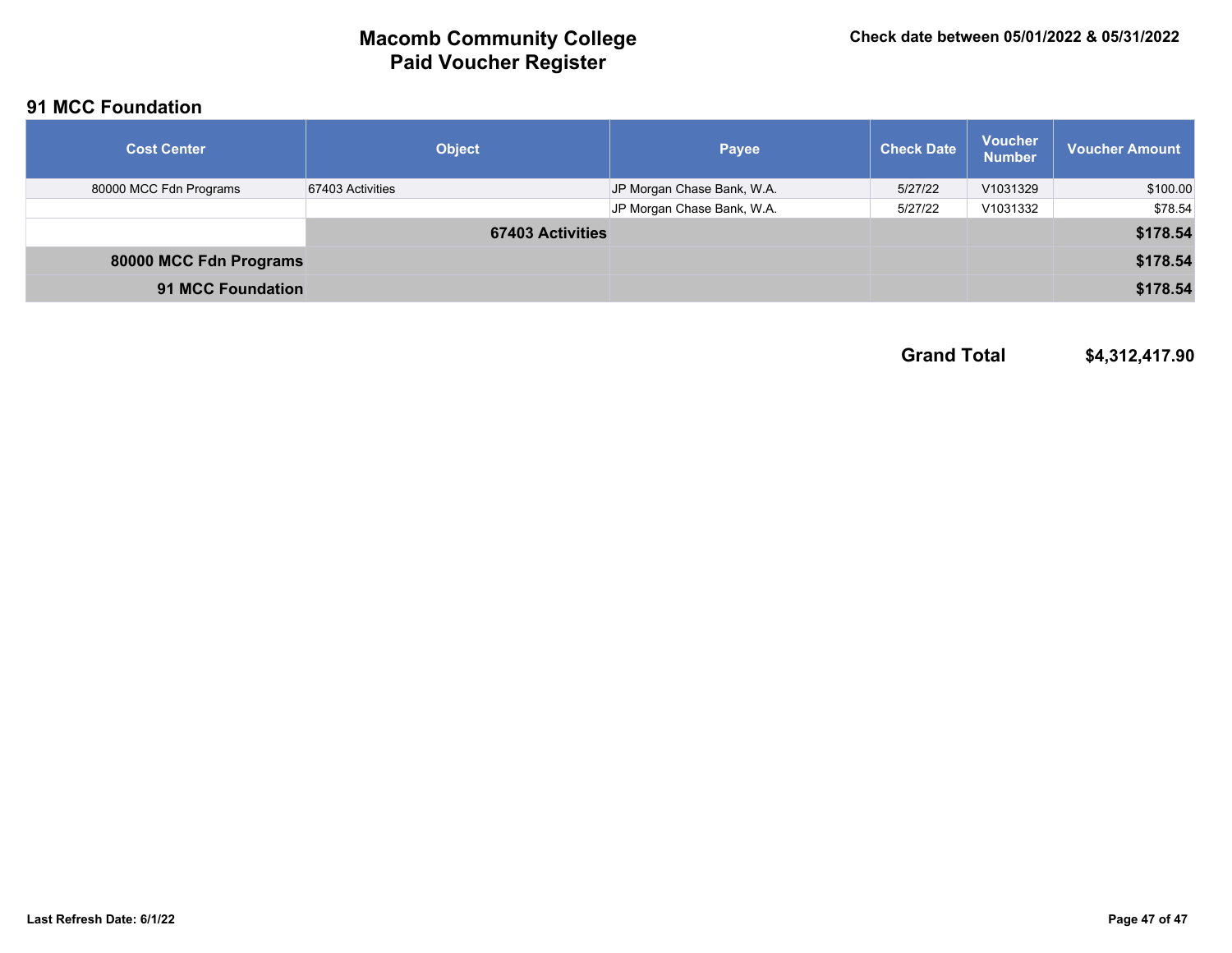# Macomb Community College
# Paid Voucher Register

Check date between 05/01/2022 & 05/31/2022

## 91 MCC Foundation

| Cost Center | Object | Payee | Check Date | Voucher Number | Voucher Amount |
|---|---|---|---|---|---|
| 80000 MCC Fdn Programs | 67403 Activities | JP Morgan Chase Bank, W.A. | 5/27/22 | V1031329 | $100.00 |
| | | JP Morgan Chase Bank, W.A. | 5/27/22 | V1031332 | $78.54 |
| | **67403 Activities** | | | | **$178.54** |
| **80000 MCC Fdn Programs** | | | | | **$178.54** |
| **91 MCC Foundation** | | | | | **$178.54** |

**Grand Total** **$4,312,417.90**

Last Refresh Date: 6/1/22